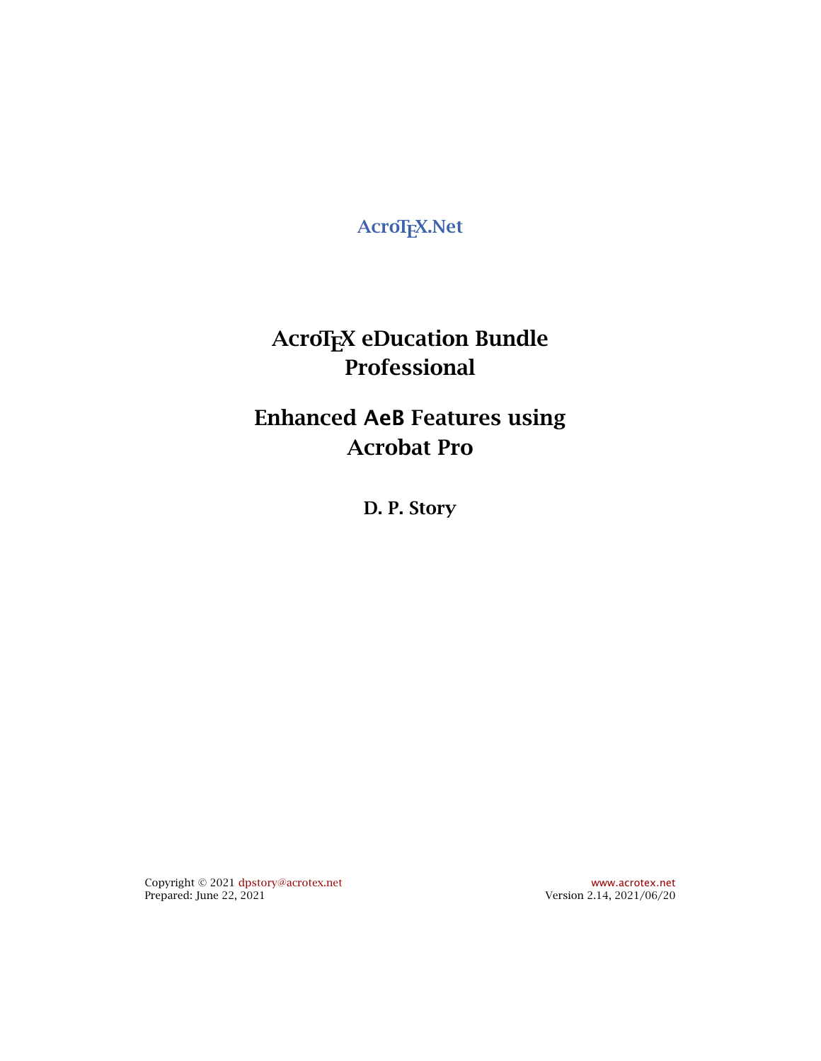AcroTEX.Net

# AcroTEX eDucation Bundle Professional

# Enhanced AeB Features using Acrobat Pro

**D. P. Story**

Copyright © 2021 dpstory@acrotex.net
Prepared: June 22, 2021

www.acrotex.net
Version 2.14, 2021/06/20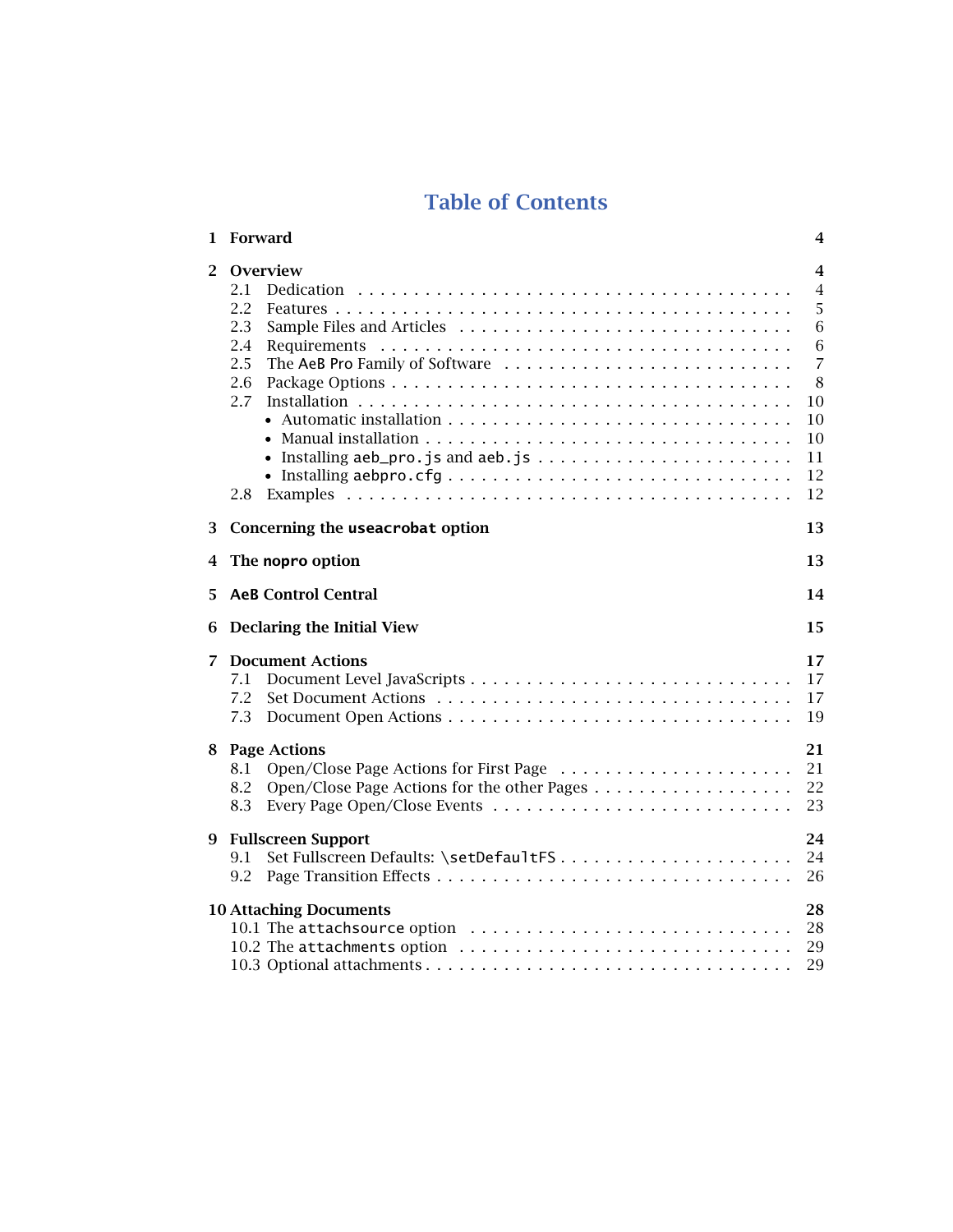# Table of Contents

**1 Forward** **4**

**2 Overview** **4**

- 2.1 Dedication 4
- 2.2 Features 5
- 2.3 Sample Files and Articles 6
- 2.4 Requirements 6
- 2.5 The AeB Pro Family of Software 7
- 2.6 Package Options 8
- 2.7 Installation 10
  - Automatic installation 10
  - Manual installation 10
  - Installing `aeb_pro.js` and `aeb.js` 11
  - Installing `aebpro.cfg` 12
- 2.8 Examples 12

**3 Concerning the `useacrobat` option** **13**

**4 The `nopro` option** **13**

**5 AeB Control Central** **14**

**6 Declaring the Initial View** **15**

**7 Document Actions** **17**

- 7.1 Document Level JavaScripts 17
- 7.2 Set Document Actions 17
- 7.3 Document Open Actions 19

**8 Page Actions** **21**

- 8.1 Open/Close Page Actions for First Page 21
- 8.2 Open/Close Page Actions for the other Pages 22
- 8.3 Every Page Open/Close Events 23

**9 Fullscreen Support** **24**

- 9.1 Set Fullscreen Defaults: `\setDefaultFS` 24
- 9.2 Page Transition Effects 26

**10 Attaching Documents** **28**

- 10.1 The `attachsource` option 28
- 10.2 The `attachments` option 29
- 10.3 Optional attachments 29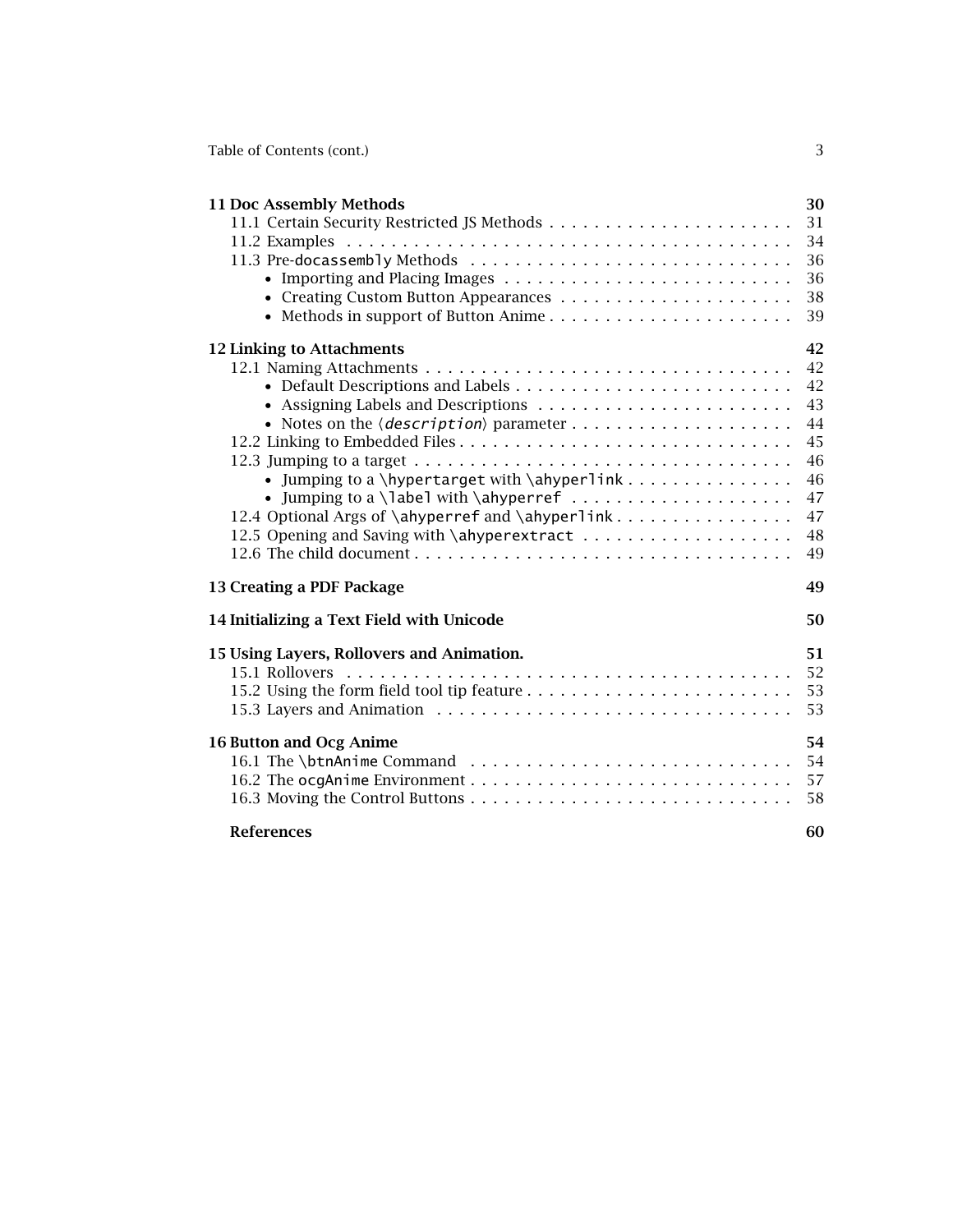**11 Doc Assembly Methods** — 30

- 11.1 Certain Security Restricted JS Methods — 31
- 11.2 Examples — 34
- 11.3 Pre-`docassembly` Methods — 36
  - • Importing and Placing Images — 36
  - • Creating Custom Button Appearances — 38
  - • Methods in support of Button Anime — 39

**12 Linking to Attachments** — 42

- 12.1 Naming Attachments — 42
  - • Default Descriptions and Labels — 42
  - • Assigning Labels and Descriptions — 43
  - • Notes on the ⟨*description*⟩ parameter — 44
- 12.2 Linking to Embedded Files — 45
- 12.3 Jumping to a target — 46
  - • Jumping to a `\hypertarget` with `\ahyperlink` — 46
  - • Jumping to a `\label` with `\ahyperref` — 47
- 12.4 Optional Args of `\ahyperref` and `\ahyperlink` — 47
- 12.5 Opening and Saving with `\ahyperextract` — 48
- 12.6 The child document — 49

**13 Creating a PDF Package** — 49

**14 Initializing a Text Field with Unicode** — 50

**15 Using Layers, Rollovers and Animation.** — 51

- 15.1 Rollovers — 52
- 15.2 Using the form field tool tip feature — 53
- 15.3 Layers and Animation — 53

**16 Button and Ocg Anime** — 54

- 16.1 The `\btnAnime` Command — 54
- 16.2 The `ocgAnime` Environment — 57
- 16.3 Moving the Control Buttons — 58

**References** — 60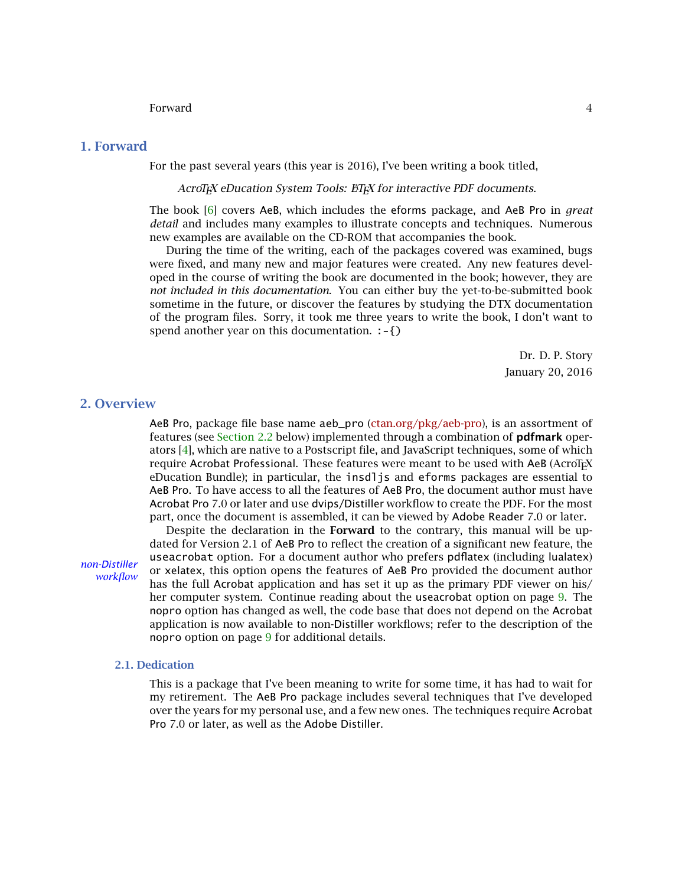# 1. Forward

For the past several years (this year is 2016), I've been writing a book titled,

> *AcroTEX eDucation System Tools: LATEX for interactive PDF documents.*

The book [6] covers AeB, which includes the eforms package, and AeB Pro in *great detail* and includes many examples to illustrate concepts and techniques. Numerous new examples are available on the CD-ROM that accompanies the book.

During the time of the writing, each of the packages covered was examined, bugs were fixed, and many new and major features were created. Any new features developed in the course of writing the book are documented in the book; however, they are *not included in this documentation*. You can either buy the yet-to-be-submitted book sometime in the future, or discover the features by studying the DTX documentation of the program files. Sorry, it took me three years to write the book, I don't want to spend another year on this documentation. :-{)

Dr. D. P. Story
January 20, 2016

# 2. Overview

AeB Pro, package file base name aeb_pro (ctan.org/pkg/aeb-pro), is an assortment of features (see Section 2.2 below) implemented through a combination of **pdfmark** operators [4], which are native to a Postscript file, and JavaScript techniques, some of which require Acrobat Professional. These features were meant to be used with AeB (AcroTEX eDucation Bundle); in particular, the insdljs and eforms packages are essential to AeB Pro. To have access to all the features of AeB Pro, the document author must have Acrobat Pro 7.0 or later and use dvips/Distiller workflow to create the PDF. For the most part, once the document is assembled, it can be viewed by Adobe Reader 7.0 or later.

*non-Distiller workflow*

Despite the declaration in the **Forward** to the contrary, this manual will be updated for Version 2.1 of AeB Pro to reflect the creation of a significant new feature, the useacrobat option. For a document author who prefers pdflatex (including lualatex) or xelatex, this option opens the features of AeB Pro provided the document author has the full Acrobat application and has set it up as the primary PDF viewer on his/her computer system. Continue reading about the useacrobat option on page 9. The nopro option has changed as well, the code base that does not depend on the Acrobat application is now available to non-Distiller workflows; refer to the description of the nopro option on page 9 for additional details.

## 2.1. Dedication

This is a package that I've been meaning to write for some time, it has had to wait for my retirement. The AeB Pro package includes several techniques that I've developed over the years for my personal use, and a few new ones. The techniques require Acrobat Pro 7.0 or later, as well as the Adobe Distiller.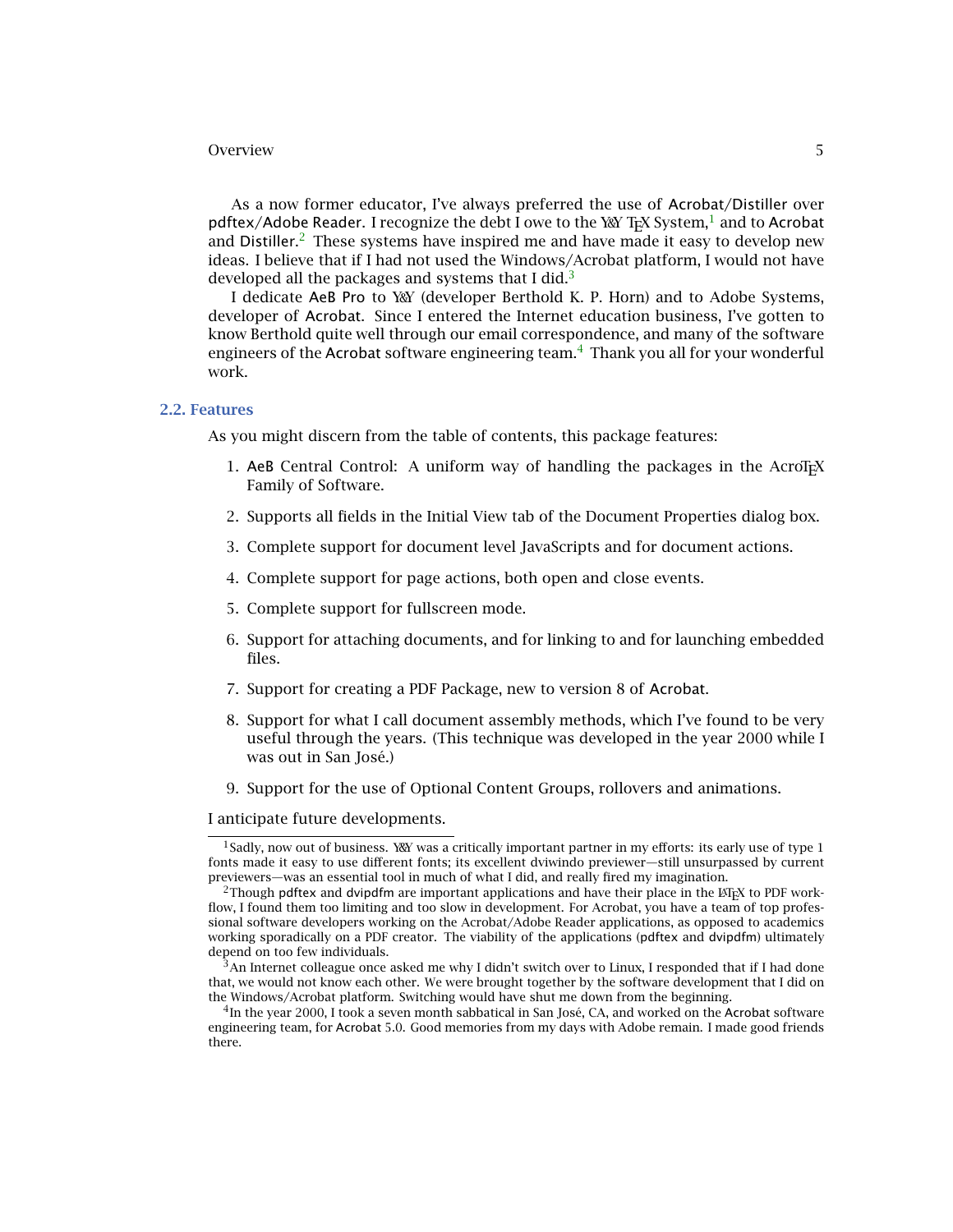As a now former educator, I've always preferred the use of Acrobat/Distiller over pdftex/Adobe Reader. I recognize the debt I owe to the Y&Y TeX System,[1] and to Acrobat and Distiller.[2] These systems have inspired me and have made it easy to develop new ideas. I believe that if I had not used the Windows/Acrobat platform, I would not have developed all the packages and systems that I did.[3]

I dedicate AeB Pro to Y&Y (developer Berthold K. P. Horn) and to Adobe Systems, developer of Acrobat. Since I entered the Internet education business, I've gotten to know Berthold quite well through our email correspondence, and many of the software engineers of the Acrobat software engineering team.[4] Thank you all for your wonderful work.

## 2.2. Features

As you might discern from the table of contents, this package features:

1. AeB Central Control: A uniform way of handling the packages in the AcroTeX Family of Software.
2. Supports all fields in the Initial View tab of the Document Properties dialog box.
3. Complete support for document level JavaScripts and for document actions.
4. Complete support for page actions, both open and close events.
5. Complete support for fullscreen mode.
6. Support for attaching documents, and for linking to and for launching embedded files.
7. Support for creating a PDF Package, new to version 8 of Acrobat.
8. Support for what I call document assembly methods, which I've found to be very useful through the years. (This technique was developed in the year 2000 while I was out in San José.)
9. Support for the use of Optional Content Groups, rollovers and animations.

I anticipate future developments.

---

[1] Sadly, now out of business. Y&Y was a critically important partner in my efforts: its early use of type 1 fonts made it easy to use different fonts; its excellent dviwindo previewer—still unsurpassed by current previewers—was an essential tool in much of what I did, and really fired my imagination.

[2] Though pdftex and dvipdfm are important applications and have their place in the LaTeX to PDF workflow, I found them too limiting and too slow in development. For Acrobat, you have a team of top professional software developers working on the Acrobat/Adobe Reader applications, as opposed to academics working sporadically on a PDF creator. The viability of the applications (pdftex and dvipdfm) ultimately depend on too few individuals.

[3] An Internet colleague once asked me why I didn't switch over to Linux, I responded that if I had done that, we would not know each other. We were brought together by the software development that I did on the Windows/Acrobat platform. Switching would have shut me down from the beginning.

[4] In the year 2000, I took a seven month sabbatical in San José, CA, and worked on the Acrobat software engineering team, for Acrobat 5.0. Good memories from my days with Adobe remain. I made good friends there.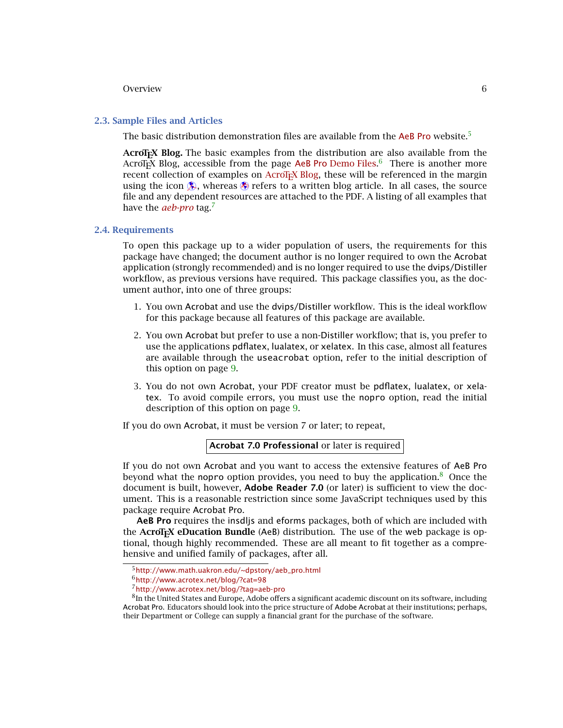## 2.3. Sample Files and Articles

The basic distribution demonstration files are available from the AeB Pro website.[5]

**AcroTEX Blog.** The basic examples from the distribution are also available from the AcroTEX Blog, accessible from the page AeB Pro Demo Files.[6] There is another more recent collection of examples on AcroTEX Blog, these will be referenced in the margin using the icon , whereas refers to a written blog article. In all cases, the source file and any dependent resources are attached to the PDF. A listing of all examples that have the *aeb-pro* tag.[7]

## 2.4. Requirements

To open this package up to a wider population of users, the requirements for this package have changed; the document author is no longer required to own the Acrobat application (strongly recommended) and is no longer required to use the dvips/Distiller workflow, as previous versions have required. This package classifies you, as the document author, into one of three groups:

1. You own Acrobat and use the dvips/Distiller workflow. This is the ideal workflow for this package because all features of this package are available.

2. You own Acrobat but prefer to use a non-Distiller workflow; that is, you prefer to use the applications pdflatex, lualatex, or xelatex. In this case, almost all features are available through the `useacrobat` option, refer to the initial description of this option on page 9.

3. You do not own Acrobat, your PDF creator must be pdflatex, lualatex, or xelatex. To avoid compile errors, you must use the `nopro` option, read the initial description of this option on page 9.

If you do own Acrobat, it must be version 7 or later; to repeat,

**Acrobat 7.0 Professional** or later is required

If you do not own Acrobat and you want to access the extensive features of AeB Pro beyond what the `nopro` option provides, you need to buy the application.[8] Once the document is built, however, **Adobe Reader 7.0** (or later) is sufficient to view the document. This is a reasonable restriction since some JavaScript techniques used by this package require Acrobat Pro.

**AeB Pro** requires the insdljs and eforms packages, both of which are included with the **AcroTEX eDucation Bundle** (AeB) distribution. The use of the web package is optional, though highly recommended. These are all meant to fit together as a comprehensive and unified family of packages, after all.

---

[5] http://www.math.uakron.edu/~dpstory/aeb_pro.html

[6] http://www.acrotex.net/blog/?cat=98

[7] http://www.acrotex.net/blog/?tag=aeb-pro

[8] In the United States and Europe, Adobe offers a significant academic discount on its software, including Acrobat Pro. Educators should look into the price structure of Adobe Acrobat at their institutions; perhaps, their Department or College can supply a financial grant for the purchase of the software.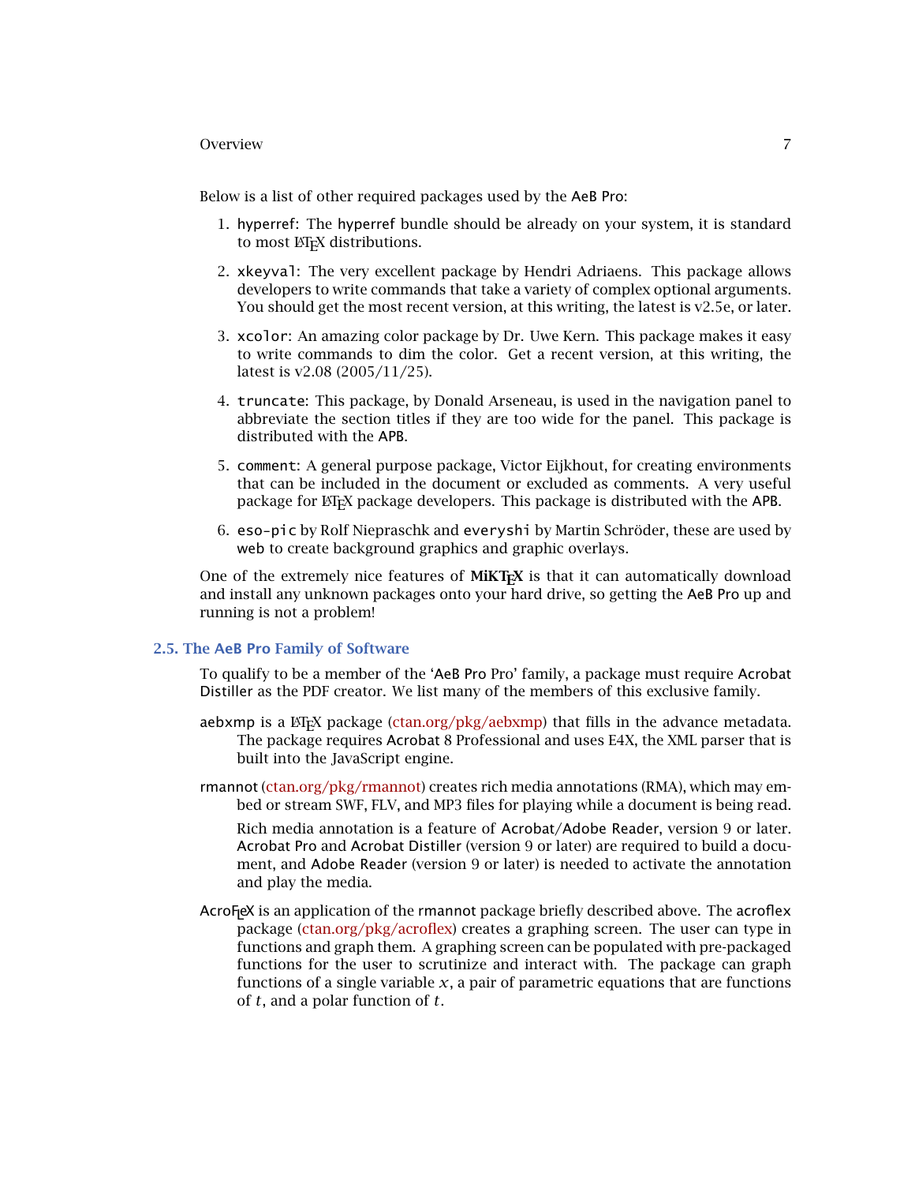Below is a list of other required packages used by the AeB Pro:

1. hyperref: The hyperref bundle should be already on your system, it is standard to most LaTeX distributions.

2. xkeyval: The very excellent package by Hendri Adriaens. This package allows developers to write commands that take a variety of complex optional arguments. You should get the most recent version, at this writing, the latest is v2.5e, or later.

3. xcolor: An amazing color package by Dr. Uwe Kern. This package makes it easy to write commands to dim the color. Get a recent version, at this writing, the latest is v2.08 (2005/11/25).

4. truncate: This package, by Donald Arseneau, is used in the navigation panel to abbreviate the section titles if they are too wide for the panel. This package is distributed with the APB.

5. comment: A general purpose package, Victor Eijkhout, for creating environments that can be included in the document or excluded as comments. A very useful package for LaTeX package developers. This package is distributed with the APB.

6. eso-pic by Rolf Niepraschk and everyshi by Martin Schröder, these are used by web to create background graphics and graphic overlays.

One of the extremely nice features of **MiKTeX** is that it can automatically download and install any unknown packages onto your hard drive, so getting the AeB Pro up and running is not a problem!

## 2.5. The AeB Pro Family of Software

To qualify to be a member of the 'AeB Pro Pro' family, a package must require Acrobat Distiller as the PDF creator. We list many of the members of this exclusive family.

aebxmp is a LaTeX package (ctan.org/pkg/aebxmp) that fills in the advance metadata. The package requires Acrobat 8 Professional and uses E4X, the XML parser that is built into the JavaScript engine.

rmannot (ctan.org/pkg/rmannot) creates rich media annotations (RMA), which may embed or stream SWF, FLV, and MP3 files for playing while a document is being read.

Rich media annotation is a feature of Acrobat/Adobe Reader, version 9 or later. Acrobat Pro and Acrobat Distiller (version 9 or later) are required to build a document, and Adobe Reader (version 9 or later) is needed to activate the annotation and play the media.

AcroFLeX is an application of the rmannot package briefly described above. The acroflex package (ctan.org/pkg/acroflex) creates a graphing screen. The user can type in functions and graph them. A graphing screen can be populated with pre-packaged functions for the user to scrutinize and interact with. The package can graph functions of a single variable $x$, a pair of parametric equations that are functions of $t$, and a polar function of $t$.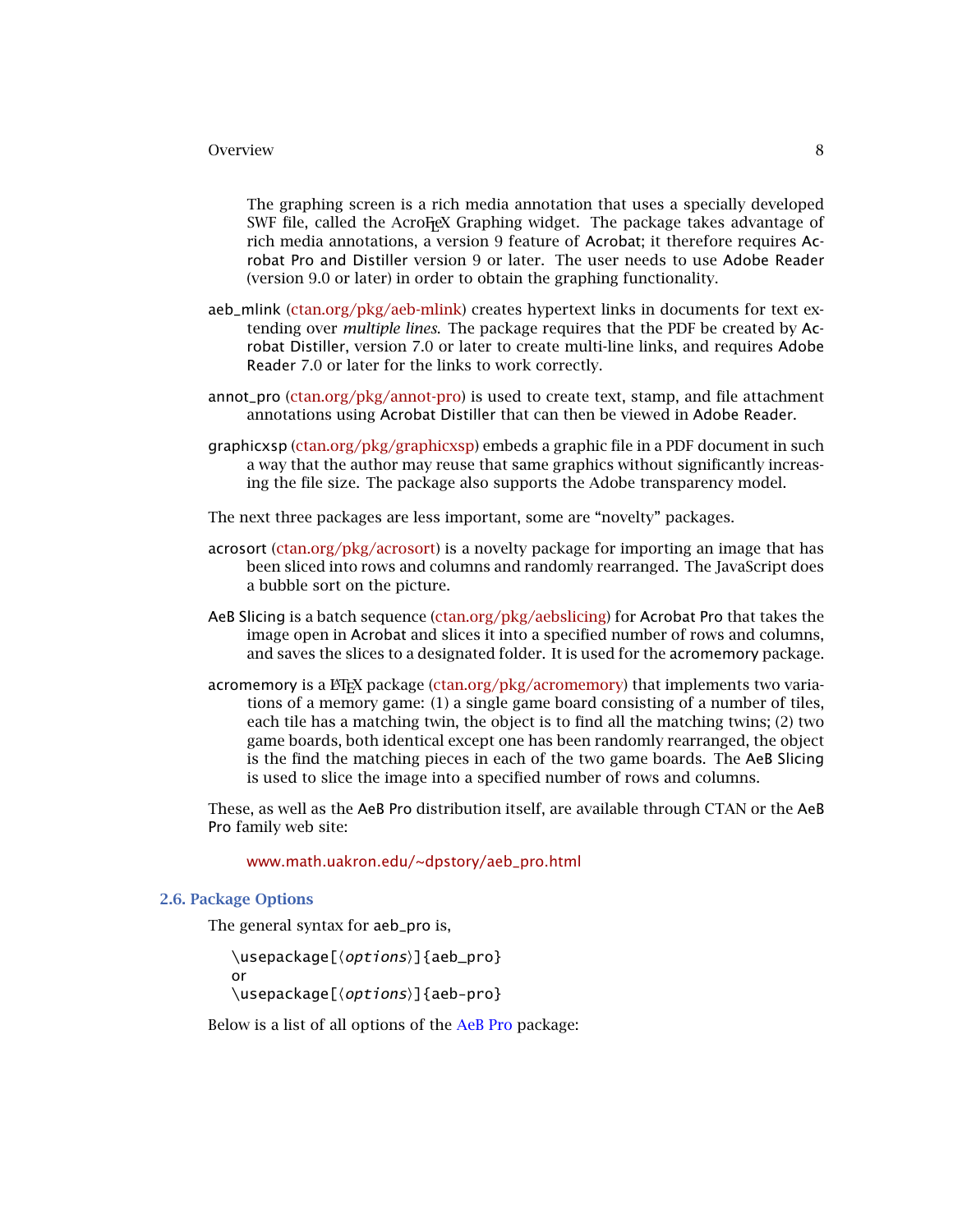The graphing screen is a rich media annotation that uses a specially developed SWF file, called the AcroTeX Graphing widget. The package takes advantage of rich media annotations, a version 9 feature of Acrobat; it therefore requires Acrobat Pro and Distiller version 9 or later. The user needs to use Adobe Reader (version 9.0 or later) in order to obtain the graphing functionality.

aeb_mlink (ctan.org/pkg/aeb-mlink) creates hypertext links in documents for text extending over *multiple lines*. The package requires that the PDF be created by Acrobat Distiller, version 7.0 or later to create multi-line links, and requires Adobe Reader 7.0 or later for the links to work correctly.

annot_pro (ctan.org/pkg/annot-pro) is used to create text, stamp, and file attachment annotations using Acrobat Distiller that can then be viewed in Adobe Reader.

graphicxsp (ctan.org/pkg/graphicxsp) embeds a graphic file in a PDF document in such a way that the author may reuse that same graphics without significantly increasing the file size. The package also supports the Adobe transparency model.

The next three packages are less important, some are "novelty" packages.

acrosort (ctan.org/pkg/acrosort) is a novelty package for importing an image that has been sliced into rows and columns and randomly rearranged. The JavaScript does a bubble sort on the picture.

AeB Slicing is a batch sequence (ctan.org/pkg/aebslicing) for Acrobat Pro that takes the image open in Acrobat and slices it into a specified number of rows and columns, and saves the slices to a designated folder. It is used for the acromemory package.

acromemory is a LaTeX package (ctan.org/pkg/acromemory) that implements two variations of a memory game: (1) a single game board consisting of a number of tiles, each tile has a matching twin, the object is to find all the matching twins; (2) two game boards, both identical except one has been randomly rearranged, the object is the find the matching pieces in each of the two game boards. The AeB Slicing is used to slice the image into a specified number of rows and columns.

These, as well as the AeB Pro distribution itself, are available through CTAN or the AeB Pro family web site:

www.math.uakron.edu/~dpstory/aeb_pro.html

## 2.6. Package Options

The general syntax for aeb_pro is,

```
\usepackage[⟨options⟩]{aeb_pro}
or
\usepackage[⟨options⟩]{aeb-pro}
```

Below is a list of all options of the AeB Pro package: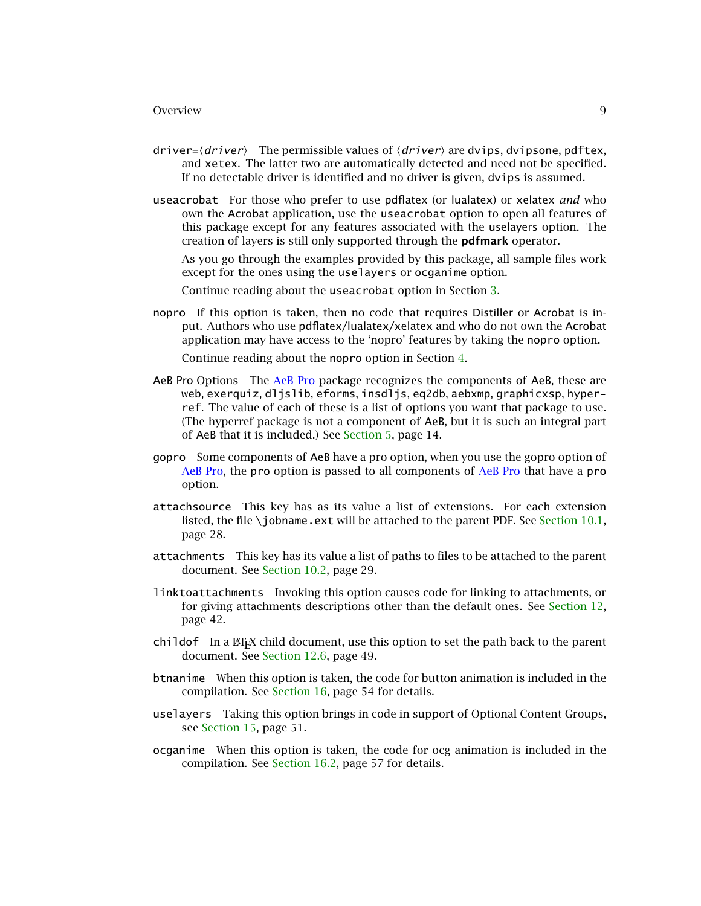`driver=⟨driver⟩` The permissible values of ⟨*driver*⟩ are `dvips`, `dvipsone`, `pdftex`, and `xetex`. The latter two are automatically detected and need not be specified. If no detectable driver is identified and no driver is given, `dvips` is assumed.

`useacrobat` For those who prefer to use pdflatex (or lualatex) or xelatex *and* who own the Acrobat application, use the `useacrobat` option to open all features of this package except for any features associated with the uselayers option. The creation of layers is still only supported through the **pdfmark** operator.

As you go through the examples provided by this package, all sample files work except for the ones using the `uselayers` or `ocganime` option.

Continue reading about the `useacrobat` option in Section 3.

`nopro` If this option is taken, then no code that requires Distiller or Acrobat is input. Authors who use pdflatex/lualatex/xelatex and who do not own the Acrobat application may have access to the 'nopro' features by taking the `nopro` option.

Continue reading about the `nopro` option in Section 4.

AeB Pro Options The AeB Pro package recognizes the components of AeB, these are `web`, `exerquiz`, `dljslib`, `eforms`, `insdljs`, `eq2db`, `aebxmp`, `graphicxsp`, `hyperref`. The value of each of these is a list of options you want that package to use. (The hyperref package is not a component of AeB, but it is such an integral part of AeB that it is included.) See Section 5, page 14.

`gopro` Some components of AeB have a pro option, when you use the gopro option of AeB Pro, the `pro` option is passed to all components of AeB Pro that have a `pro` option.

`attachsource` This key has as its value a list of extensions. For each extension listed, the file `\jobname.ext` will be attached to the parent PDF. See Section 10.1, page 28.

`attachments` This key has its value a list of paths to files to be attached to the parent document. See Section 10.2, page 29.

`linktoattachments` Invoking this option causes code for linking to attachments, or for giving attachments descriptions other than the default ones. See Section 12, page 42.

`childof` In a LaTeX child document, use this option to set the path back to the parent document. See Section 12.6, page 49.

`btnanime` When this option is taken, the code for button animation is included in the compilation. See Section 16, page 54 for details.

`uselayers` Taking this option brings in code in support of Optional Content Groups, see Section 15, page 51.

`ocganime` When this option is taken, the code for ocg animation is included in the compilation. See Section 16.2, page 57 for details.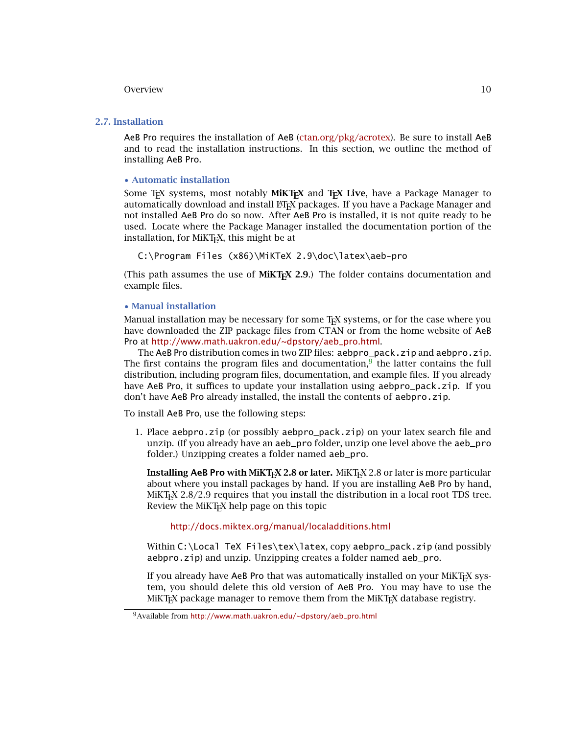## 2.7. Installation

AeB Pro requires the installation of AeB (ctan.org/pkg/acrotex). Be sure to install AeB and to read the installation instructions. In this section, we outline the method of installing AeB Pro.

### • Automatic installation

Some TEX systems, most notably **MiKTEX** and **TEX Live**, have a Package Manager to automatically download and install LATEX packages. If you have a Package Manager and not installed AeB Pro do so now. After AeB Pro is installed, it is not quite ready to be used. Locate where the Package Manager installed the documentation portion of the installation, for MiKTEX, this might be at

```
C:\Program Files (x86)\MiKTeX 2.9\doc\latex\aeb-pro
```

(This path assumes the use of **MiKTEX 2.9**.) The folder contains documentation and example files.

### • Manual installation

Manual installation may be necessary for some TEX systems, or for the case where you have downloaded the ZIP package files from CTAN or from the home website of AeB Pro at http://www.math.uakron.edu/~dpstory/aeb_pro.html.

The AeB Pro distribution comes in two ZIP files: aebpro_pack.zip and aebpro.zip. The first contains the program files and documentation,[9] the latter contains the full distribution, including program files, documentation, and example files. If you already have AeB Pro, it suffices to update your installation using aebpro_pack.zip. If you don't have AeB Pro already installed, the install the contents of aebpro.zip.

To install AeB Pro, use the following steps:

1. Place aebpro.zip (or possibly aebpro_pack.zip) on your latex search file and unzip. (If you already have an aeb_pro folder, unzip one level above the aeb_pro folder.) Unzipping creates a folder named aeb_pro.

   **Installing AeB Pro with MiKTEX 2.8 or later.** MiKTEX 2.8 or later is more particular about where you install packages by hand. If you are installing AeB Pro by hand, MiKTEX 2.8/2.9 requires that you install the distribution in a local root TDS tree. Review the MiKTEX help page on this topic

   http://docs.miktex.org/manual/localadditions.html

   Within C:\Local TeX Files\tex\latex, copy aebpro_pack.zip (and possibly aebpro.zip) and unzip. Unzipping creates a folder named aeb_pro.

   If you already have AeB Pro that was automatically installed on your MiKTEX system, you should delete this old version of AeB Pro. You may have to use the MiKTEX package manager to remove them from the MiKTEX database registry.

---

[9] Available from http://www.math.uakron.edu/~dpstory/aeb_pro.html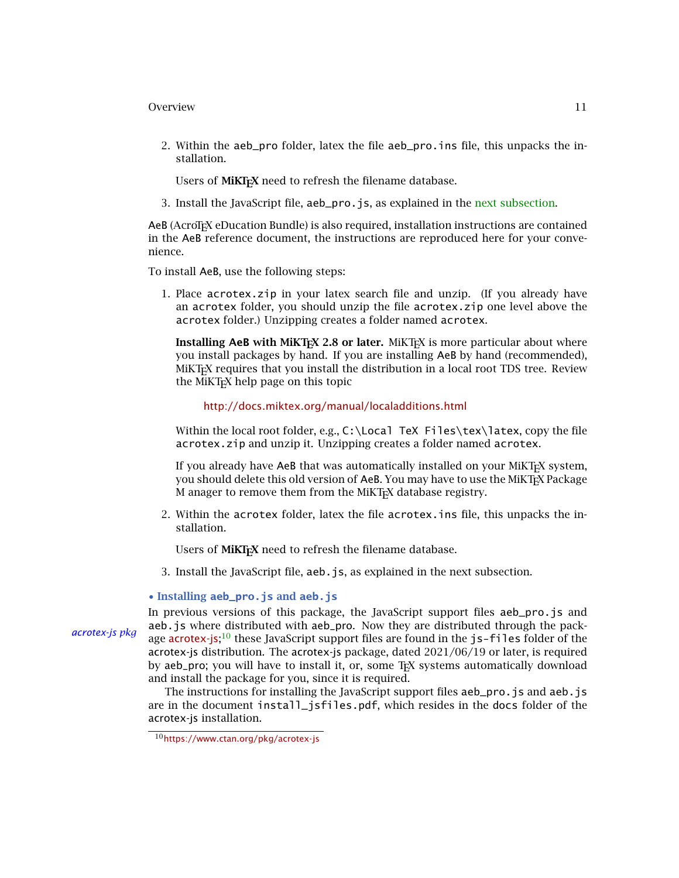2. Within the `aeb_pro` folder, latex the file `aeb_pro.ins` file, this unpacks the installation.

   Users of **MiKTeX** need to refresh the filename database.

3. Install the JavaScript file, `aeb_pro.js`, as explained in the next subsection.

AeB (AcroTeX eDucation Bundle) is also required, installation instructions are contained in the AeB reference document, the instructions are reproduced here for your convenience.

To install AeB, use the following steps:

1. Place `acrotex.zip` in your latex search file and unzip. (If you already have an `acrotex` folder, you should unzip the file `acrotex.zip` one level above the `acrotex` folder.) Unzipping creates a folder named `acrotex`.

   **Installing AeB with MiKTeX 2.8 or later.** MiKTeX is more particular about where you install packages by hand. If you are installing AeB by hand (recommended), MiKTeX requires that you install the distribution in a local root TDS tree. Review the MiKTeX help page on this topic

   http://docs.miktex.org/manual/localadditions.html

   Within the local root folder, e.g., `C:\Local TeX Files\tex\latex`, copy the file `acrotex.zip` and unzip it. Unzipping creates a folder named `acrotex`.

   If you already have AeB that was automatically installed on your MiKTeX system, you should delete this old version of AeB. You may have to use the MiKTeX Package M anager to remove them from the MiKTeX database registry.

2. Within the `acrotex` folder, latex the file `acrotex.ins` file, this unpacks the installation.

   Users of **MiKTeX** need to refresh the filename database.

3. Install the JavaScript file, `aeb.js`, as explained in the next subsection.

### • Installing `aeb_pro.js` and `aeb.js`

*acrotex-js pkg*

In previous versions of this package, the JavaScript support files `aeb_pro.js` and `aeb.js` where distributed with aeb_pro. Now they are distributed through the package acrotex-js;[10] these JavaScript support files are found in the `js-files` folder of the acrotex-js distribution. The acrotex-js package, dated 2021/06/19 or later, is required by aeb_pro; you will have to install it, or, some TeX systems automatically download and install the package for you, since it is required.

The instructions for installing the JavaScript support files `aeb_pro.js` and `aeb.js` are in the document `install_jsfiles.pdf`, which resides in the `docs` folder of the acrotex-js installation.

[10] https://www.ctan.org/pkg/acrotex-js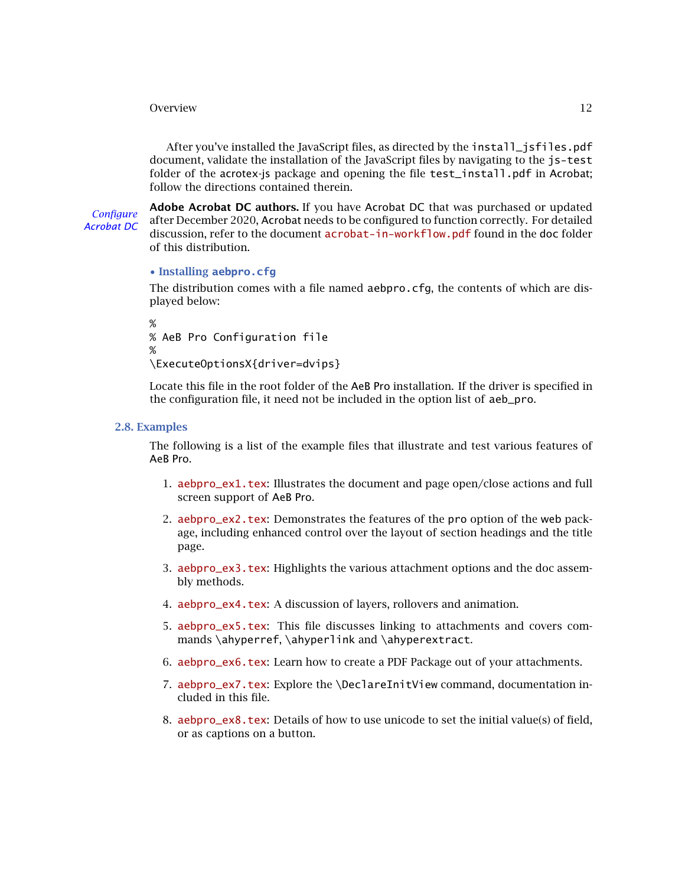After you've installed the JavaScript files, as directed by the install_jsfiles.pdf document, validate the installation of the JavaScript files by navigating to the js-test folder of the acrotex-js package and opening the file test_install.pdf in Acrobat; follow the directions contained therein.

*Configure Acrobat DC*

**Adobe Acrobat DC authors.** If you have Acrobat DC that was purchased or updated after December 2020, Acrobat needs to be configured to function correctly. For detailed discussion, refer to the document acrobat-in-workflow.pdf found in the doc folder of this distribution.

• **Installing aebpro.cfg**

The distribution comes with a file named aebpro.cfg, the contents of which are displayed below:

```
%
% AeB Pro Configuration file
%
\ExecuteOptionsX{driver=dvips}
```

Locate this file in the root folder of the AeB Pro installation. If the driver is specified in the configuration file, it need not be included in the option list of aeb_pro.

### 2.8. Examples

The following is a list of the example files that illustrate and test various features of AeB Pro.

1. aebpro_ex1.tex: Illustrates the document and page open/close actions and full screen support of AeB Pro.
2. aebpro_ex2.tex: Demonstrates the features of the pro option of the web package, including enhanced control over the layout of section headings and the title page.
3. aebpro_ex3.tex: Highlights the various attachment options and the doc assembly methods.
4. aebpro_ex4.tex: A discussion of layers, rollovers and animation.
5. aebpro_ex5.tex: This file discusses linking to attachments and covers commands \ahyperref, \ahyperlink and \ahyperextract.
6. aebpro_ex6.tex: Learn how to create a PDF Package out of your attachments.
7. aebpro_ex7.tex: Explore the \DeclareInitView command, documentation included in this file.
8. aebpro_ex8.tex: Details of how to use unicode to set the initial value(s) of field, or as captions on a button.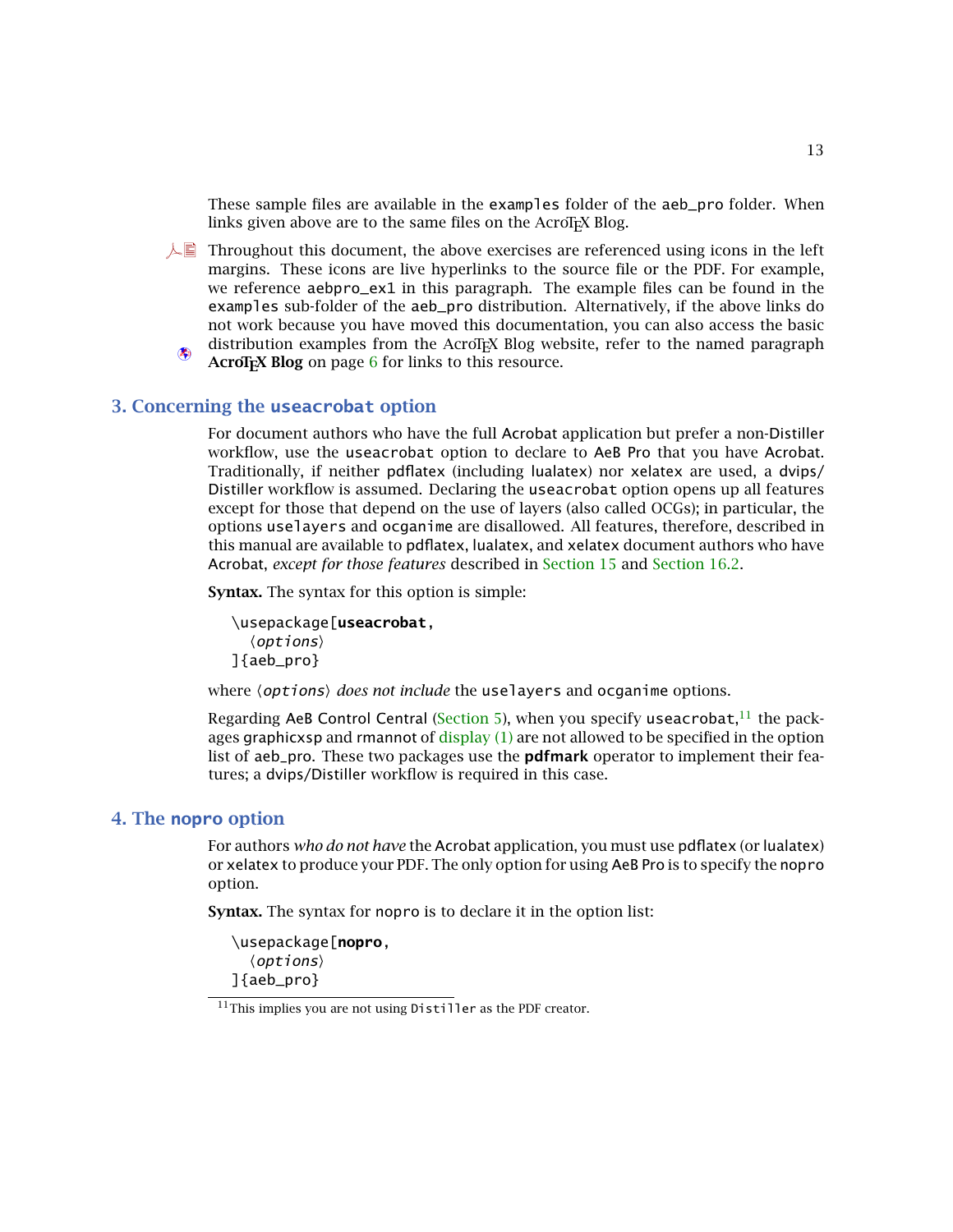These sample files are available in the examples folder of the aeb_pro folder. When links given above are to the same files on the AcroTEX Blog.

Throughout this document, the above exercises are referenced using icons in the left margins. These icons are live hyperlinks to the source file or the PDF. For example, we reference aebpro_ex1 in this paragraph. The example files can be found in the examples sub-folder of the aeb_pro distribution. Alternatively, if the above links do not work because you have moved this documentation, you can also access the basic distribution examples from the AcroTEX Blog website, refer to the named paragraph **AcroTEX Blog** on page 6 for links to this resource.

## 3. Concerning the useacrobat option

For document authors who have the full Acrobat application but prefer a non-Distiller workflow, use the useacrobat option to declare to AeB Pro that you have Acrobat. Traditionally, if neither pdflatex (including lualatex) nor xelatex are used, a dvips/Distiller workflow is assumed. Declaring the useacrobat option opens up all features except for those that depend on the use of layers (also called OCGs); in particular, the options uselayers and ocganime are disallowed. All features, therefore, described in this manual are available to pdflatex, lualatex, and xelatex document authors who have Acrobat, *except for those features* described in Section 15 and Section 16.2.

**Syntax.** The syntax for this option is simple:

```
\usepackage[useacrobat,
  ⟨options⟩
]{aeb_pro}
```

where ⟨*options*⟩ *does not include* the uselayers and ocganime options.

Regarding AeB Control Central (Section 5), when you specify useacrobat,[11] the packages graphicxsp and rmannot of display (1) are not allowed to be specified in the option list of aeb_pro. These two packages use the **pdfmark** operator to implement their features; a dvips/Distiller workflow is required in this case.

## 4. The nopro option

For authors *who do not have* the Acrobat application, you must use pdflatex (or lualatex) or xelatex to produce your PDF. The only option for using AeB Pro is to specify the nopro option.

**Syntax.** The syntax for nopro is to declare it in the option list:

```
\usepackage[nopro,
  ⟨options⟩
]{aeb_pro}
```

[11] This implies you are not using Distiller as the PDF creator.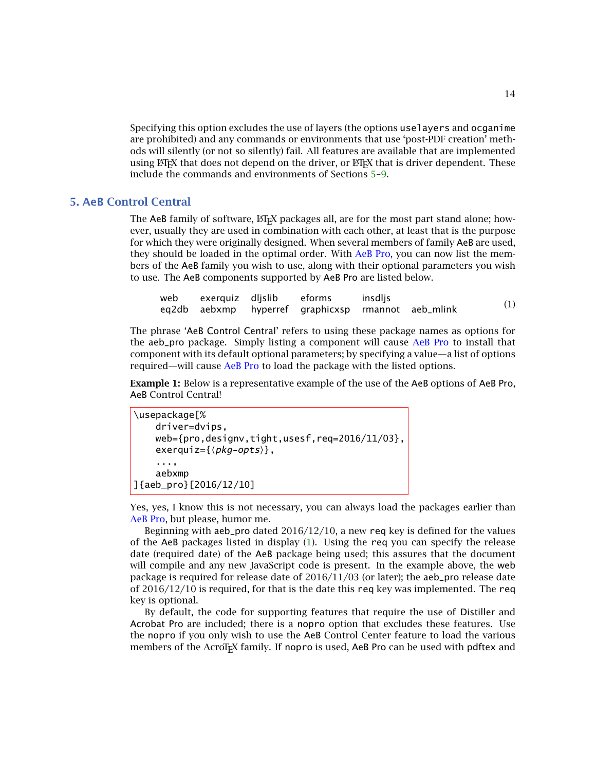Specifying this option excludes the use of layers (the options `uselayers` and `ocganime` are prohibited) and any commands or environments that use ‘post-PDF creation’ methods will silently (or not so silently) fail. All features are available that are implemented using LaTeX that does not depend on the driver, or LaTeX that is driver dependent. These include the commands and environments of Sections 5–9.

# 5. AeB Control Central

The AeB family of software, LaTeX packages all, are for the most part stand alone; however, usually they are used in combination with each other, at least that is the purpose for which they were originally designed. When several members of family AeB are used, they should be loaded in the optimal order. With AeB Pro, you can now list the members of the AeB family you wish to use, along with their optional parameters you wish to use. The AeB components supported by AeB Pro are listed below.

| | | | | | | |
|---|---|---|---|---|---|---|
| web | exerquiz | dljslib | eforms | insdljs | | (1) |
| eq2db | aebxmp | hyperref | graphicxsp | rmannot | aeb_mlink | |

The phrase ‘AeB Control Central’ refers to using these package names as options for the `aeb_pro` package. Simply listing a component will cause AeB Pro to install that component with its default optional parameters; by specifying a value—a list of options required—will cause AeB Pro to load the package with the listed options.

**Example 1:** Below is a representative example of the use of the AeB options of AeB Pro, AeB Control Central!

```
\usepackage[%
    driver=dvips,
    web={pro,designv,tight,usesf,req=2016/11/03},
    exerquiz={⟨pkg-opts⟩},
    ...,
    aebxmp
]{aeb_pro}[2016/12/10]
```

Yes, yes, I know this is not necessary, you can always load the packages earlier than AeB Pro, but please, humor me.

Beginning with `aeb_pro` dated 2016/12/10, a new `req` key is defined for the values of the AeB packages listed in display (1). Using the `req` you can specify the release date (required date) of the AeB package being used; this assures that the document will compile and any new JavaScript code is present. In the example above, the `web` package is required for release date of 2016/11/03 (or later); the `aeb_pro` release date of 2016/12/10 is required, for that is the date this `req` key was implemented. The `req` key is optional.

By default, the code for supporting features that require the use of Distiller and Acrobat Pro are included; there is a `nopro` option that excludes these features. Use the `nopro` if you only wish to use the AeB Control Center feature to load the various members of the AcroTeX family. If `nopro` is used, AeB Pro can be used with `pdftex` and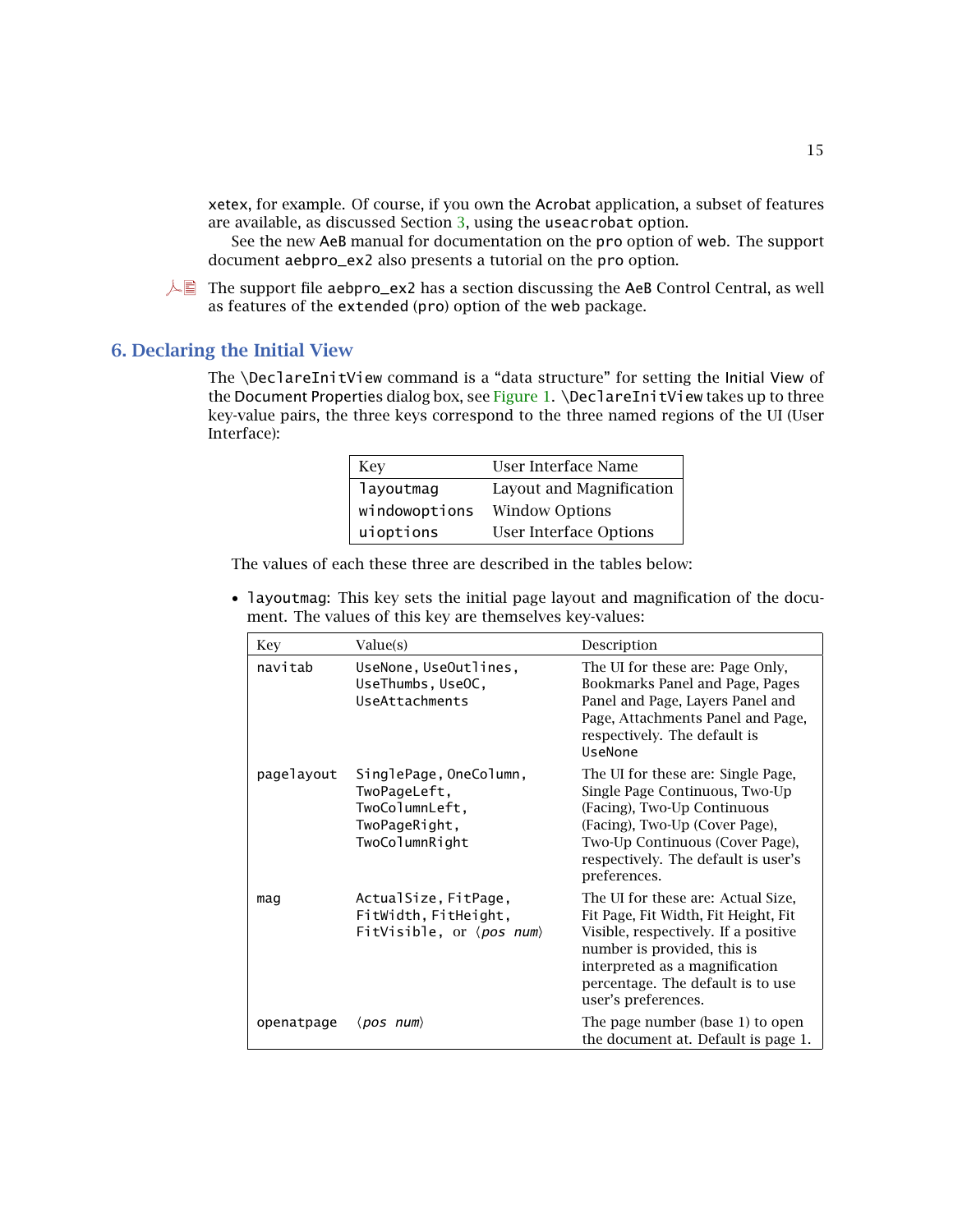xetex, for example. Of course, if you own the Acrobat application, a subset of features are available, as discussed Section 3, using the useacrobat option.

See the new AeB manual for documentation on the pro option of web. The support document aebpro_ex2 also presents a tutorial on the pro option.

The support file aebpro_ex2 has a section discussing the AeB Control Central, as well as features of the extended (pro) option of the web package.

## 6. Declaring the Initial View

The \DeclareInitView command is a "data structure" for setting the Initial View of the Document Properties dialog box, see Figure 1. \DeclareInitView takes up to three key-value pairs, the three keys correspond to the three named regions of the UI (User Interface):

| Key | User Interface Name |
|---|---|
| layoutmag | Layout and Magnification |
| windowoptions | Window Options |
| uioptions | User Interface Options |

The values of each these three are described in the tables below:

- layoutmag: This key sets the initial page layout and magnification of the document. The values of this key are themselves key-values:

| Key | Value(s) | Description |
|---|---|---|
| navitab | UseNone, UseOutlines, UseThumbs, UseOC, UseAttachments | The UI for these are: Page Only, Bookmarks Panel and Page, Pages Panel and Page, Layers Panel and Page, Attachments Panel and Page, respectively. The default is UseNone |
| pagelayout | SinglePage, OneColumn, TwoPageLeft, TwoColumnLeft, TwoPageRight, TwoColumnRight | The UI for these are: Single Page, Single Page Continuous, Two-Up (Facing), Two-Up Continuous (Facing), Two-Up (Cover Page), Two-Up Continuous (Cover Page), respectively. The default is user's preferences. |
| mag | ActualSize, FitPage, FitWidth, FitHeight, FitVisible, or ⟨*pos num*⟩ | The UI for these are: Actual Size, Fit Page, Fit Width, Fit Height, Fit Visible, respectively. If a positive number is provided, this is interpreted as a magnification percentage. The default is to use user's preferences. |
| openatpage | ⟨*pos num*⟩ | The page number (base 1) to open the document at. Default is page 1. |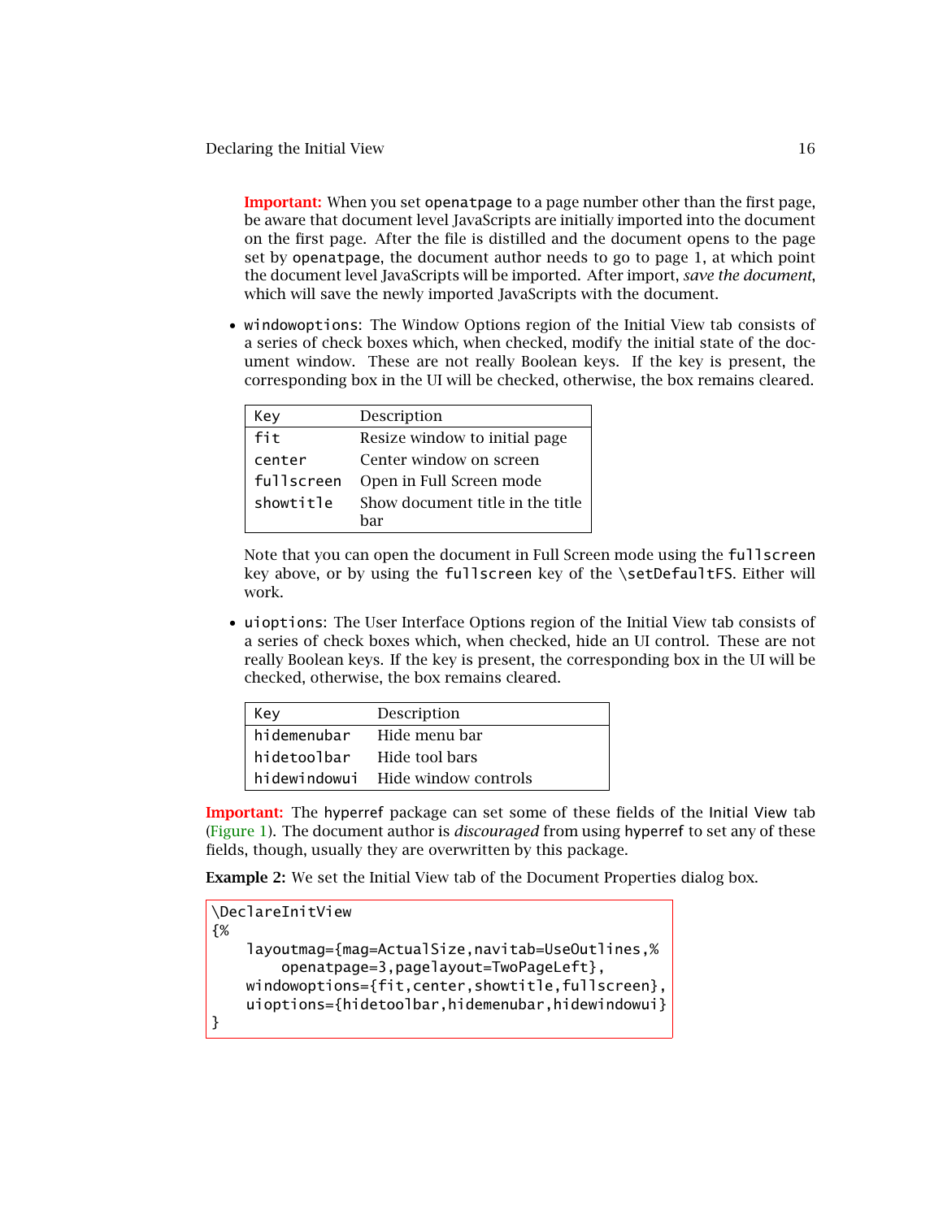**Important:** When you set `openatpage` to a page number other than the first page, be aware that document level JavaScripts are initially imported into the document on the first page. After the file is distilled and the document opens to the page set by `openatpage`, the document author needs to go to page 1, at which point the document level JavaScripts will be imported. After import, *save the document*, which will save the newly imported JavaScripts with the document.

- `windowoptions`: The Window Options region of the Initial View tab consists of a series of check boxes which, when checked, modify the initial state of the document window. These are not really Boolean keys. If the key is present, the corresponding box in the UI will be checked, otherwise, the box remains cleared.

| Key | Description |
|---|---|
| `fit` | Resize window to initial page |
| `center` | Center window on screen |
| `fullscreen` | Open in Full Screen mode |
| `showtitle` | Show document title in the title bar |

  Note that you can open the document in Full Screen mode using the `fullscreen` key above, or by using the `fullscreen` key of the `\setDefaultFS`. Either will work.

- `uioptions`: The User Interface Options region of the Initial View tab consists of a series of check boxes which, when checked, hide an UI control. These are not really Boolean keys. If the key is present, the corresponding box in the UI will be checked, otherwise, the box remains cleared.

| Key | Description |
|---|---|
| `hidemenubar` | Hide menu bar |
| `hidetoolbar` | Hide tool bars |
| `hidewindowui` | Hide window controls |

**Important:** The hyperref package can set some of these fields of the Initial View tab (Figure 1). The document author is *discouraged* from using hyperref to set any of these fields, though, usually they are overwritten by this package.

**Example 2:** We set the Initial View tab of the Document Properties dialog box.

```
\DeclareInitView
{%
    layoutmag={mag=ActualSize,navitab=UseOutlines,%
        openatpage=3,pagelayout=TwoPageLeft},
    windowoptions={fit,center,showtitle,fullscreen},
    uioptions={hidetoolbar,hidemenubar,hidewindowui}
}
```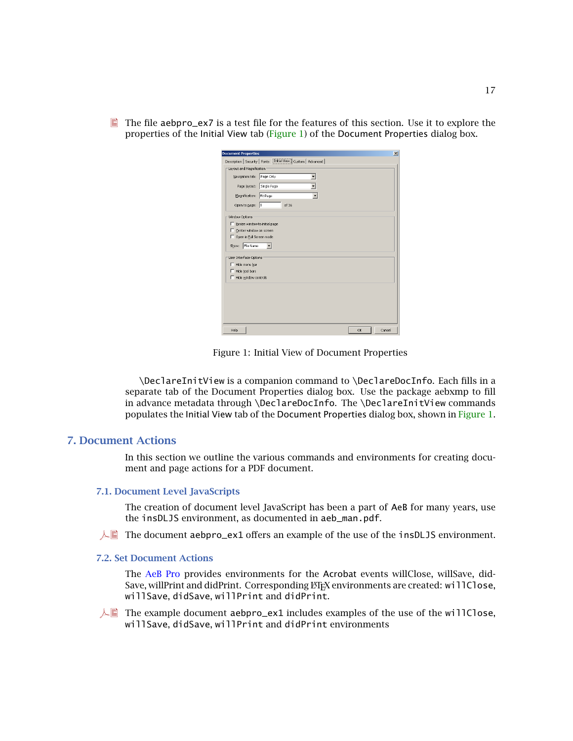The file aebpro_ex7 is a test file for the features of this section. Use it to explore the properties of the Initial View tab (Figure 1) of the Document Properties dialog box.

Figure 1: Initial View of Document Properties

\DeclareInitView is a companion command to \DeclareDocInfo. Each fills in a separate tab of the Document Properties dialog box. Use the package aebxmp to fill in advance metadata through \DeclareDocInfo. The \DeclareInitView commands populates the Initial View tab of the Document Properties dialog box, shown in Figure 1.

## 7. Document Actions

In this section we outline the various commands and environments for creating document and page actions for a PDF document.

### 7.1. Document Level JavaScripts

The creation of document level JavaScript has been a part of AeB for many years, use the insDLJS environment, as documented in aeb_man.pdf.

The document aebpro_ex1 offers an example of the use of the insDLJS environment.

### 7.2. Set Document Actions

The AeB Pro provides environments for the Acrobat events willClose, willSave, didSave, willPrint and didPrint. Corresponding LaTeX environments are created: willClose, willSave, didSave, willPrint and didPrint.

The example document aebpro_ex1 includes examples of the use of the willClose, willSave, didSave, willPrint and didPrint environments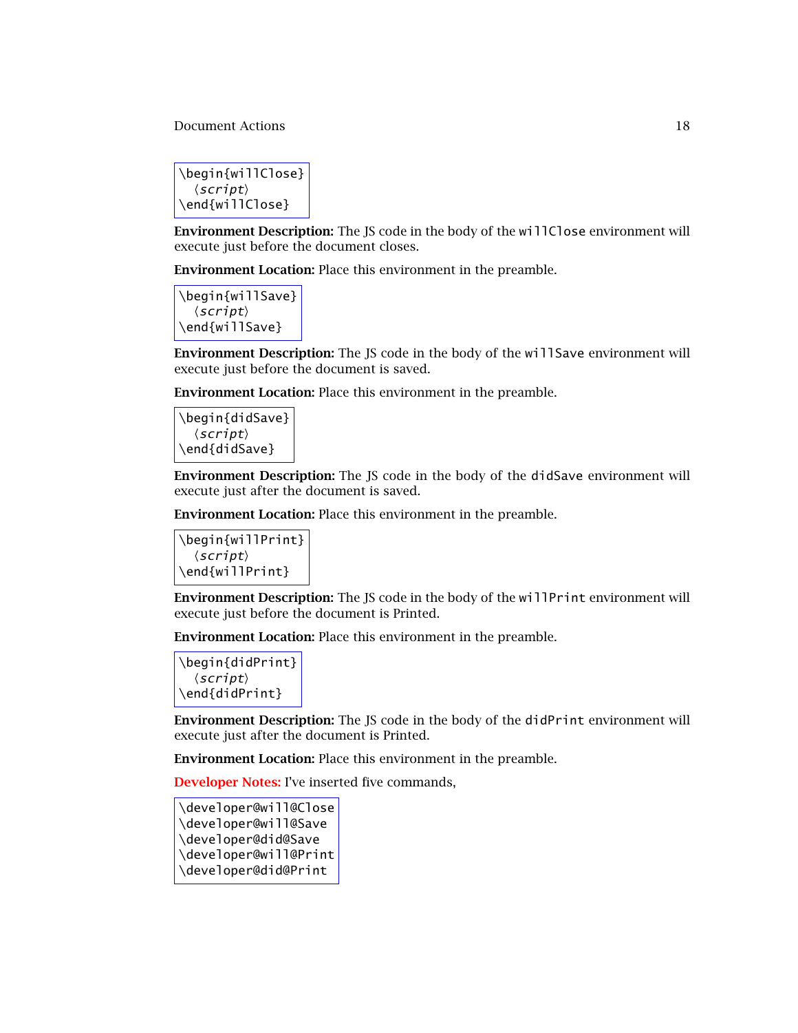```
\begin{willClose}
  ⟨script⟩
\end{willClose}
```

**Environment Description:** The JS code in the body of the `willClose` environment will execute just before the document closes.

**Environment Location:** Place this environment in the preamble.

```
\begin{willSave}
  ⟨script⟩
\end{willSave}
```

**Environment Description:** The JS code in the body of the `willSave` environment will execute just before the document is saved.

**Environment Location:** Place this environment in the preamble.

```
\begin{didSave}
  ⟨script⟩
\end{didSave}
```

**Environment Description:** The JS code in the body of the `didSave` environment will execute just after the document is saved.

**Environment Location:** Place this environment in the preamble.

```
\begin{willPrint}
  ⟨script⟩
\end{willPrint}
```

**Environment Description:** The JS code in the body of the `willPrint` environment will execute just before the document is Printed.

**Environment Location:** Place this environment in the preamble.

```
\begin{didPrint}
  ⟨script⟩
\end{didPrint}
```

**Environment Description:** The JS code in the body of the `didPrint` environment will execute just after the document is Printed.

**Environment Location:** Place this environment in the preamble.

**Developer Notes:** I've inserted five commands,

```
\developer@will@Close
\developer@will@Save
\developer@did@Save
\developer@will@Print
\developer@did@Print
```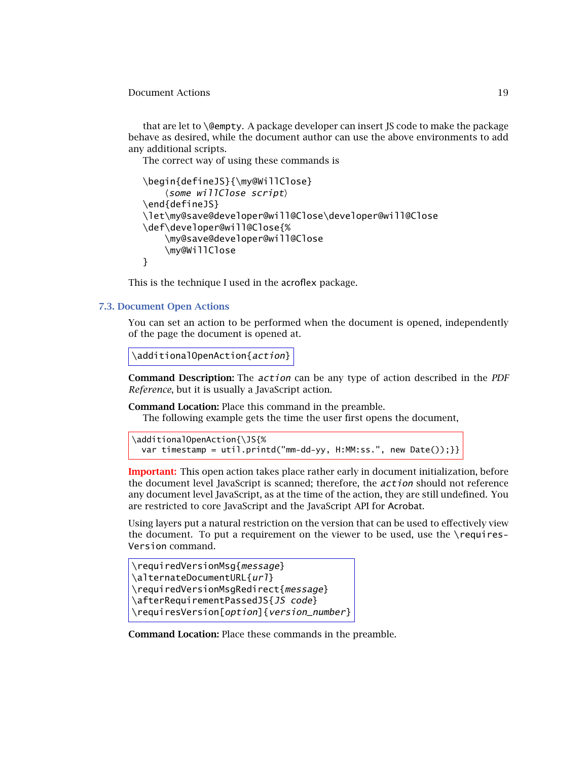that are let to `\@empty`. A package developer can insert JS code to make the package behave as desired, while the document author can use the above environments to add any additional scripts.

The correct way of using these commands is

```
\begin{defineJS}{\my@WillClose}
    ⟨some willClose script⟩
\end{defineJS}
\let\my@save@developer@will@Close\developer@will@Close
\def\developer@will@Close{%
    \my@save@developer@will@Close
    \my@WillClose
}
```

This is the technique I used in the acroflex package.

## 7.3. Document Open Actions

You can set an action to be performed when the document is opened, independently of the page the document is opened at.

```
\additionalOpenAction{action}
```

**Command Description:** The *action* can be any type of action described in the *PDF Reference*, but it is usually a JavaScript action.

**Command Location:** Place this command in the preamble.

The following example gets the time the user first opens the document,

```
\additionalOpenAction{\JS{%
  var timestamp = util.printd("mm-dd-yy, H:MM:ss.", new Date());}}
```

**Important:** This open action takes place rather early in document initialization, before the document level JavaScript is scanned; therefore, the *action* should not reference any document level JavaScript, as at the time of the action, they are still undefined. You are restricted to core JavaScript and the JavaScript API for Acrobat.

Using layers put a natural restriction on the version that can be used to effectively view the document. To put a requirement on the viewer to be used, use the `\requiresVersion` command.

```
\requiredVersionMsg{message}
\alternateDocumentURL{url}
\requiredVersionMsgRedirect{message}
\afterRequirementPassedJS{JS code}
\requiresVersion[option]{version_number}
```

**Command Location:** Place these commands in the preamble.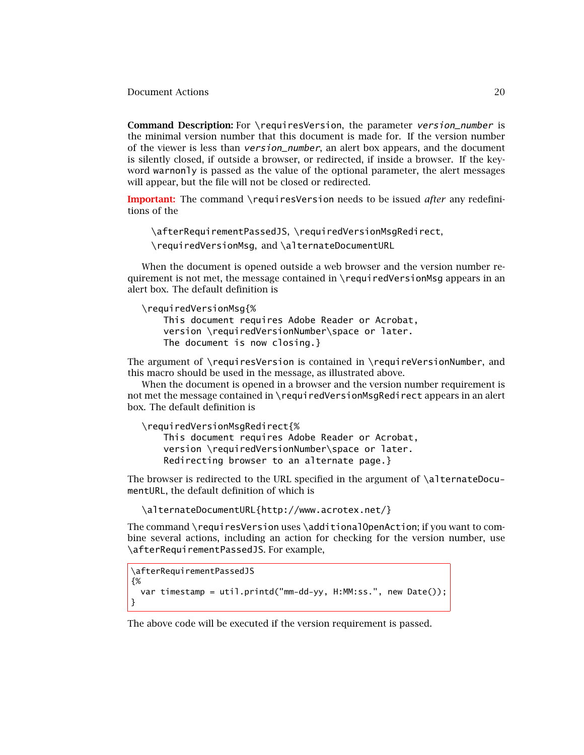**Command Description:** For `\requiresVersion`, the parameter *version_number* is the minimal version number that this document is made for. If the version number of the viewer is less than *version_number*, an alert box appears, and the document is silently closed, if outside a browser, or redirected, if inside a browser. If the keyword `warnonly` is passed as the value of the optional parameter, the alert messages will appear, but the file will not be closed or redirected.

**Important:** The command `\requiresVersion` needs to be issued *after* any redefinitions of the

`\afterRequirementPassedJS`, `\requiredVersionMsgRedirect`,
`\requiredVersionMsg`, and `\alternateDocumentURL`

When the document is opened outside a web browser and the version number requirement is not met, the message contained in `\requiredVersionMsg` appears in an alert box. The default definition is

```
\requiredVersionMsg{%
    This document requires Adobe Reader or Acrobat,
    version \requiredVersionNumber\space or later.
    The document is now closing.}
```

The argument of `\requiresVersion` is contained in `\requireVersionNumber`, and this macro should be used in the message, as illustrated above.

When the document is opened in a browser and the version number requirement is not met the message contained in `\requiredVersionMsgRedirect` appears in an alert box. The default definition is

```
\requiredVersionMsgRedirect{%
    This document requires Adobe Reader or Acrobat,
    version \requiredVersionNumber\space or later.
    Redirecting browser to an alternate page.}
```

The browser is redirected to the URL specified in the argument of `\alternateDocumentURL`, the default definition of which is

```
\alternateDocumentURL{http://www.acrotex.net/}
```

The command `\requiresVersion` uses `\additionalOpenAction`; if you want to combine several actions, including an action for checking for the version number, use `\afterRequirementPassedJS`. For example,

```
\afterRequirementPassedJS
{%
  var timestamp = util.printd("mm-dd-yy, H:MM:ss.", new Date());
}
```

The above code will be executed if the version requirement is passed.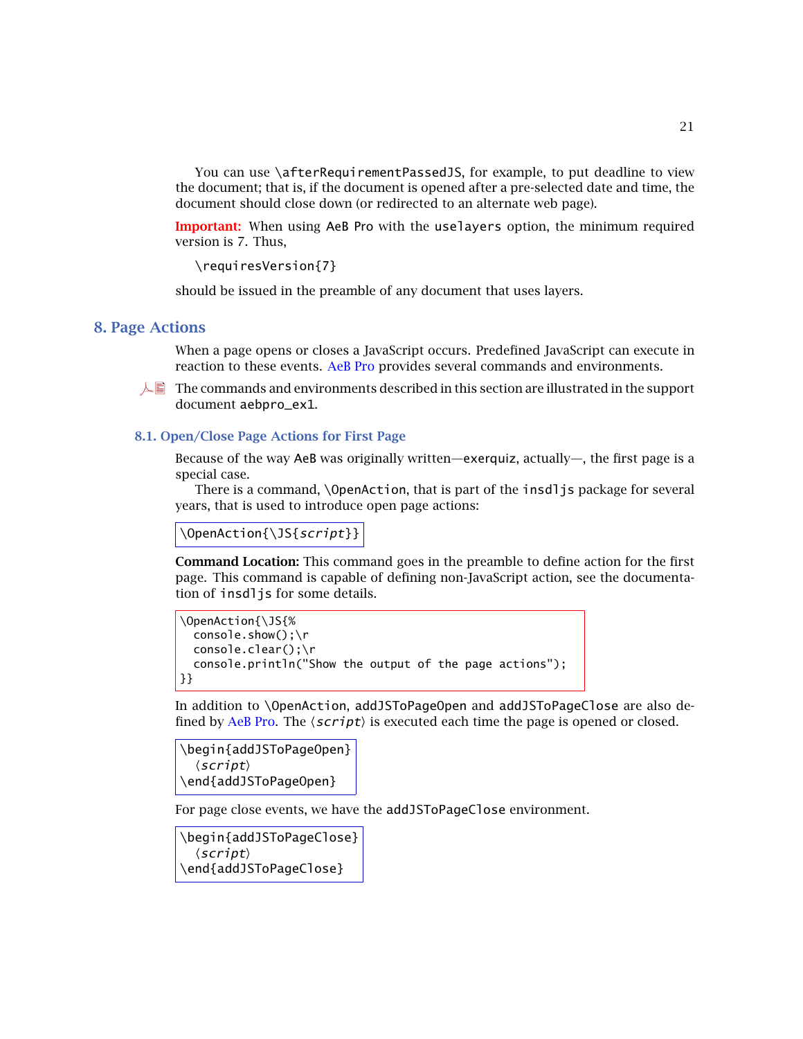You can use `\afterRequirementPassedJS`, for example, to put deadline to view the document; that is, if the document is opened after a pre-selected date and time, the document should close down (or redirected to an alternate web page).

**Important:** When using `AeB Pro` with the `uselayers` option, the minimum required version is 7. Thus,

```
\requiresVersion{7}
```

should be issued in the preamble of any document that uses layers.

## 8. Page Actions

When a page opens or closes a JavaScript occurs. Predefined JavaScript can execute in reaction to these events. AeB Pro provides several commands and environments.

The commands and environments described in this section are illustrated in the support document `aebpro_ex1`.

### 8.1. Open/Close Page Actions for First Page

Because of the way `AeB` was originally written—`exerquiz`, actually—, the first page is a special case.

There is a command, `\OpenAction`, that is part of the `insdljs` package for several years, that is used to introduce open page actions:

```
\OpenAction{\JS{script}}
```

**Command Location:** This command goes in the preamble to define action for the first page. This command is capable of defining non-JavaScript action, see the documentation of `insdljs` for some details.

```
\OpenAction{\JS{%
  console.show();\r
  console.clear();\r
  console.println("Show the output of the page actions");
}}
```

In addition to `\OpenAction`, `addJSToPageOpen` and `addJSToPageClose` are also defined by AeB Pro. The ⟨*script*⟩ is executed each time the page is opened or closed.

```
\begin{addJSToPageOpen}
  ⟨script⟩
\end{addJSToPageOpen}
```

For page close events, we have the `addJSToPageClose` environment.

```
\begin{addJSToPageClose}
  ⟨script⟩
\end{addJSToPageClose}
```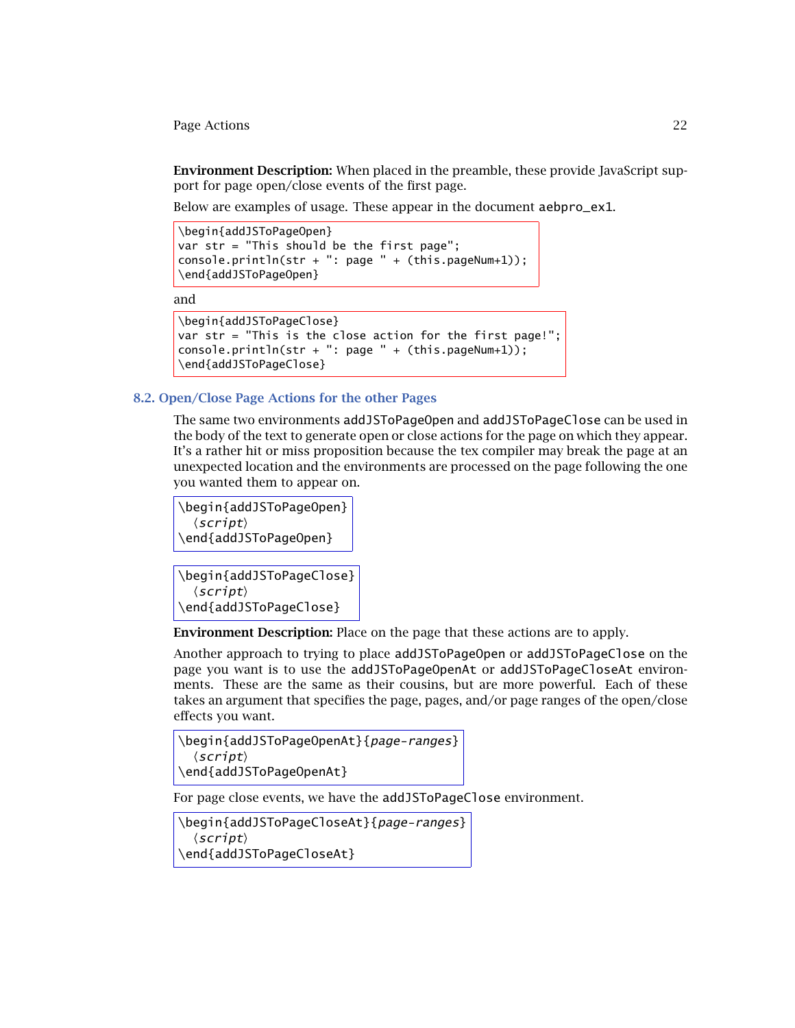**Environment Description:** When placed in the preamble, these provide JavaScript support for page open/close events of the first page.

Below are examples of usage. These appear in the document `aebpro_ex1`.

```
\begin{addJSToPageOpen}
var str = "This should be the first page";
console.println(str + ": page " + (this.pageNum+1));
\end{addJSToPageOpen}
```

and

```
\begin{addJSToPageClose}
var str = "This is the close action for the first page!";
console.println(str + ": page " + (this.pageNum+1));
\end{addJSToPageClose}
```

## 8.2. Open/Close Page Actions for the other Pages

The same two environments `addJSToPageOpen` and `addJSToPageClose` can be used in the body of the text to generate open or close actions for the page on which they appear. It's a rather hit or miss proposition because the tex compiler may break the page at an unexpected location and the environments are processed on the page following the one you wanted them to appear on.

```
\begin{addJSToPageOpen}
  ⟨script⟩
\end{addJSToPageOpen}
```

```
\begin{addJSToPageClose}
  ⟨script⟩
\end{addJSToPageClose}
```

**Environment Description:** Place on the page that these actions are to apply.

Another approach to trying to place `addJSToPageOpen` or `addJSToPageClose` on the page you want is to use the `addJSToPageOpenAt` or `addJSToPageCloseAt` environments. These are the same as their cousins, but are more powerful. Each of these takes an argument that specifies the page, pages, and/or page ranges of the open/close effects you want.

```
\begin{addJSToPageOpenAt}{page-ranges}
  ⟨script⟩
\end{addJSToPageOpenAt}
```

For page close events, we have the `addJSToPageClose` environment.

```
\begin{addJSToPageCloseAt}{page-ranges}
  ⟨script⟩
\end{addJSToPageCloseAt}
```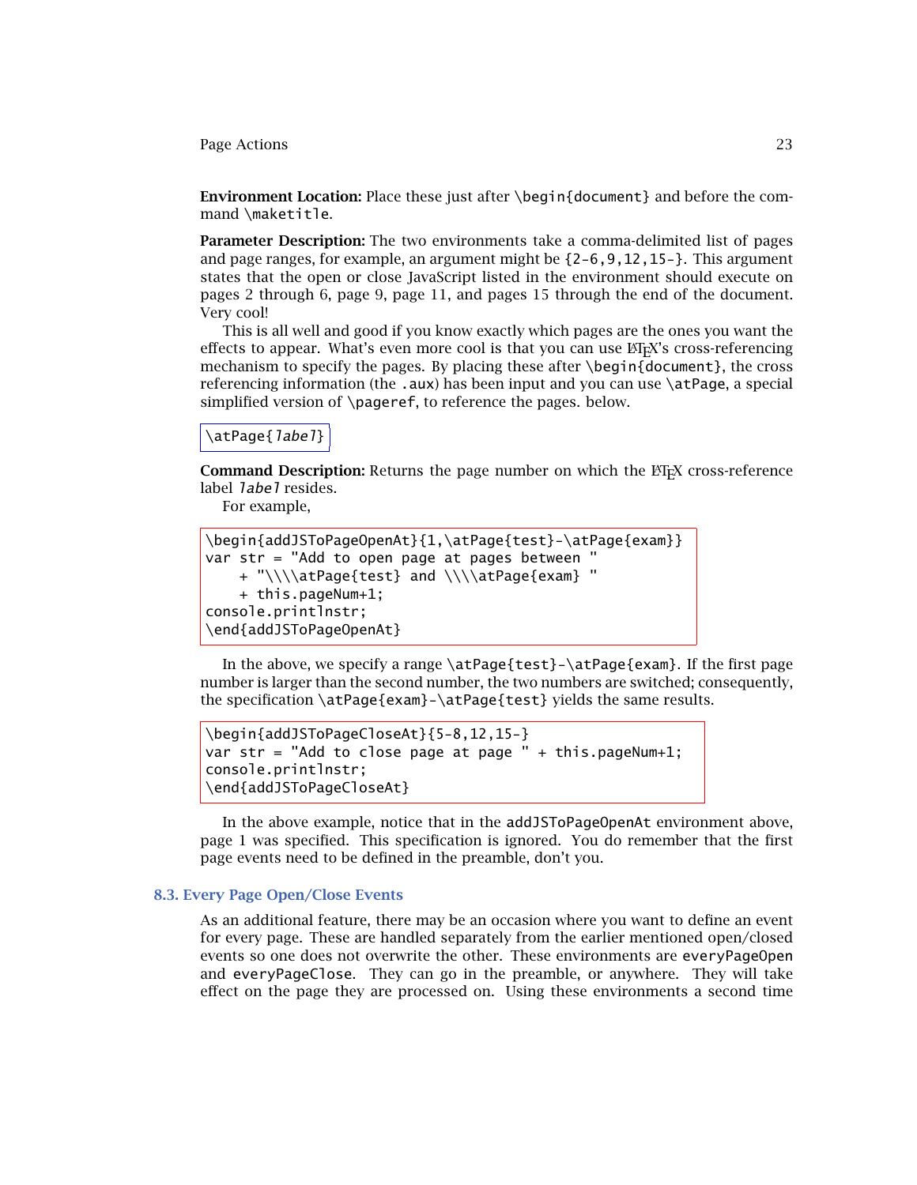**Environment Location:** Place these just after `\begin{document}` and before the command `\maketitle`.

**Parameter Description:** The two environments take a comma-delimited list of pages and page ranges, for example, an argument might be `{2-6,9,12,15-}`. This argument states that the open or close JavaScript listed in the environment should execute on pages 2 through 6, page 9, page 11, and pages 15 through the end of the document. Very cool!

This is all well and good if you know exactly which pages are the ones you want the effects to appear. What's even more cool is that you can use LaTeX's cross-referencing mechanism to specify the pages. By placing these after `\begin{document}`, the cross referencing information (the `.aux`) has been input and you can use `\atPage`, a special simplified version of `\pageref`, to reference the pages. below.

```
\atPage{label}
```

**Command Description:** Returns the page number on which the LaTeX cross-reference label *label* resides.

For example,

```
\begin{addJSToPageOpenAt}{1,\atPage{test}-\atPage{exam}}
var str = "Add to open page at pages between "
    + "\\\\atPage{test} and \\\\atPage{exam} "
    + this.pageNum+1;
console.println(str);
\end{addJSToPageOpenAt}
```

In the above, we specify a range `\atPage{test}-\atPage{exam}`. If the first page number is larger than the second number, the two numbers are switched; consequently, the specification `\atPage{exam}-\atPage{test}` yields the same results.

```
\begin{addJSToPageCloseAt}{5-8,12,15-}
var str = "Add to close page at page " + this.pageNum+1;
console.println(str);
\end{addJSToPageCloseAt}
```

In the above example, notice that in the `addJSToPageOpenAt` environment above, page 1 was specified. This specification is ignored. You do remember that the first page events need to be defined in the preamble, don't you.

### 8.3. Every Page Open/Close Events

As an additional feature, there may be an occasion where you want to define an event for every page. These are handled separately from the earlier mentioned open/closed events so one does not overwrite the other. These environments are `everyPageOpen` and `everyPageClose`. They can go in the preamble, or anywhere. They will take effect on the page they are processed on. Using these environments a second time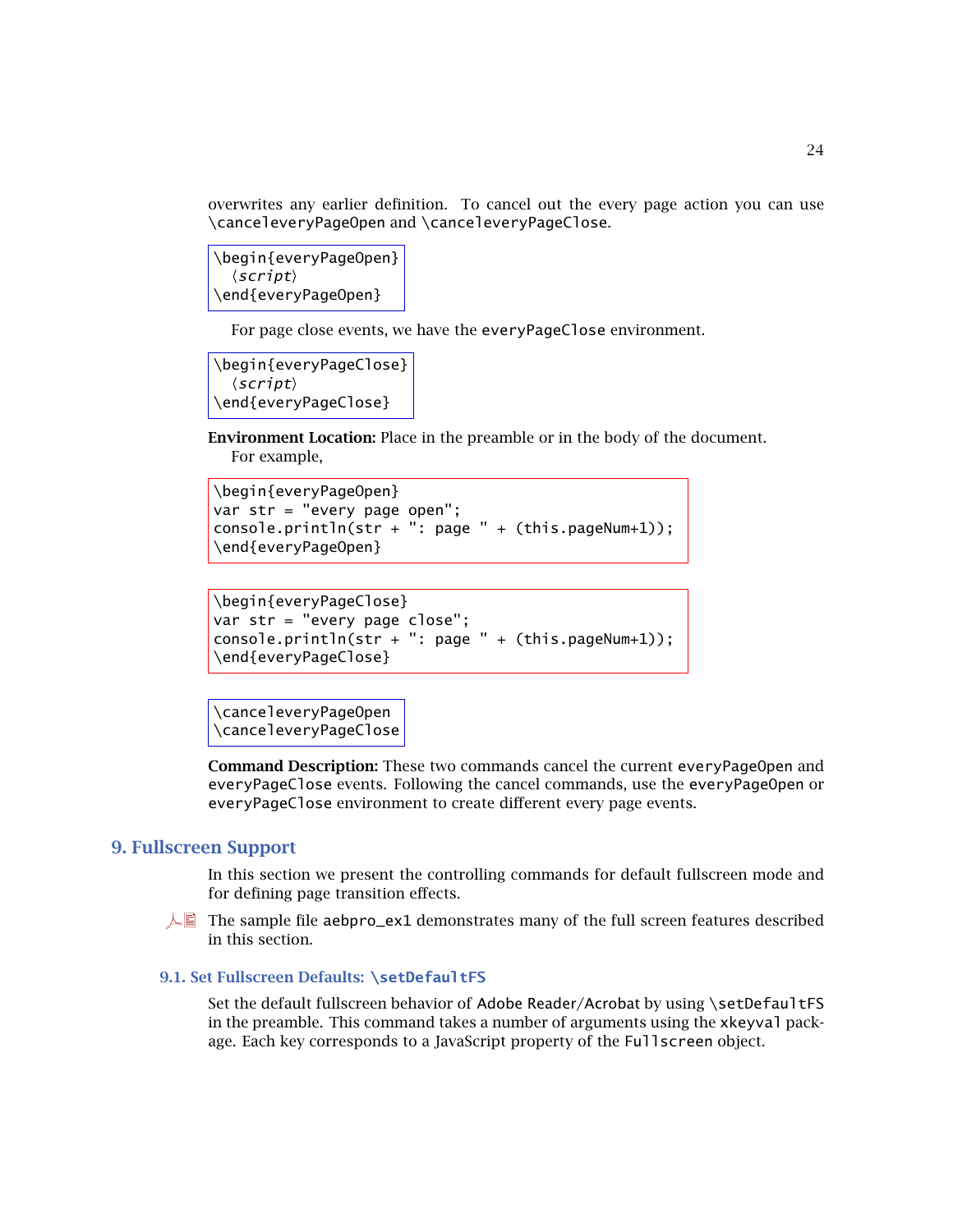overwrites any earlier definition. To cancel out the every page action you can use \canceleveryPageOpen and \canceleveryPageClose.

```
\begin{everyPageOpen}
  ⟨script⟩
\end{everyPageOpen}
```

For page close events, we have the everyPageClose environment.

```
\begin{everyPageClose}
  ⟨script⟩
\end{everyPageClose}
```

**Environment Location:** Place in the preamble or in the body of the document.

For example,

```
\begin{everyPageOpen}
var str = "every page open";
console.println(str + ": page " + (this.pageNum+1));
\end{everyPageOpen}
```

```
\begin{everyPageClose}
var str = "every page close";
console.println(str + ": page " + (this.pageNum+1));
\end{everyPageClose}
```

```
\canceleveryPageOpen
\canceleveryPageClose
```

**Command Description:** These two commands cancel the current everyPageOpen and everyPageClose events. Following the cancel commands, use the everyPageOpen or everyPageClose environment to create different every page events.

# 9. Fullscreen Support

In this section we present the controlling commands for default fullscreen mode and for defining page transition effects.

The sample file aebpro_ex1 demonstrates many of the full screen features described in this section.

## 9.1. Set Fullscreen Defaults: \setDefaultFS

Set the default fullscreen behavior of Adobe Reader/Acrobat by using \setDefaultFS in the preamble. This command takes a number of arguments using the xkeyval package. Each key corresponds to a JavaScript property of the Fullscreen object.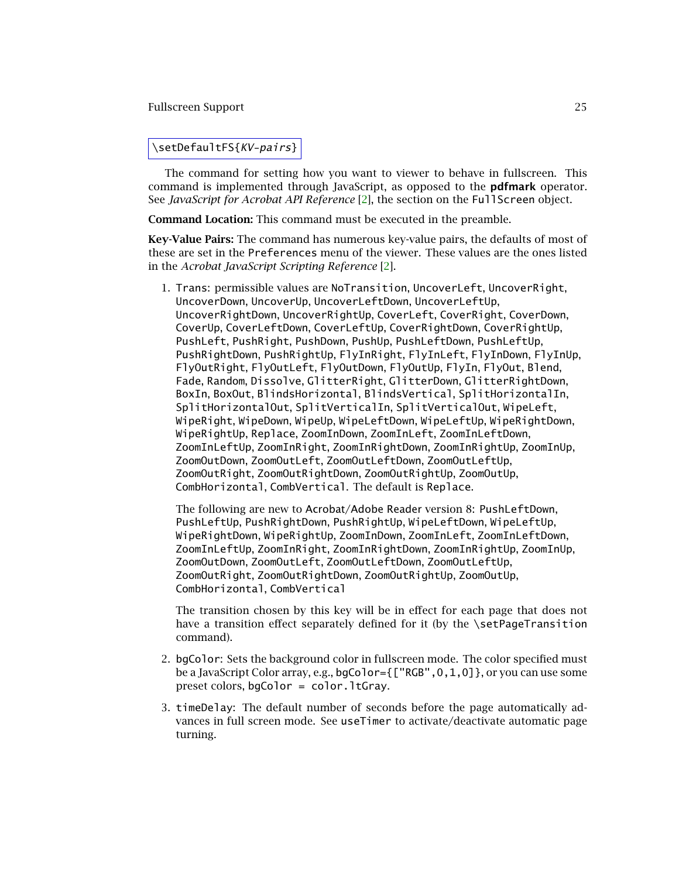`\setDefaultFS{KV-pairs}`

The command for setting how you want to viewer to behave in fullscreen. This command is implemented through JavaScript, as opposed to the **pdfmark** operator. See *JavaScript for Acrobat API Reference* [2], the section on the `FullScreen` object.

**Command Location:** This command must be executed in the preamble.

**Key-Value Pairs:** The command has numerous key-value pairs, the defaults of most of these are set in the `Preferences` menu of the viewer. These values are the ones listed in the *Acrobat JavaScript Scripting Reference* [2].

1. `Trans`: permissible values are `NoTransition`, `UncoverLeft`, `UncoverRight`, `UncoverDown`, `UncoverUp`, `UncoverLeftDown`, `UncoverLeftUp`, `UncoverRightDown`, `UncoverRightUp`, `CoverLeft`, `CoverRight`, `CoverDown`, `CoverUp`, `CoverLeftDown`, `CoverLeftUp`, `CoverRightDown`, `CoverRightUp`, `PushLeft`, `PushRight`, `PushDown`, `PushUp`, `PushLeftDown`, `PushLeftUp`, `PushRightDown`, `PushRightUp`, `FlyInRight`, `FlyInLeft`, `FlyInDown`, `FlyInUp`, `FlyOutRight`, `FlyOutLeft`, `FlyOutDown`, `FlyOutUp`, `FlyIn`, `FlyOut`, `Blend`, `Fade`, `Random`, `Dissolve`, `GlitterRight`, `GlitterDown`, `GlitterRightDown`, `BoxIn`, `BoxOut`, `BlindsHorizontal`, `BlindsVertical`, `SplitHorizontalIn`, `SplitHorizontalOut`, `SplitVerticalIn`, `SplitVerticalOut`, `WipeLeft`, `WipeRight`, `WipeDown`, `WipeUp`, `WipeLeftDown`, `WipeLeftUp`, `WipeRightDown`, `WipeRightUp`, `Replace`, `ZoomInDown`, `ZoomInLeft`, `ZoomInLeftDown`, `ZoomInLeftUp`, `ZoomInRight`, `ZoomInRightDown`, `ZoomInRightUp`, `ZoomInUp`, `ZoomOutDown`, `ZoomOutLeft`, `ZoomOutLeftDown`, `ZoomOutLeftUp`, `ZoomOutRight`, `ZoomOutRightDown`, `ZoomOutRightUp`, `ZoomOutUp`, `CombHorizontal`, `CombVertical`. The default is `Replace`.

   The following are new to Acrobat/Adobe Reader version 8: `PushLeftDown`, `PushLeftUp`, `PushRightDown`, `PushRightUp`, `WipeLeftDown`, `WipeLeftUp`, `WipeRightDown`, `WipeRightUp`, `ZoomInDown`, `ZoomInLeft`, `ZoomInLeftDown`, `ZoomInLeftUp`, `ZoomInRight`, `ZoomInRightDown`, `ZoomInRightUp`, `ZoomInUp`, `ZoomOutDown`, `ZoomOutLeft`, `ZoomOutLeftDown`, `ZoomOutLeftUp`, `ZoomOutRight`, `ZoomOutRightDown`, `ZoomOutRightUp`, `ZoomOutUp`, `CombHorizontal`, `CombVertical`

   The transition chosen by this key will be in effect for each page that does not have a transition effect separately defined for it (by the `\setPageTransition` command).

2. `bgColor`: Sets the background color in fullscreen mode. The color specified must be a JavaScript Color array, e.g., `bgColor={["RGB",0,1,0]}`, or you can use some preset colors, `bgColor = color.ltGray`.

3. `timeDelay`: The default number of seconds before the page automatically advances in full screen mode. See `useTimer` to activate/deactivate automatic page turning.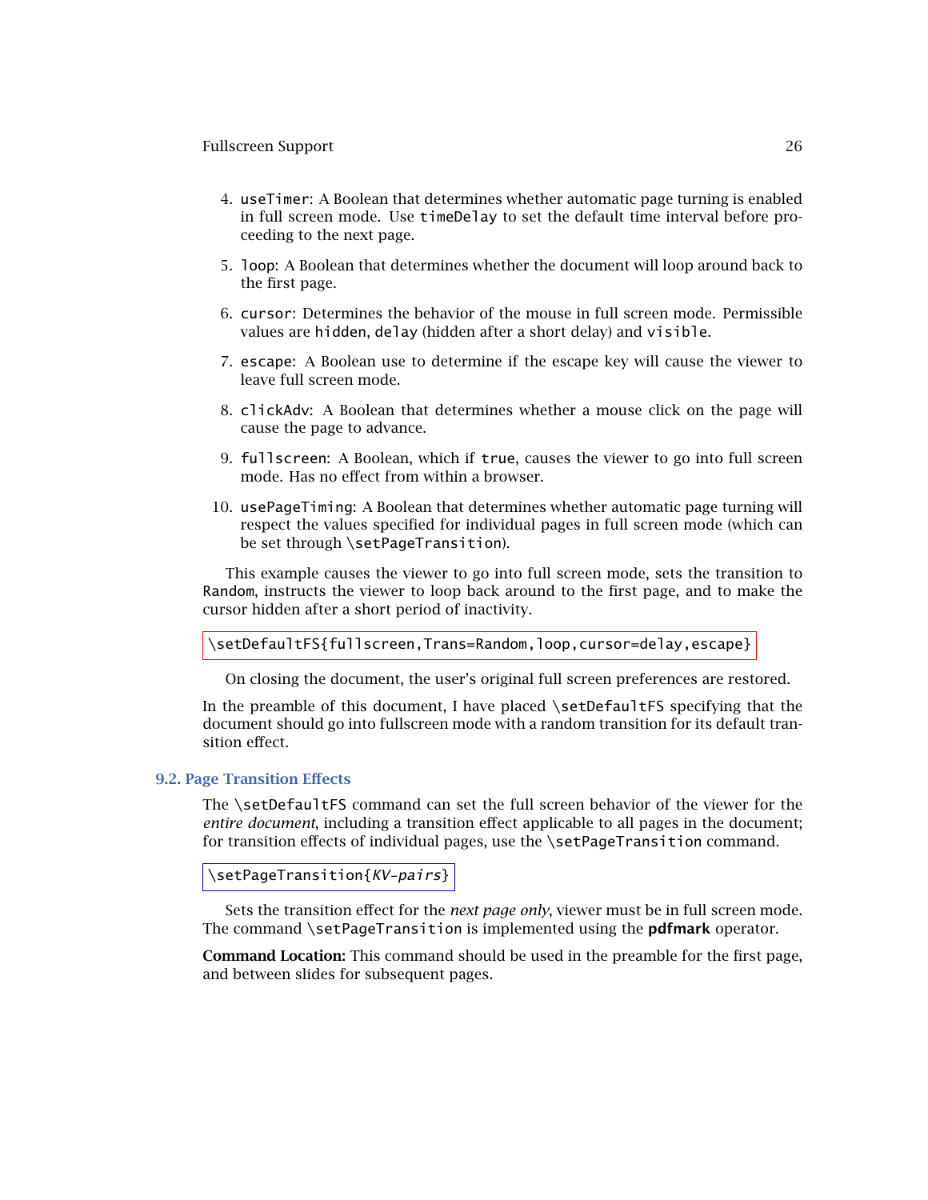4. `useTimer`: A Boolean that determines whether automatic page turning is enabled in full screen mode. Use `timeDelay` to set the default time interval before proceeding to the next page.

5. `loop`: A Boolean that determines whether the document will loop around back to the first page.

6. `cursor`: Determines the behavior of the mouse in full screen mode. Permissible values are `hidden`, `delay` (hidden after a short delay) and `visible`.

7. `escape`: A Boolean use to determine if the escape key will cause the viewer to leave full screen mode.

8. `clickAdv`: A Boolean that determines whether a mouse click on the page will cause the page to advance.

9. `fullscreen`: A Boolean, which if `true`, causes the viewer to go into full screen mode. Has no effect from within a browser.

10. `usePageTiming`: A Boolean that determines whether automatic page turning will respect the values specified for individual pages in full screen mode (which can be set through `\setPageTransition`).

This example causes the viewer to go into full screen mode, sets the transition to `Random`, instructs the viewer to loop back around to the first page, and to make the cursor hidden after a short period of inactivity.

```
\setDefaultFS{fullscreen,Trans=Random,loop,cursor=delay,escape}
```

On closing the document, the user's original full screen preferences are restored.

In the preamble of this document, I have placed `\setDefaultFS` specifying that the document should go into fullscreen mode with a random transition for its default transition effect.

## 9.2. Page Transition Effects

The `\setDefaultFS` command can set the full screen behavior of the viewer for the *entire document*, including a transition effect applicable to all pages in the document; for transition effects of individual pages, use the `\setPageTransition` command.

```
\setPageTransition{KV-pairs}
```

Sets the transition effect for the *next page only*, viewer must be in full screen mode. The command `\setPageTransition` is implemented using the **pdfmark** operator.

**Command Location:** This command should be used in the preamble for the first page, and between slides for subsequent pages.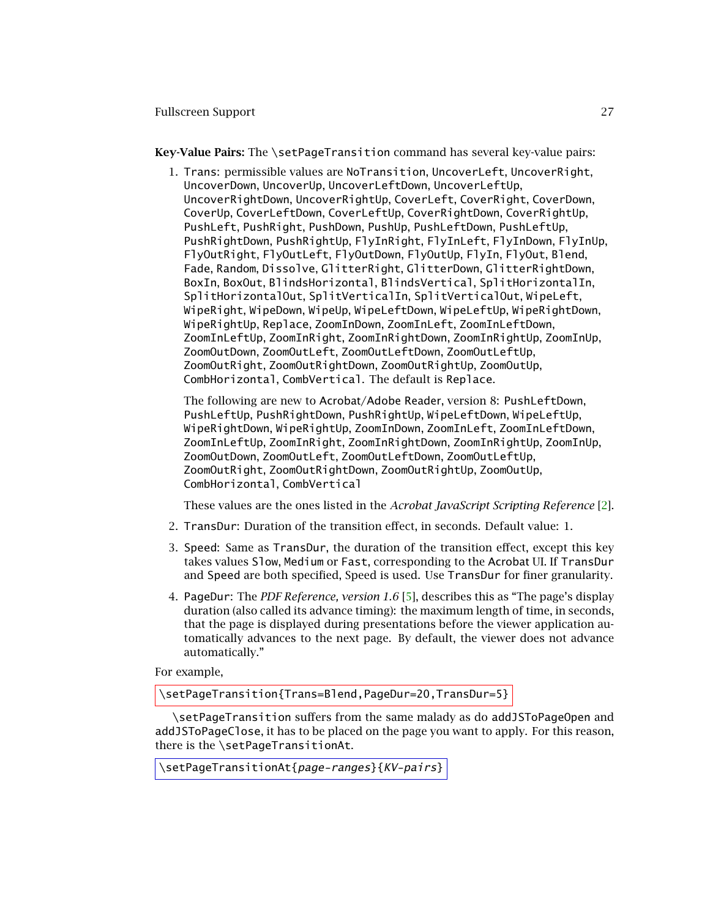**Key-Value Pairs:** The `\setPageTransition` command has several key-value pairs:

1. `Trans`: permissible values are `NoTransition`, `UncoverLeft`, `UncoverRight`, `UncoverDown`, `UncoverUp`, `UncoverLeftDown`, `UncoverLeftUp`, `UncoverRightDown`, `UncoverRightUp`, `CoverLeft`, `CoverRight`, `CoverDown`, `CoverUp`, `CoverLeftDown`, `CoverLeftUp`, `CoverRightDown`, `CoverRightUp`, `PushLeft`, `PushRight`, `PushDown`, `PushUp`, `PushLeftDown`, `PushLeftUp`, `PushRightDown`, `PushRightUp`, `FlyInRight`, `FlyInLeft`, `FlyInDown`, `FlyInUp`, `FlyOutRight`, `FlyOutLeft`, `FlyOutDown`, `FlyOutUp`, `FlyIn`, `FlyOut`, `Blend`, `Fade`, `Random`, `Dissolve`, `GlitterRight`, `GlitterDown`, `GlitterRightDown`, `BoxIn`, `BoxOut`, `BlindsHorizontal`, `BlindsVertical`, `SplitHorizontalIn`, `SplitHorizontalOut`, `SplitVerticalIn`, `SplitVerticalOut`, `WipeLeft`, `WipeRight`, `WipeDown`, `WipeUp`, `WipeLeftDown`, `WipeLeftUp`, `WipeRightDown`, `WipeRightUp`, `Replace`, `ZoomInDown`, `ZoomInLeft`, `ZoomInLeftDown`, `ZoomInLeftUp`, `ZoomInRight`, `ZoomInRightDown`, `ZoomInRightUp`, `ZoomInUp`, `ZoomOutDown`, `ZoomOutLeft`, `ZoomOutLeftDown`, `ZoomOutLeftUp`, `ZoomOutRight`, `ZoomOutRightDown`, `ZoomOutRightUp`, `ZoomOutUp`, `CombHorizontal`, `CombVertical`. The default is `Replace`.

   The following are new to Acrobat/Adobe Reader, version 8: `PushLeftDown`, `PushLeftUp`, `PushRightDown`, `PushRightUp`, `WipeLeftDown`, `WipeLeftUp`, `WipeRightDown`, `WipeRightUp`, `ZoomInDown`, `ZoomInLeft`, `ZoomInLeftDown`, `ZoomInLeftUp`, `ZoomInRight`, `ZoomInRightDown`, `ZoomInRightUp`, `ZoomInUp`, `ZoomOutDown`, `ZoomOutLeft`, `ZoomOutLeftDown`, `ZoomOutLeftUp`, `ZoomOutRight`, `ZoomOutRightDown`, `ZoomOutRightUp`, `ZoomOutUp`, `CombHorizontal`, `CombVertical`

   These values are the ones listed in the *Acrobat JavaScript Scripting Reference* [2].

2. `TransDur`: Duration of the transition effect, in seconds. Default value: 1.

3. `Speed`: Same as `TransDur`, the duration of the transition effect, except this key takes values `Slow`, `Medium` or `Fast`, corresponding to the Acrobat UI. If `TransDur` and `Speed` are both specified, Speed is used. Use `TransDur` for finer granularity.

4. `PageDur`: The *PDF Reference, version 1.6* [5], describes this as "The page's display duration (also called its advance timing): the maximum length of time, in seconds, that the page is displayed during presentations before the viewer application automatically advances to the next page. By default, the viewer does not advance automatically."

For example,

```
\setPageTransition{Trans=Blend,PageDur=20,TransDur=5}
```

`\setPageTransition` suffers from the same malady as do `addJSToPageOpen` and `addJSToPageClose`, it has to be placed on the page you want to apply. For this reason, there is the `\setPageTransitionAt`.

```
\setPageTransitionAt{page-ranges}{KV-pairs}
```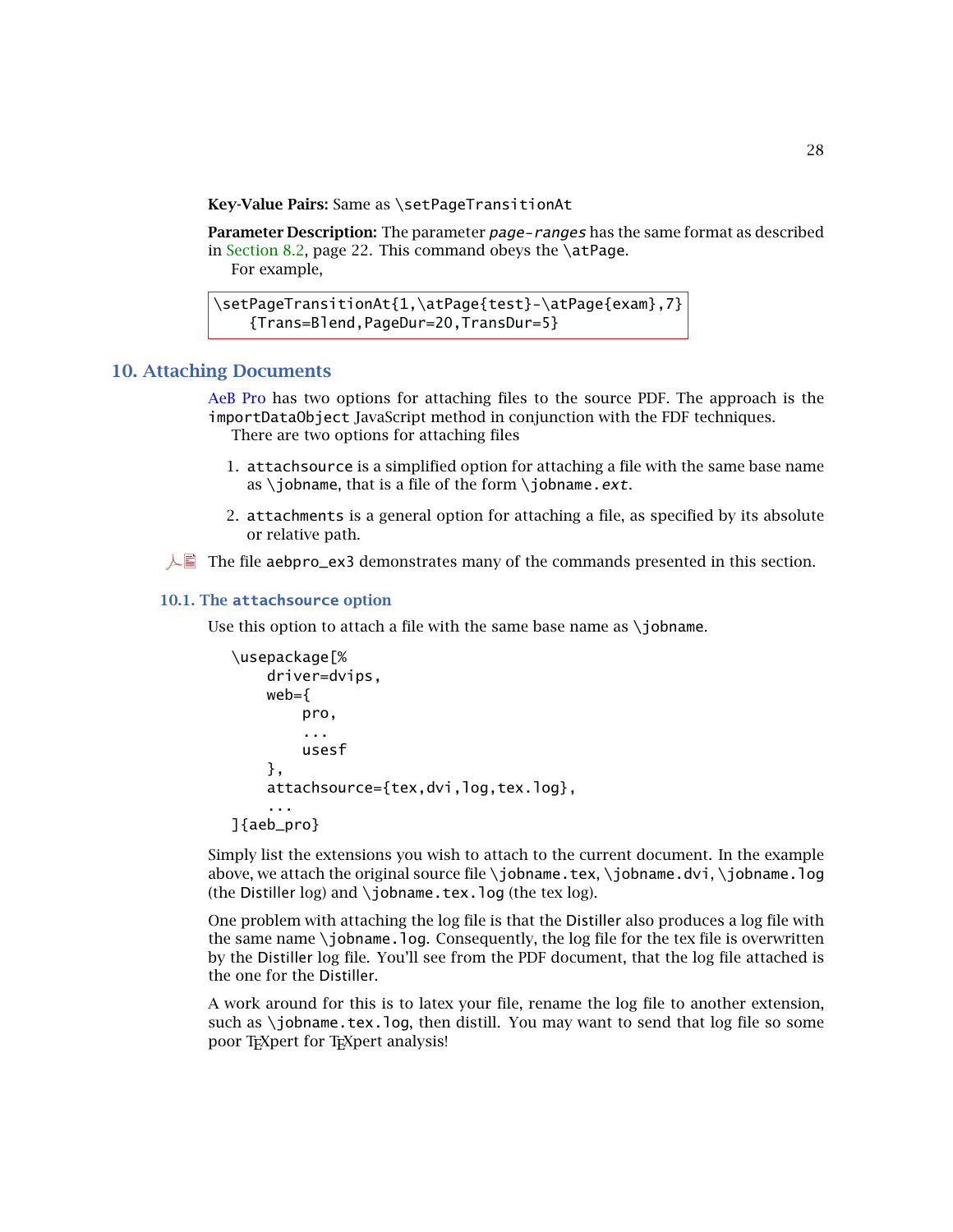**Key-Value Pairs:** Same as `\setPageTransitionAt`

**Parameter Description:** The parameter *page-ranges* has the same format as described in Section 8.2, page 22. This command obeys the `\atPage`.

For example,

```
\setPageTransitionAt{1,\atPage{test}-\atPage{exam},7}
    {Trans=Blend,PageDur=20,TransDur=5}
```

## 10. Attaching Documents

AeB Pro has two options for attaching files to the source PDF. The approach is the `importDataObject` JavaScript method in conjunction with the FDF techniques.

There are two options for attaching files

1. `attachsource` is a simplified option for attaching a file with the same base name as `\jobname`, that is a file of the form `\jobname.ext`.
2. `attachments` is a general option for attaching a file, as specified by its absolute or relative path.

The file `aebpro_ex3` demonstrates many of the commands presented in this section.

### 10.1. The attachsource option

Use this option to attach a file with the same base name as `\jobname`.

```
\usepackage[%
    driver=dvips,
    web={
        pro,
        ...
        usesf
    },
    attachsource={tex,dvi,log,tex.log},
    ...
]{aeb_pro}
```

Simply list the extensions you wish to attach to the current document. In the example above, we attach the original source file `\jobname.tex`, `\jobname.dvi`, `\jobname.log` (the Distiller log) and `\jobname.tex.log` (the tex log).

One problem with attaching the log file is that the Distiller also produces a log file with the same name `\jobname.log`. Consequently, the log file for the tex file is overwritten by the Distiller log file. You'll see from the PDF document, that the log file attached is the one for the Distiller.

A work around for this is to latex your file, rename the log file to another extension, such as `\jobname.tex.log`, then distill. You may want to send that log file so some poor TEXpert for TEXpert analysis!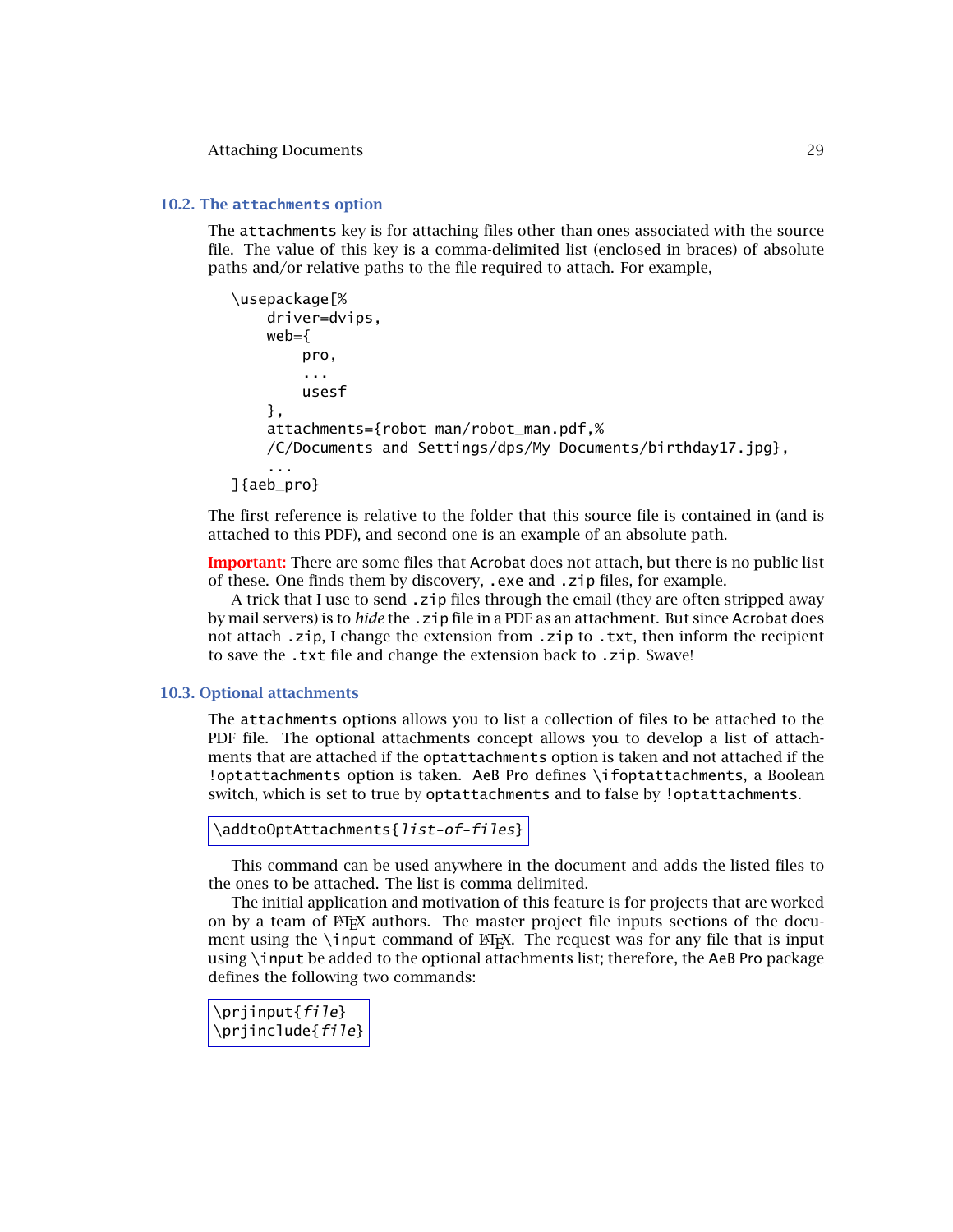## 10.2. The `attachments` option

The `attachments` key is for attaching files other than ones associated with the source file. The value of this key is a comma-delimited list (enclosed in braces) of absolute paths and/or relative paths to the file required to attach. For example,

```
\usepackage[%
    driver=dvips,
    web={
        pro,
        ...
        usesf
    },
    attachments={robot man/robot_man.pdf,%
    /C/Documents and Settings/dps/My Documents/birthday17.jpg},
    ...
]{aeb_pro}
```

The first reference is relative to the folder that this source file is contained in (and is attached to this PDF), and second one is an example of an absolute path.

**Important:** There are some files that Acrobat does not attach, but there is no public list of these. One finds them by discovery, `.exe` and `.zip` files, for example.

A trick that I use to send `.zip` files through the email (they are often stripped away by mail servers) is to *hide* the `.zip` file in a PDF as an attachment. But since Acrobat does not attach `.zip`, I change the extension from `.zip` to `.txt`, then inform the recipient to save the `.txt` file and change the extension back to `.zip`. Swave!

## 10.3. Optional attachments

The `attachments` options allows you to list a collection of files to be attached to the PDF file. The optional attachments concept allows you to develop a list of attachments that are attached if the `optattachments` option is taken and not attached if the `!optattachments` option is taken. AeB Pro defines `\ifoptattachments`, a Boolean switch, which is set to true by `optattachments` and to false by `!optattachments`.

```
\addtoOptAttachments{list-of-files}
```

This command can be used anywhere in the document and adds the listed files to the ones to be attached. The list is comma delimited.

The initial application and motivation of this feature is for projects that are worked on by a team of LaTeX authors. The master project file inputs sections of the document using the `\input` command of LaTeX. The request was for any file that is input using `\input` be added to the optional attachments list; therefore, the AeB Pro package defines the following two commands:

```
\prjinput{file}
\prjinclude{file}
```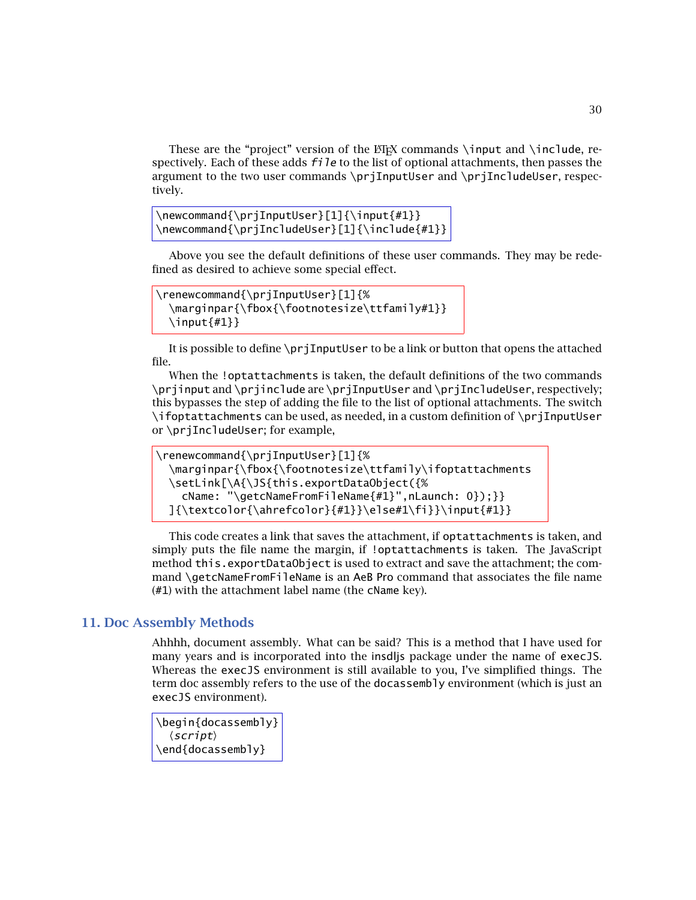These are the "project" version of the LaTeX commands `\input` and `\include`, respectively. Each of these adds *file* to the list of optional attachments, then passes the argument to the two user commands `\prjInputUser` and `\prjIncludeUser`, respectively.

```
\newcommand{\prjInputUser}[1]{\input{#1}}
\newcommand{\prjIncludeUser}[1]{\include{#1}}
```

Above you see the default definitions of these user commands. They may be redefined as desired to achieve some special effect.

```
\renewcommand{\prjInputUser}[1]{%
  \marginpar{\fbox{\footnotesize\ttfamily#1}}
  \input{#1}}
```

It is possible to define `\prjInputUser` to be a link or button that opens the attached file.

When the `!optattachments` is taken, the default definitions of the two commands `\prjinput` and `\prjinclude` are `\prjInputUser` and `\prjIncludeUser`, respectively; this bypasses the step of adding the file to the list of optional attachments. The switch `\ifoptattachments` can be used, as needed, in a custom definition of `\prjInputUser` or `\prjIncludeUser`; for example,

```
\renewcommand{\prjInputUser}[1]{%
  \marginpar{\fbox{\footnotesize\ttfamily\ifoptattachments
  \setLink[\A{\JS{this.exportDataObject({%
    cName: "\getcNameFromFileName{#1}",nLaunch: 0});}}
  ]{\textcolor{\ahrefcolor}{#1}}\else#1\fi}}\input{#1}}
```

This code creates a link that saves the attachment, if `optattachments` is taken, and simply puts the file name the margin, if `!optattachments` is taken. The JavaScript method `this.exportDataObject` is used to extract and save the attachment; the command `\getcNameFromFileName` is an AeB Pro command that associates the file name (`#1`) with the attachment label name (the `cName` key).

## 11. Doc Assembly Methods

Ahhhh, document assembly. What can be said? This is a method that I have used for many years and is incorporated into the insdljs package under the name of `execJS`. Whereas the `execJS` environment is still available to you, I've simplified things. The term doc assembly refers to the use of the `docassembly` environment (which is just an `execJS` environment).

```
\begin{docassembly}
  ⟨script⟩
\end{docassembly}
```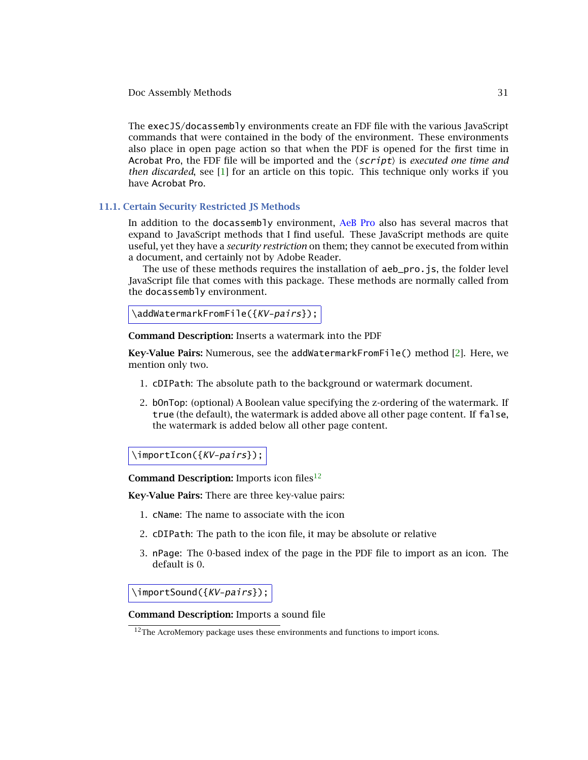The `execJS`/`docassembly` environments create an FDF file with the various JavaScript commands that were contained in the body of the environment. These environments also place in open page action so that when the PDF is opened for the first time in Acrobat Pro, the FDF file will be imported and the ⟨*script*⟩ is *executed one time and then discarded*, see [1] for an article on this topic. This technique only works if you have Acrobat Pro.

## 11.1. Certain Security Restricted JS Methods

In addition to the `docassembly` environment, AeB Pro also has several macros that expand to JavaScript methods that I find useful. These JavaScript methods are quite useful, yet they have a *security restriction* on them; they cannot be executed from within a document, and certainly not by Adobe Reader.

The use of these methods requires the installation of `aeb_pro.js`, the folder level JavaScript file that comes with this package. These methods are normally called from the `docassembly` environment.

```
\addWatermarkFromFile({KV-pairs});
```

**Command Description:** Inserts a watermark into the PDF

**Key-Value Pairs:** Numerous, see the `addWatermarkFromFile()` method [2]. Here, we mention only two.

1. `cDIPath`: The absolute path to the background or watermark document.

2. `bOnTop`: (optional) A Boolean value specifying the z-ordering of the watermark. If `true` (the default), the watermark is added above all other page content. If `false`, the watermark is added below all other page content.

```
\importIcon({KV-pairs});
```

**Command Description:** Imports icon files[12]

**Key-Value Pairs:** There are three key-value pairs:

1. `cName`: The name to associate with the icon

2. `cDIPath`: The path to the icon file, it may be absolute or relative

3. `nPage`: The 0-based index of the page in the PDF file to import as an icon. The default is 0.

```
\importSound({KV-pairs});
```

**Command Description:** Imports a sound file

[12] The AcroMemory package uses these environments and functions to import icons.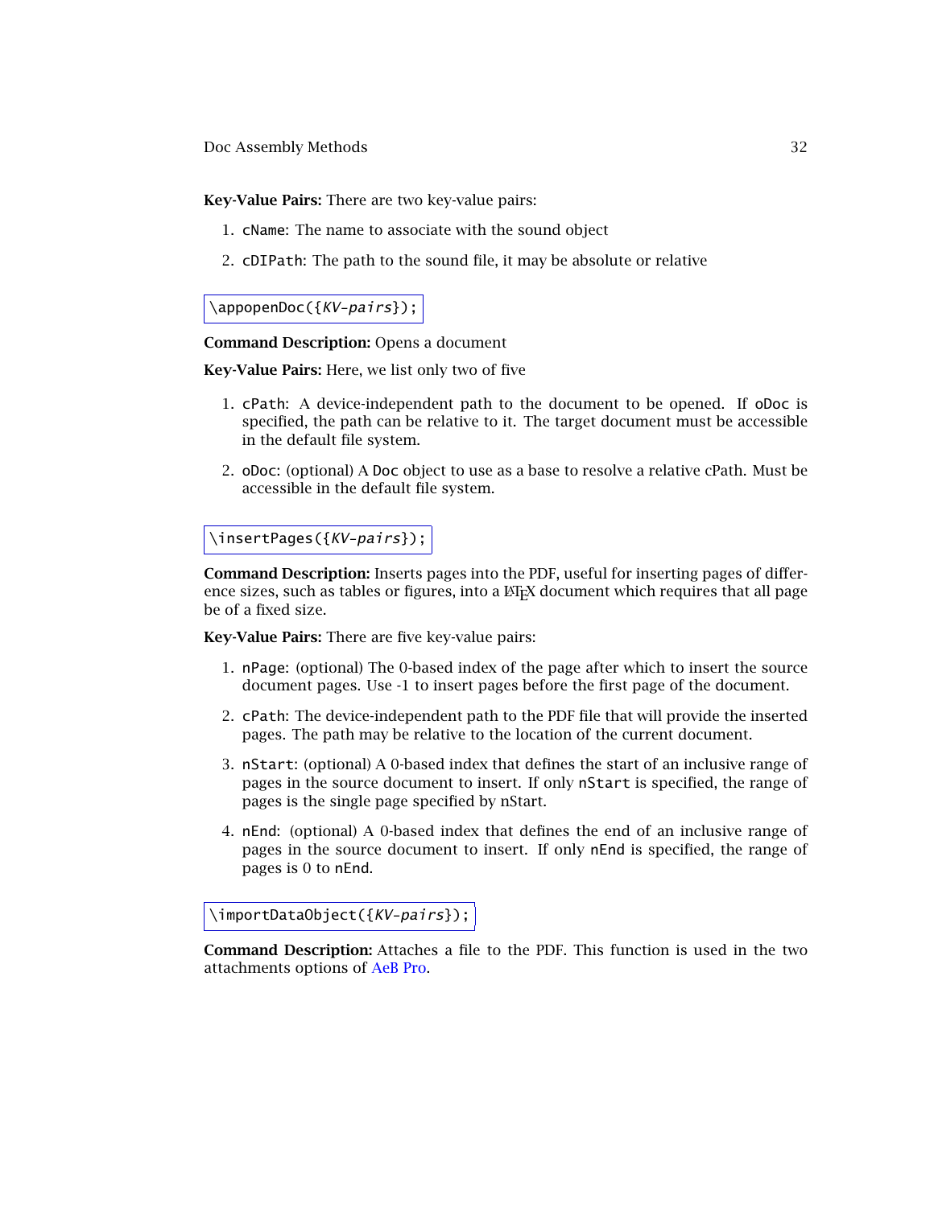**Key-Value Pairs:** There are two key-value pairs:

1. `cName`: The name to associate with the sound object
2. `cDIPath`: The path to the sound file, it may be absolute or relative

```
\appopenDoc({KV-pairs});
```

**Command Description:** Opens a document

**Key-Value Pairs:** Here, we list only two of five

1. `cPath`: A device-independent path to the document to be opened. If `oDoc` is specified, the path can be relative to it. The target document must be accessible in the default file system.
2. `oDoc`: (optional) A `Doc` object to use as a base to resolve a relative cPath. Must be accessible in the default file system.

```
\insertPages({KV-pairs});
```

**Command Description:** Inserts pages into the PDF, useful for inserting pages of difference sizes, such as tables or figures, into a LaTeX document which requires that all page be of a fixed size.

**Key-Value Pairs:** There are five key-value pairs:

1. `nPage`: (optional) The 0-based index of the page after which to insert the source document pages. Use -1 to insert pages before the first page of the document.
2. `cPath`: The device-independent path to the PDF file that will provide the inserted pages. The path may be relative to the location of the current document.
3. `nStart`: (optional) A 0-based index that defines the start of an inclusive range of pages in the source document to insert. If only `nStart` is specified, the range of pages is the single page specified by nStart.
4. `nEnd`: (optional) A 0-based index that defines the end of an inclusive range of pages in the source document to insert. If only `nEnd` is specified, the range of pages is 0 to `nEnd`.

```
\importDataObject({KV-pairs});
```

**Command Description:** Attaches a file to the PDF. This function is used in the two attachments options of AeB Pro.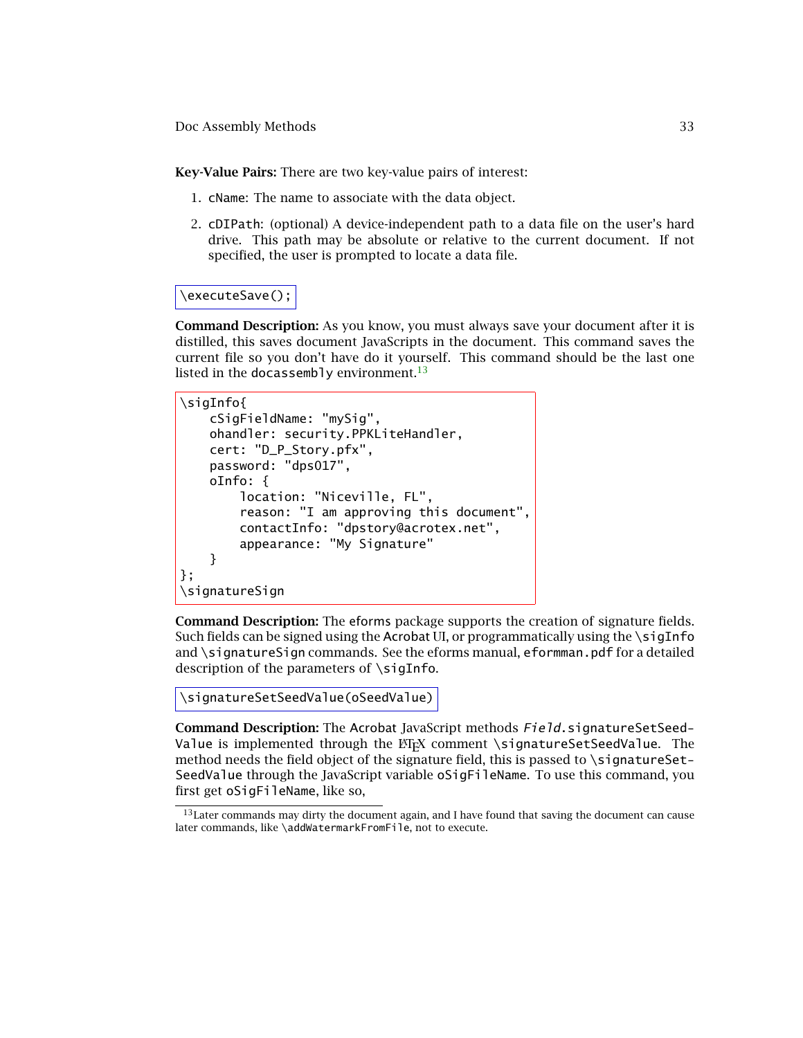**Key-Value Pairs:** There are two key-value pairs of interest:

1. `cName`: The name to associate with the data object.
2. `cDIPath`: (optional) A device-independent path to a data file on the user's hard drive. This path may be absolute or relative to the current document. If not specified, the user is prompted to locate a data file.

```
\executeSave();
```

**Command Description:** As you know, you must always save your document after it is distilled, this saves document JavaScripts in the document. This command saves the current file so you don't have do it yourself. This command should be the last one listed in the `docassembly` environment.[13]

```
\sigInfo{
    cSigFieldName: "mySig",
    ohandler: security.PPKLiteHandler,
    cert: "D_P_Story.pfx",
    password: "dps017",
    oInfo: {
        location: "Niceville, FL",
        reason: "I am approving this document",
        contactInfo: "dpstory@acrotex.net",
        appearance: "My Signature"
    }
};
\signatureSign
```

**Command Description:** The `eforms` package supports the creation of signature fields. Such fields can be signed using the Acrobat UI, or programmatically using the `\sigInfo` and `\signatureSign` commands. See the eforms manual, `eformman.pdf` for a detailed description of the parameters of `\sigInfo`.

```
\signatureSetSeedValue(oSeedValue)
```

**Command Description:** The Acrobat JavaScript methods *Field*.`signatureSetSeedValue` is implemented through the LaTeX comment `\signatureSetSeedValue`. The method needs the field object of the signature field, this is passed to `\signatureSetSeedValue` through the JavaScript variable `oSigFileName`. To use this command, you first get `oSigFileName`, like so,

[13] Later commands may dirty the document again, and I have found that saving the document can cause later commands, like `\addWatermarkFromFile`, not to execute.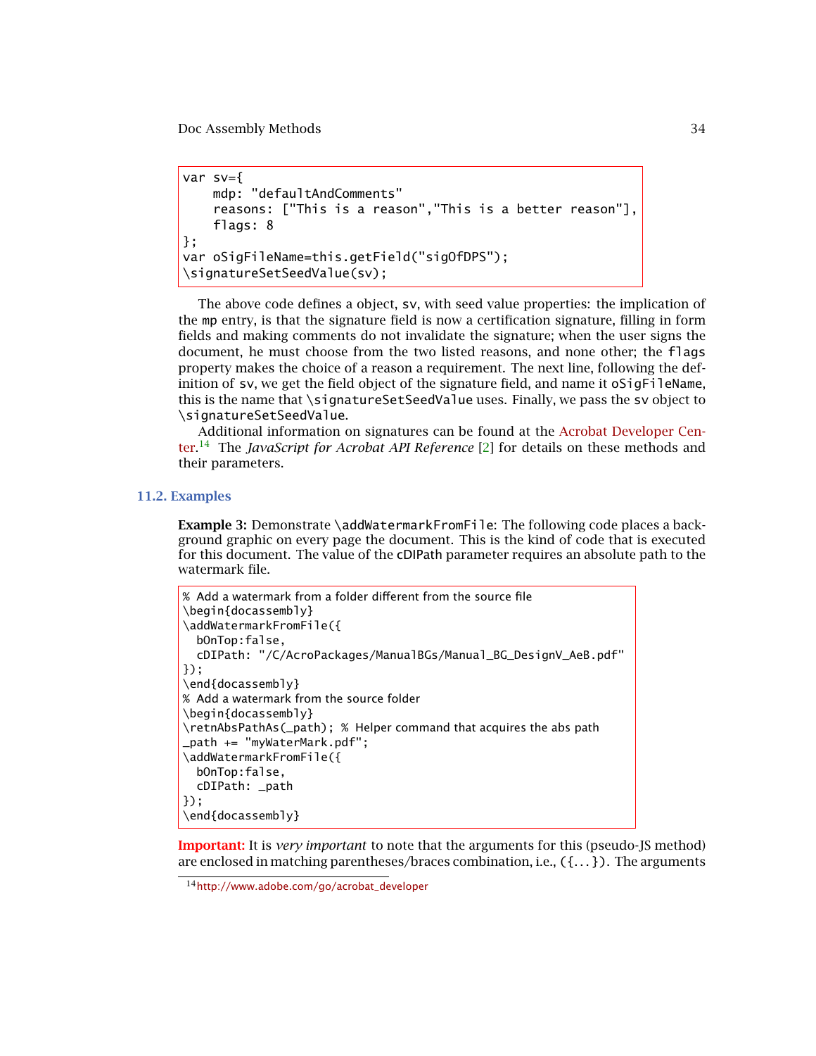```
var sv={
    mdp: "defaultAndComments"
    reasons: ["This is a reason","This is a better reason"],
    flags: 8
};
var oSigFileName=this.getField("sigOfDPS");
\signatureSetSeedValue(sv);
```

The above code defines a object, `sv`, with seed value properties: the implication of the `mp` entry, is that the signature field is now a certification signature, filling in form fields and making comments do not invalidate the signature; when the user signs the document, he must choose from the two listed reasons, and none other; the `flags` property makes the choice of a reason a requirement. The next line, following the definition of `sv`, we get the field object of the signature field, and name it `oSigFileName`, this is the name that `\signatureSetSeedValue` uses. Finally, we pass the `sv` object to `\signatureSetSeedValue`.

Additional information on signatures can be found at the Acrobat Developer Center.[14] The *JavaScript for Acrobat API Reference* [2] for details on these methods and their parameters.

## 11.2. Examples

**Example 3:** Demonstrate `\addWatermarkFromFile`: The following code places a background graphic on every page the document. This is the kind of code that is executed for this document. The value of the `cDIPath` parameter requires an absolute path to the watermark file.

```
% Add a watermark from a folder different from the source file
\begin{docassembly}
\addWatermarkFromFile({
  bOnTop:false,
  cDIPath: "/C/AcroPackages/ManualBGs/Manual_BG_DesignV_AeB.pdf"
});
\end{docassembly}
% Add a watermark from the source folder
\begin{docassembly}
\retnAbsPathAs(_path); % Helper command that acquires the abs path
_path += "myWaterMark.pdf";
\addWatermarkFromFile({
  bOnTop:false,
  cDIPath: _path
});
\end{docassembly}
```

**Important:** It is *very important* to note that the arguments for this (pseudo-JS method) are enclosed in matching parentheses/braces combination, i.e., `({...})`. The arguments

[14] http://www.adobe.com/go/acrobat_developer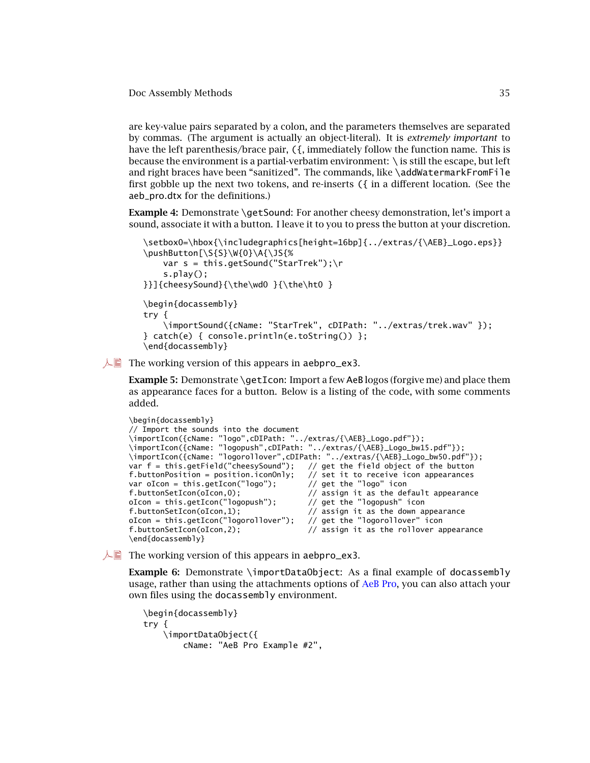are key-value pairs separated by a colon, and the parameters themselves are separated by commas. (The argument is actually an object-literal). It is *extremely important* to have the left parenthesis/brace pair, `({`, immediately follow the function name. This is because the environment is a partial-verbatim environment: `\` is still the escape, but left and right braces have been "sanitized". The commands, like `\addWatermarkFromFile` first gobble up the next two tokens, and re-inserts `({` in a different location. (See the `aeb_pro.dtx` for the definitions.)

**Example 4:** Demonstrate `\getSound`: For another cheesy demonstration, let's import a sound, associate it with a button. I leave it to you to press the button at your discretion.

```
\setbox0=\hbox{\includegraphics[height=16bp]{../extras/{\AEB}_Logo.eps}}
\pushButton[\S{S}\W{0}\A{\JS{%
    var s = this.getSound("StarTrek");\r
    s.play();
}}]{cheesySound}{\the\wd0 }{\the\ht0 }

\begin{docassembly}
try {
    \importSound({cName: "StarTrek", cDIPath: "../extras/trek.wav" });
} catch(e) { console.println(e.toString()) };
\end{docassembly}
```

The working version of this appears in `aebpro_ex3`.

**Example 5:** Demonstrate `\getIcon`: Import a few AeB logos (forgive me) and place them as appearance faces for a button. Below is a listing of the code, with some comments added.

```
\begin{docassembly}
// Import the sounds into the document
\importIcon({cName: "logo",cDIPath: "../extras/{\AEB}_Logo.pdf"});
\importIcon({cName: "logopush",cDIPath: "../extras/{\AEB}_Logo_bw15.pdf"});
\importIcon({cName: "logorollover",cDIPath: "../extras/{\AEB}_Logo_bw50.pdf"});
var f = this.getField("cheesySound");   // get the field object of the button
f.buttonPosition = position.iconOnly;   // set it to receive icon appearances
var oIcon = this.getIcon("logo");       // get the "logo" icon
f.buttonSetIcon(oIcon,0);               // assign it as the default appearance
oIcon = this.getIcon("logopush");       // get the "logopush" icon
f.buttonSetIcon(oIcon,1);               // assign it as the down appearance
oIcon = this.getIcon("logorollover");   // get the "logorollover" icon
f.buttonSetIcon(oIcon,2);               // assign it as the rollover appearance
\end{docassembly}
```

The working version of this appears in `aebpro_ex3`.

**Example 6:** Demonstrate `\importDataObject`: As a final example of `docassembly` usage, rather than using the attachments options of AeB Pro, you can also attach your own files using the `docassembly` environment.

```
\begin{docassembly}
try {
    \importDataObject({
        cName: "AeB Pro Example #2",
```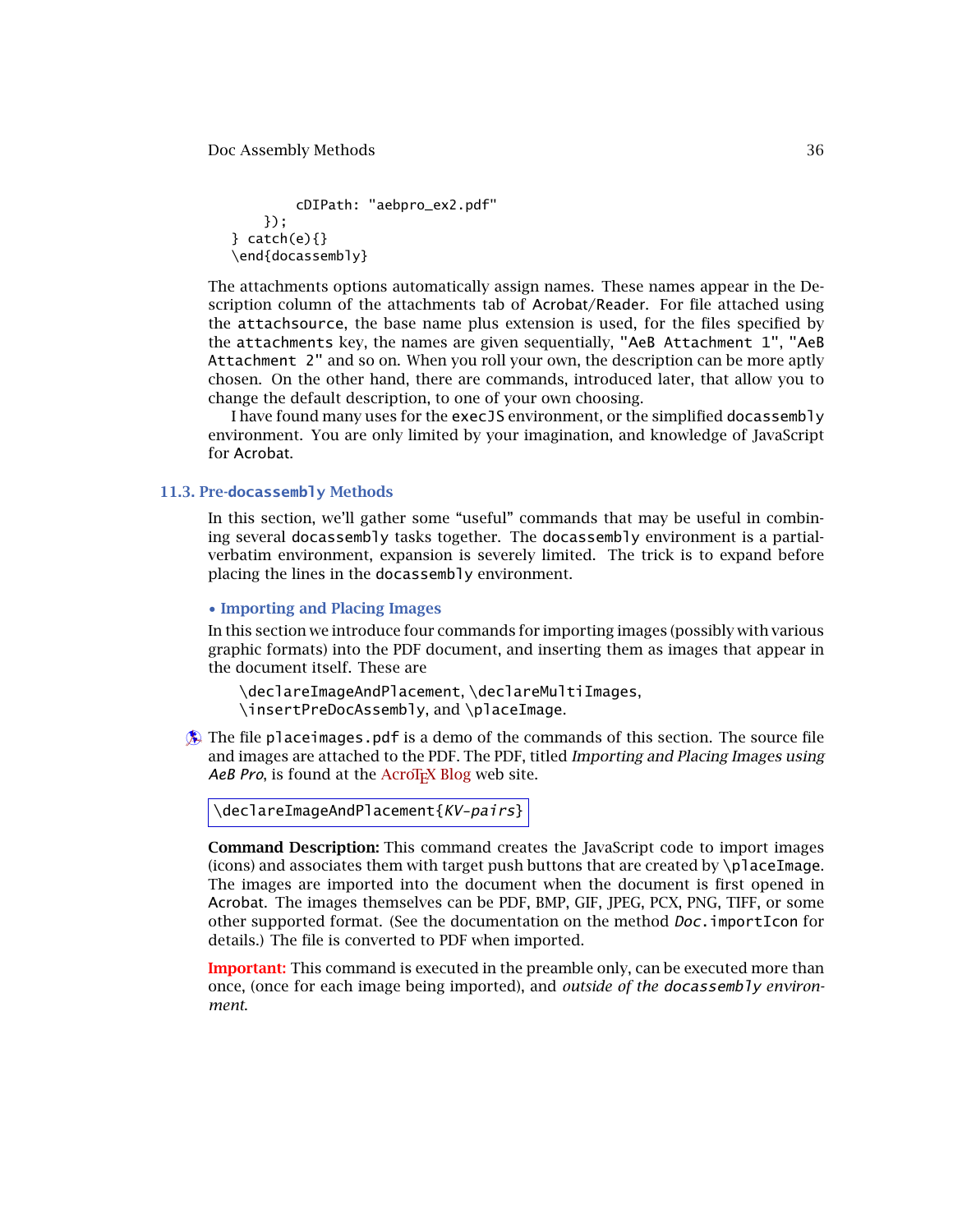```
        cDIPath: "aebpro_ex2.pdf"
    });
} catch(e){}
\end{docassembly}
```

The attachments options automatically assign names. These names appear in the Description column of the attachments tab of Acrobat/Reader. For file attached using the `attachsource`, the base name plus extension is used, for the files specified by the `attachments` key, the names are given sequentially, `"AeB Attachment 1"`, `"AeB Attachment 2"` and so on. When you roll your own, the description can be more aptly chosen. On the other hand, there are commands, introduced later, that allow you to change the default description, to one of your own choosing.

I have found many uses for the `execJS` environment, or the simplified `docassembly` environment. You are only limited by your imagination, and knowledge of JavaScript for Acrobat.

## 11.3. Pre-`docassembly` Methods

In this section, we'll gather some "useful" commands that may be useful in combining several `docassembly` tasks together. The `docassembly` environment is a partial-verbatim environment, expansion is severely limited. The trick is to expand before placing the lines in the `docassembly` environment.

### • Importing and Placing Images

In this section we introduce four commands for importing images (possibly with various graphic formats) into the PDF document, and inserting them as images that appear in the document itself. These are

> `\declareImageAndPlacement`, `\declareMultiImages`, `\insertPreDocAssembly`, and `\placeImage`.

The file `placeimages.pdf` is a demo of the commands of this section. The source file and images are attached to the PDF. The PDF, titled *Importing and Placing Images using AeB Pro*, is found at the AcroTeX Blog web site.

`\declareImageAndPlacement{KV-pairs}`

**Command Description:** This command creates the JavaScript code to import images (icons) and associates them with target push buttons that are created by `\placeImage`. The images are imported into the document when the document is first opened in Acrobat. The images themselves can be PDF, BMP, GIF, JPEG, PCX, PNG, TIFF, or some other supported format. (See the documentation on the method *Doc*`.importIcon` for details.) The file is converted to PDF when imported.

**Important:** This command is executed in the preamble only, can be executed more than once, (once for each image being imported), and *outside of the `docassembly` environment.*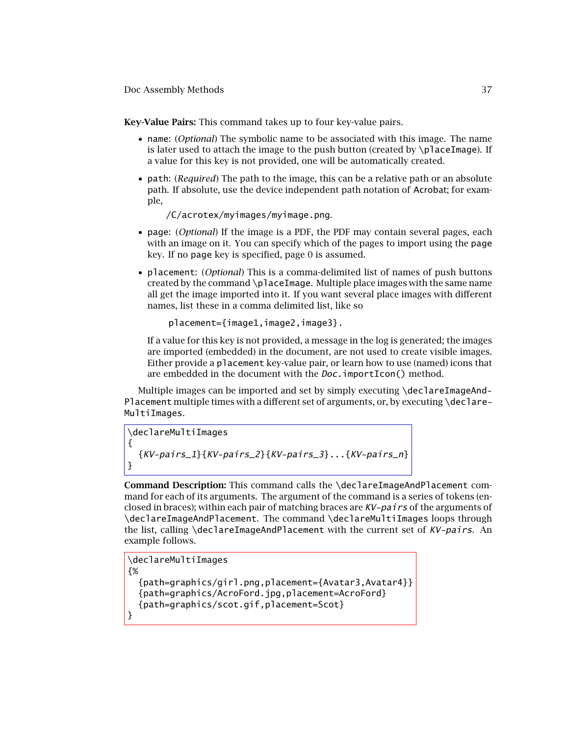**Key-Value Pairs:** This command takes up to four key-value pairs.

- `name`: (*Optional*) The symbolic name to be associated with this image. The name is later used to attach the image to the push button (created by `\placeImage`). If a value for this key is not provided, one will be automatically created.

- `path`: (*Required*) The path to the image, this can be a relative path or an absolute path. If absolute, use the device independent path notation of Acrobat; for example,

  `/C/acrotex/myimages/myimage.png`.

- `page`: (*Optional*) If the image is a PDF, the PDF may contain several pages, each with an image on it. You can specify which of the pages to import using the `page` key. If no `page` key is specified, page 0 is assumed.

- `placement`: (*Optional*) This is a comma-delimited list of names of push buttons created by the command `\placeImage`. Multiple place images with the same name all get the image imported into it. If you want several place images with different names, list these in a comma delimited list, like so

  `placement={image1,image2,image3}`.

  If a value for this key is not provided, a message in the log is generated; the images are imported (embedded) in the document, are not used to create visible images. Either provide a `placement` key-value pair, or learn how to use (named) icons that are embedded in the document with the *Doc*`.importIcon()` method.

Multiple images can be imported and set by simply executing `\declareImageAndPlacement` multiple times with a different set of arguments, or, by executing `\declareMultiImages`.

```
\declareMultiImages
{
  {KV-pairs_1}{KV-pairs_2}{KV-pairs_3}...{KV-pairs_n}
}
```

**Command Description:** This command calls the `\declareImageAndPlacement` command for each of its arguments. The argument of the command is a series of tokens (enclosed in braces); within each pair of matching braces are *KV-pairs* of the arguments of `\declareImageAndPlacement`. The command `\declareMultiImages` loops through the list, calling `\declareImageAndPlacement` with the current set of *KV-pairs*. An example follows.

```
\declareMultiImages
{%
  {path=graphics/girl.png,placement={Avatar3,Avatar4}}
  {path=graphics/AcroFord.jpg,placement=AcroFord}
  {path=graphics/scot.gif,placement=Scot}
}
```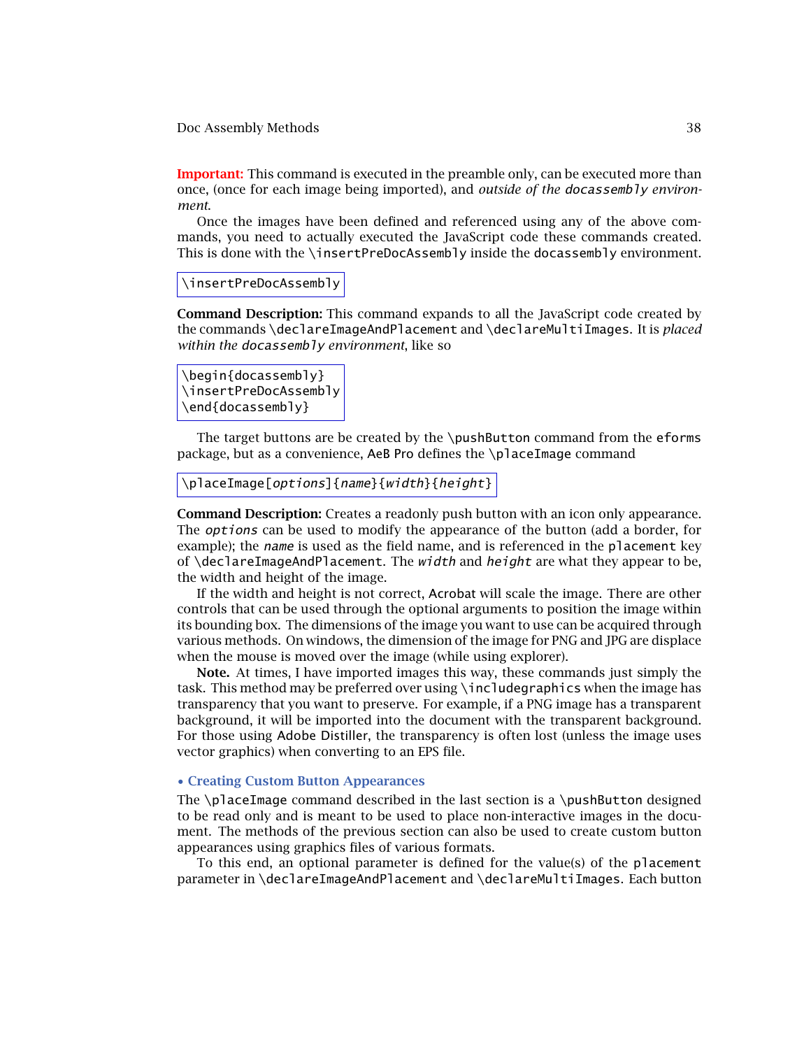**Important:** This command is executed in the preamble only, can be executed more than once, (once for each image being imported), and *outside of the docassembly environment*.

Once the images have been defined and referenced using any of the above commands, you need to actually executed the JavaScript code these commands created. This is done with the `\insertPreDocAssembly` inside the `docassembly` environment.

```
\insertPreDocAssembly
```

**Command Description:** This command expands to all the JavaScript code created by the commands `\declareImageAndPlacement` and `\declareMultiImages`. It is *placed within the docassembly environment*, like so

```
\begin{docassembly}
\insertPreDocAssembly
\end{docassembly}
```

The target buttons are be created by the `\pushButton` command from the `eforms` package, but as a convenience, AeB Pro defines the `\placeImage` command

```
\placeImage[options]{name}{width}{height}
```

**Command Description:** Creates a readonly push button with an icon only appearance. The *options* can be used to modify the appearance of the button (add a border, for example); the *name* is used as the field name, and is referenced in the `placement` key of `\declareImageAndPlacement`. The *width* and *height* are what they appear to be, the width and height of the image.

If the width and height is not correct, Acrobat will scale the image. There are other controls that can be used through the optional arguments to position the image within its bounding box. The dimensions of the image you want to use can be acquired through various methods. On windows, the dimension of the image for PNG and JPG are displace when the mouse is moved over the image (while using explorer).

**Note.** At times, I have imported images this way, these commands just simply the task. This method may be preferred over using `\includegraphics` when the image has transparency that you want to preserve. For example, if a PNG image has a transparent background, it will be imported into the document with the transparent background. For those using Adobe Distiller, the transparency is often lost (unless the image uses vector graphics) when converting to an EPS file.

### • Creating Custom Button Appearances

The `\placeImage` command described in the last section is a `\pushButton` designed to be read only and is meant to be used to place non-interactive images in the document. The methods of the previous section can also be used to create custom button appearances using graphics files of various formats.

To this end, an optional parameter is defined for the value(s) of the `placement` parameter in `\declareImageAndPlacement` and `\declareMultiImages`. Each button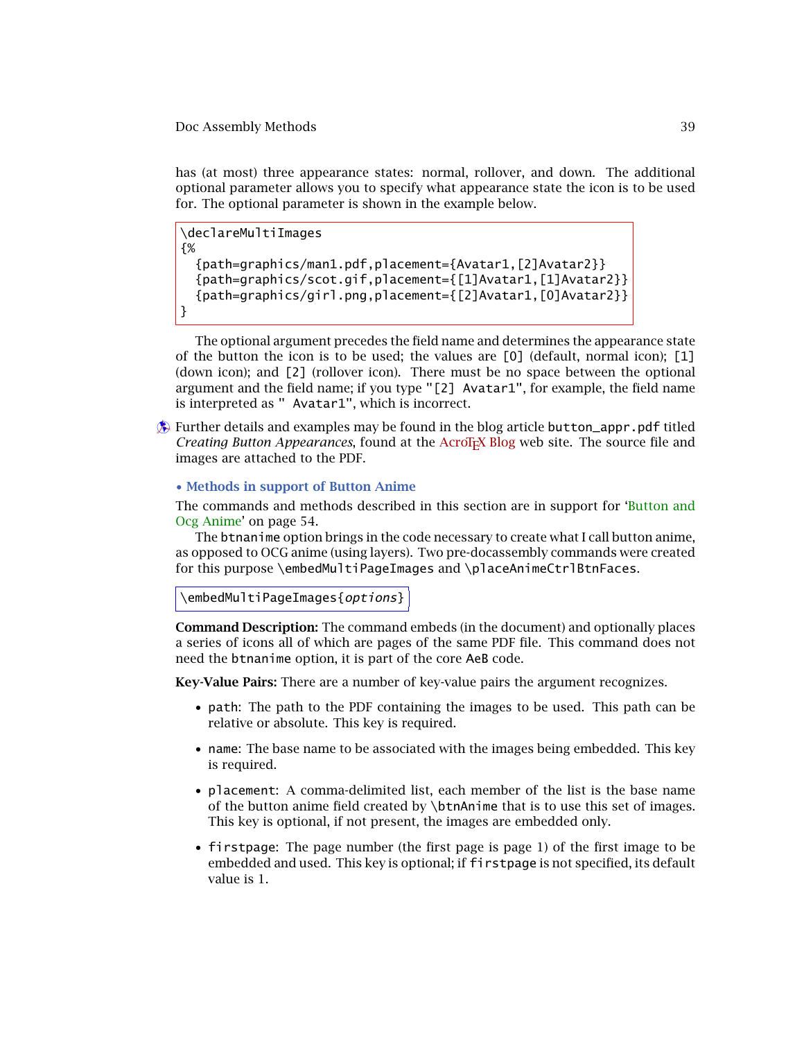has (at most) three appearance states: normal, rollover, and down. The additional optional parameter allows you to specify what appearance state the icon is to be used for. The optional parameter is shown in the example below.

```
\declareMultiImages
{%
  {path=graphics/man1.pdf,placement={Avatar1,[2]Avatar2}}
  {path=graphics/scot.gif,placement={[1]Avatar1,[1]Avatar2}}
  {path=graphics/girl.png,placement={[2]Avatar1,[0]Avatar2}}
}
```

The optional argument precedes the field name and determines the appearance state of the button the icon is to be used; the values are `[0]` (default, normal icon); `[1]` (down icon); and `[2]` (rollover icon). There must be no space between the optional argument and the field name; if you type `"[2] Avatar1"`, for example, the field name is interpreted as `" Avatar1"`, which is incorrect.

Further details and examples may be found in the blog article `button_appr.pdf` titled *Creating Button Appearances*, found at the AcroTEX Blog web site. The source file and images are attached to the PDF.

**• Methods in support of Button Anime**

The commands and methods described in this section are in support for 'Button and Ocg Anime' on page 54.

The `btnanime` option brings in the code necessary to create what I call button anime, as opposed to OCG anime (using layers). Two pre-docassembly commands were created for this purpose `\embedMultiPageImages` and `\placeAnimeCtrlBtnFaces`.

```
\embedMultiPageImages{options}
```

**Command Description:** The command embeds (in the document) and optionally places a series of icons all of which are pages of the same PDF file. This command does not need the `btnanime` option, it is part of the core `AeB` code.

**Key-Value Pairs:** There are a number of key-value pairs the argument recognizes.

- `path`: The path to the PDF containing the images to be used. This path can be relative or absolute. This key is required.
- `name`: The base name to be associated with the images being embedded. This key is required.
- `placement`: A comma-delimited list, each member of the list is the base name of the button anime field created by `\btnAnime` that is to use this set of images. This key is optional, if not present, the images are embedded only.
- `firstpage`: The page number (the first page is page 1) of the first image to be embedded and used. This key is optional; if `firstpage` is not specified, its default value is 1.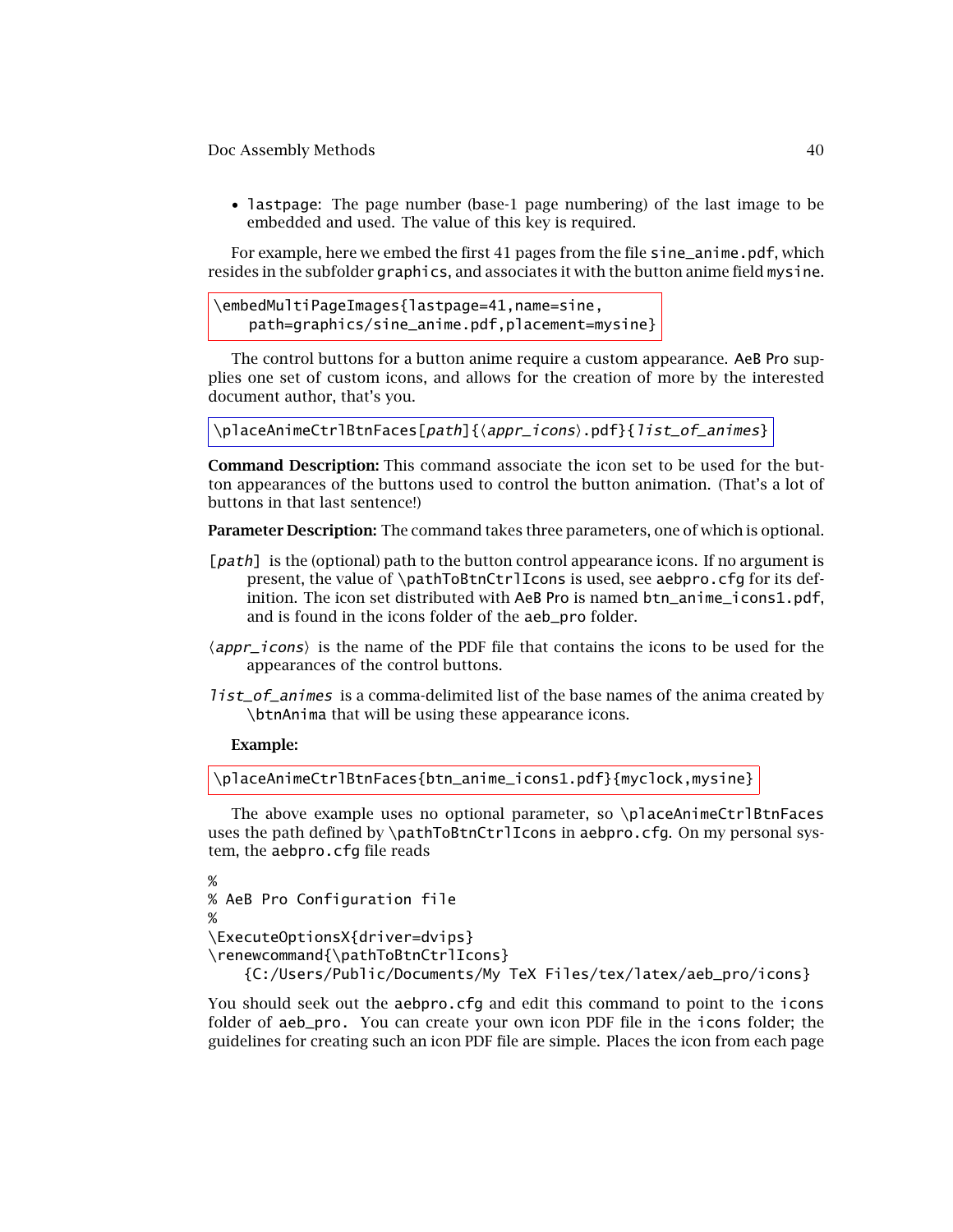- `lastpage`: The page number (base-1 page numbering) of the last image to be embedded and used. The value of this key is required.

For example, here we embed the first 41 pages from the file `sine_anime.pdf`, which resides in the subfolder `graphics`, and associates it with the button anime field `mysine`.

```
\embedMultiPageImages{lastpage=41,name=sine,
    path=graphics/sine_anime.pdf,placement=mysine}
```

The control buttons for a button anime require a custom appearance. AeB Pro supplies one set of custom icons, and allows for the creation of more by the interested document author, that's you.

```
\placeAnimeCtrlBtnFaces[path]{⟨appr_icons⟩.pdf}{list_of_animes}
```

**Command Description:** This command associate the icon set to be used for the button appearances of the buttons used to control the button animation. (That's a lot of buttons in that last sentence!)

**Parameter Description:** The command takes three parameters, one of which is optional.

[*path*] is the (optional) path to the button control appearance icons. If no argument is present, the value of `\pathToBtnCtrlIcons` is used, see `aebpro.cfg` for its definition. The icon set distributed with AeB Pro is named `btn_anime_icons1.pdf`, and is found in the icons folder of the `aeb_pro` folder.

⟨*appr_icons*⟩ is the name of the PDF file that contains the icons to be used for the appearances of the control buttons.

*list_of_animes* is a comma-delimited list of the base names of the anima created by `\btnAnima` that will be using these appearance icons.

**Example:**

```
\placeAnimeCtrlBtnFaces{btn_anime_icons1.pdf}{myclock,mysine}
```

The above example uses no optional parameter, so `\placeAnimeCtrlBtnFaces` uses the path defined by `\pathToBtnCtrlIcons` in `aebpro.cfg`. On my personal system, the `aebpro.cfg` file reads

```
%
% AeB Pro Configuration file
%
\ExecuteOptionsX{driver=dvips}
\renewcommand{\pathToBtnCtrlIcons}
    {C:/Users/Public/Documents/My TeX Files/tex/latex/aeb_pro/icons}
```

You should seek out the `aebpro.cfg` and edit this command to point to the `icons` folder of `aeb_pro`. You can create your own icon PDF file in the `icons` folder; the guidelines for creating such an icon PDF file are simple. Places the icon from each page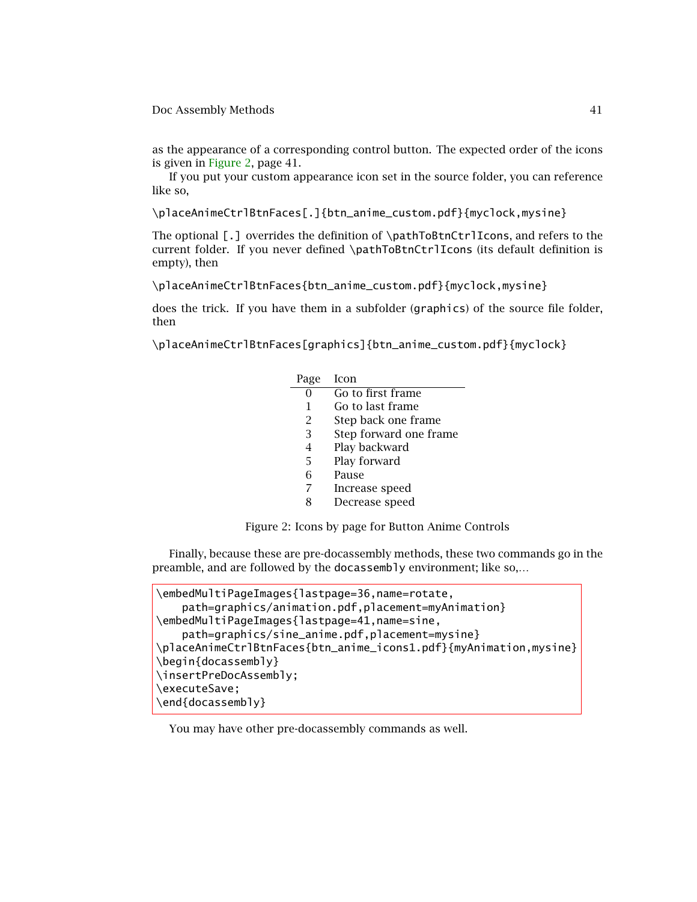as the appearance of a corresponding control button. The expected order of the icons is given in Figure 2, page 41.

If you put your custom appearance icon set in the source folder, you can reference like so,

```
\placeAnimeCtrlBtnFaces[.]{btn_anime_custom.pdf}{myclock,mysine}
```

The optional `[.]` overrides the definition of `\pathToBtnCtrlIcons`, and refers to the current folder. If you never defined `\pathToBtnCtrlIcons` (its default definition is empty), then

```
\placeAnimeCtrlBtnFaces{btn_anime_custom.pdf}{myclock,mysine}
```

does the trick. If you have them in a subfolder (`graphics`) of the source file folder, then

```
\placeAnimeCtrlBtnFaces[graphics]{btn_anime_custom.pdf}{myclock}
```

| Page | Icon |
|---|---|
| 0 | Go to first frame |
| 1 | Go to last frame |
| 2 | Step back one frame |
| 3 | Step forward one frame |
| 4 | Play backward |
| 5 | Play forward |
| 6 | Pause |
| 7 | Increase speed |
| 8 | Decrease speed |

Figure 2: Icons by page for Button Anime Controls

Finally, because these are pre-docassembly methods, these two commands go in the preamble, and are followed by the `docassembly` environment; like so,...

```
\embedMultiPageImages{lastpage=36,name=rotate,
    path=graphics/animation.pdf,placement=myAnimation}
\embedMultiPageImages{lastpage=41,name=sine,
    path=graphics/sine_anime.pdf,placement=mysine}
\placeAnimeCtrlBtnFaces{btn_anime_icons1.pdf}{myAnimation,mysine}
\begin{docassembly}
\insertPreDocAssembly;
\executeSave;
\end{docassembly}
```

You may have other pre-docassembly commands as well.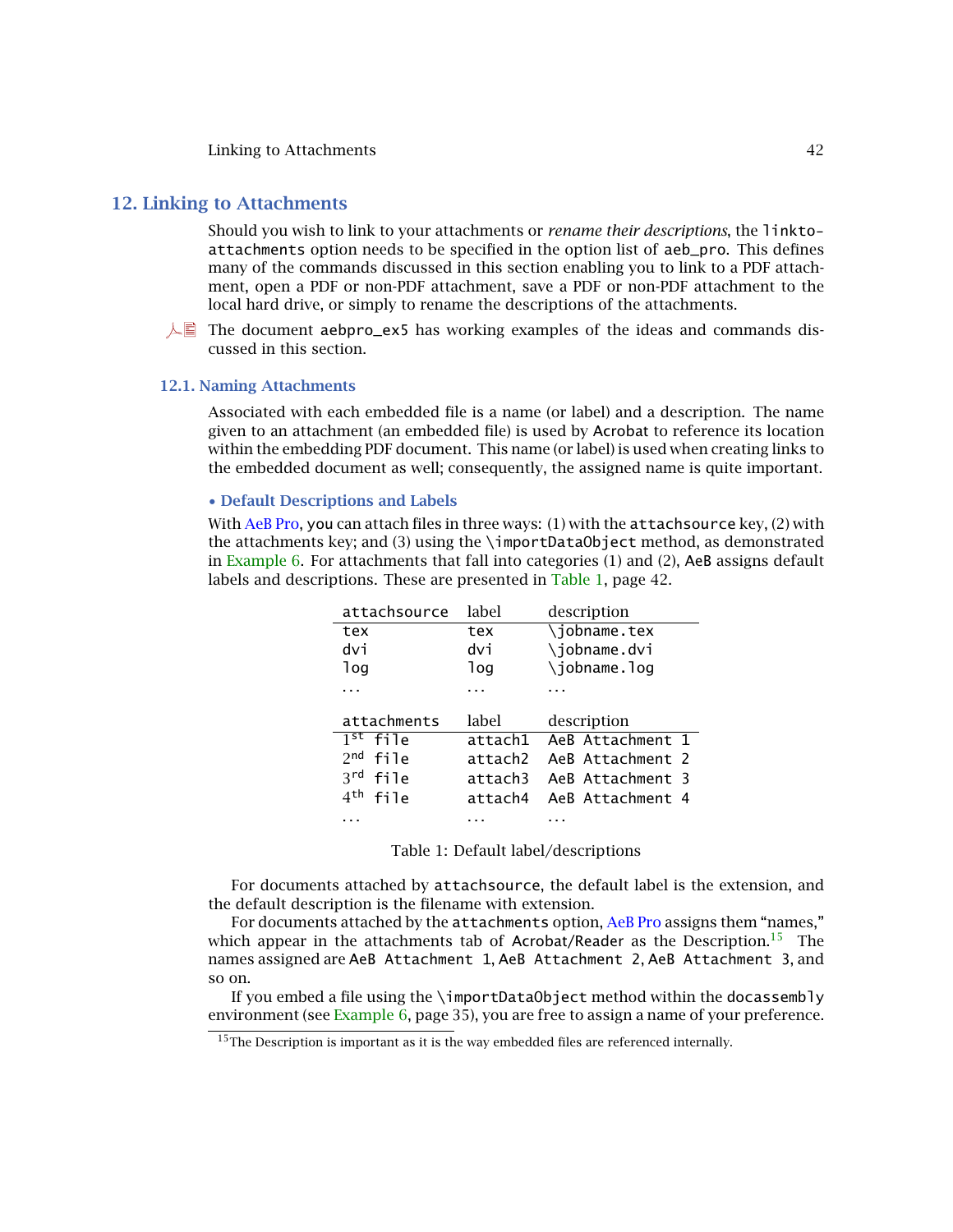## 12. Linking to Attachments

Should you wish to link to your attachments or *rename their descriptions*, the `linkto-attachments` option needs to be specified in the option list of `aeb_pro`. This defines many of the commands discussed in this section enabling you to link to a PDF attachment, open a PDF or non-PDF attachment, save a PDF or non-PDF attachment to the local hard drive, or simply to rename the descriptions of the attachments.

The document `aebpro_ex5` has working examples of the ideas and commands discussed in this section.

### 12.1. Naming Attachments

Associated with each embedded file is a name (or label) and a description. The name given to an attachment (an embedded file) is used by Acrobat to reference its location within the embedding PDF document. This name (or label) is used when creating links to the embedded document as well; consequently, the assigned name is quite important.

#### • Default Descriptions and Labels

With AeB Pro, you can attach files in three ways: (1) with the `attachsource` key, (2) with the attachments key; and (3) using the `\importDataObject` method, as demonstrated in Example 6. For attachments that fall into categories (1) and (2), AeB assigns default labels and descriptions. These are presented in Table 1, page 42.

| `attachsource` | label | description |
|---|---|---|
| `tex` | `tex` | `\jobname.tex` |
| `dvi` | `dvi` | `\jobname.dvi` |
| `log` | `log` | `\jobname.log` |
| ... | ... | ... |

| `attachments` | label | description |
|---|---|---|
| 1st `file` | `attach1` | `AeB Attachment 1` |
| 2nd `file` | `attach2` | `AeB Attachment 2` |
| 3rd `file` | `attach3` | `AeB Attachment 3` |
| 4th `file` | `attach4` | `AeB Attachment 4` |
| ... | ... | ... |

Table 1: Default label/descriptions

For documents attached by `attachsource`, the default label is the extension, and the default description is the filename with extension.

For documents attached by the `attachments` option, AeB Pro assigns them “names,” which appear in the attachments tab of Acrobat/Reader as the Description.[15] The names assigned are `AeB Attachment 1`, `AeB Attachment 2`, `AeB Attachment 3`, and so on.

If you embed a file using the `\importDataObject` method within the `docassembly` environment (see Example 6, page 35), you are free to assign a name of your preference.

[15] The Description is important as it is the way embedded files are referenced internally.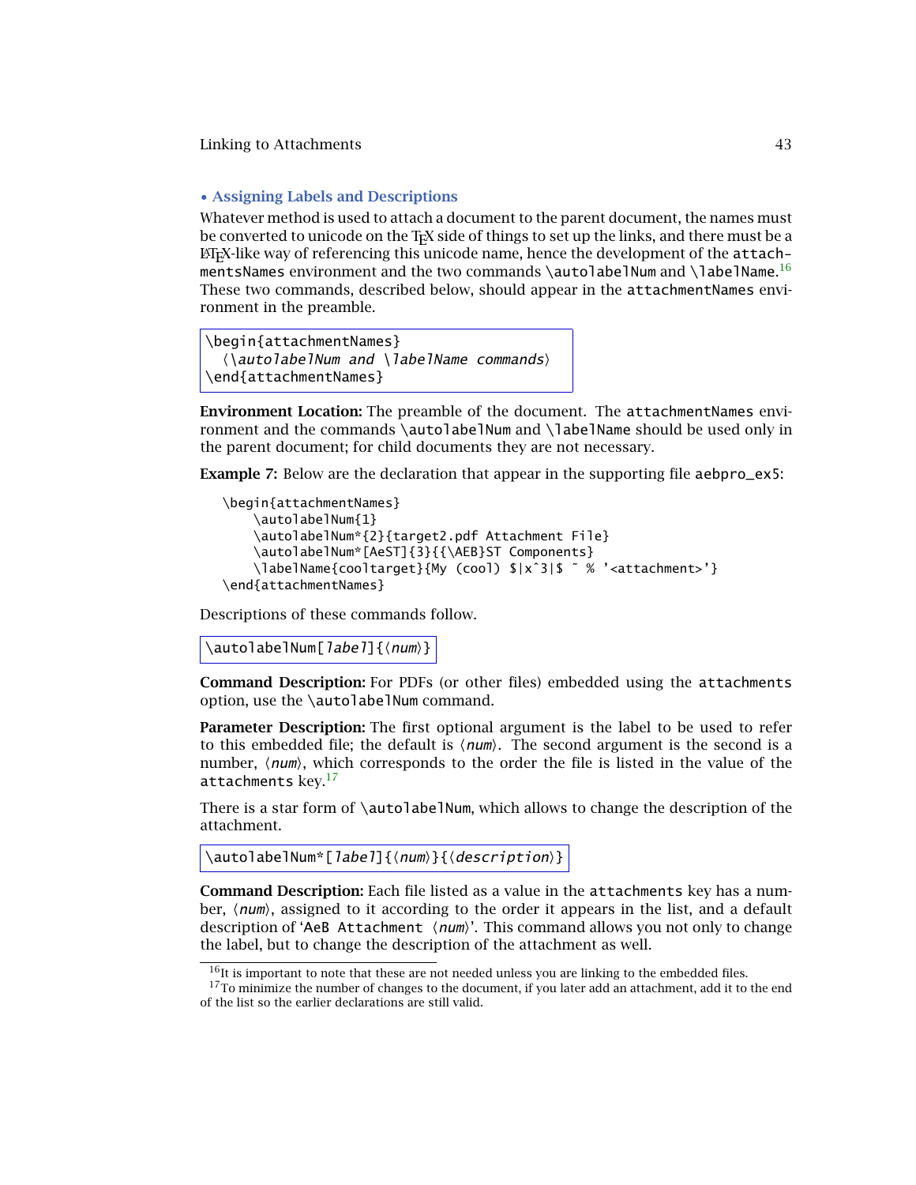## • Assigning Labels and Descriptions

Whatever method is used to attach a document to the parent document, the names must be converted to unicode on the TeX side of things to set up the links, and there must be a LaTeX-like way of referencing this unicode name, hence the development of the `attachmentsNames` environment and the two commands `\autolabelNum` and `\labelName`.[16] These two commands, described below, should appear in the `attachmentNames` environment in the preamble.

```
\begin{attachmentNames}
  ⟨\autolabelNum and \labelName commands⟩
\end{attachmentNames}
```

**Environment Location:** The preamble of the document. The `attachmentNames` environment and the commands `\autolabelNum` and `\labelName` should be used only in the parent document; for child documents they are not necessary.

**Example 7:** Below are the declaration that appear in the supporting file `aebpro_ex5`:

```
\begin{attachmentNames}
    \autolabelNum{1}
    \autolabelNum*{2}{target2.pdf Attachment File}
    \autolabelNum*[AeST]{3}{{\AEB}ST Components}
    \labelName{cooltarget}{My (cool) $|x^3|$ ~ % '<attachment>'}
\end{attachmentNames}
```

Descriptions of these commands follow.

```
\autolabelNum[label]{⟨num⟩}
```

**Command Description:** For PDFs (or other files) embedded using the `attachments` option, use the `\autolabelNum` command.

**Parameter Description:** The first optional argument is the label to be used to refer to this embedded file; the default is ⟨*num*⟩. The second argument is the second is a number, ⟨*num*⟩, which corresponds to the order the file is listed in the value of the `attachments` key.[17]

There is a star form of `\autolabelNum`, which allows to change the description of the attachment.

```
\autolabelNum*[label]{⟨num⟩}{⟨description⟩}
```

**Command Description:** Each file listed as a value in the `attachments` key has a number, ⟨*num*⟩, assigned to it according to the order it appears in the list, and a default description of '`AeB Attachment ⟨num⟩`'. This command allows you not only to change the label, but to change the description of the attachment as well.

[16] It is important to note that these are not needed unless you are linking to the embedded files.

[17] To minimize the number of changes to the document, if you later add an attachment, add it to the end of the list so the earlier declarations are still valid.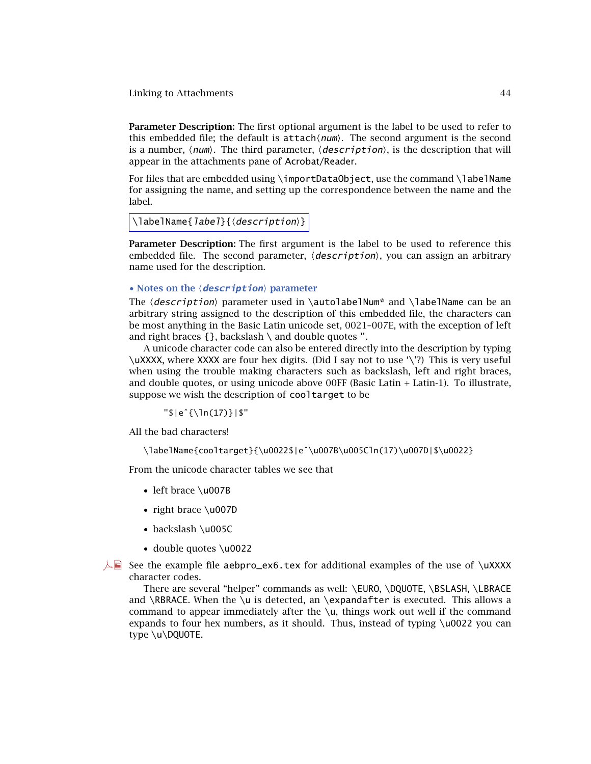**Parameter Description:** The first optional argument is the label to be used to refer to this embedded file; the default is attach⟨*num*⟩. The second argument is the second is a number, ⟨*num*⟩. The third parameter, ⟨*description*⟩, is the description that will appear in the attachments pane of Acrobat/Reader.

For files that are embedded using \importDataObject, use the command \labelName for assigning the name, and setting up the correspondence between the name and the label.

```
\labelName{label}{⟨description⟩}
```

**Parameter Description:** The first argument is the label to be used to reference this embedded file. The second parameter, ⟨*description*⟩, you can assign an arbitrary name used for the description.

### • Notes on the ⟨*description*⟩ parameter

The ⟨*description*⟩ parameter used in \autolabelNum* and \labelName can be an arbitrary string assigned to the description of this embedded file, the characters can be most anything in the Basic Latin unicode set, 0021–007E, with the exception of left and right braces {}, backslash \ and double quotes ".

A unicode character code can also be entered directly into the description by typing \uXXXX, where XXXX are four hex digits. (Did I say not to use '\'?) This is very useful when using the trouble making characters such as backslash, left and right braces, and double quotes, or using unicode above 00FF (Basic Latin + Latin-1). To illustrate, suppose we wish the description of cooltarget to be

```
"$|e^{\ln(17)}|$"
```

All the bad characters!

```
\labelName{cooltarget}{\u0022$|e^\u007B\u005Cln(17)\u007D|$\u0022}
```

From the unicode character tables we see that

- left brace \u007B
- right brace \u007D
- backslash \u005C
- double quotes \u0022

See the example file aebpro_ex6.tex for additional examples of the use of \uXXXX character codes.

There are several "helper" commands as well: \EURO, \DQUOTE, \BSLASH, \LBRACE and \RBRACE. When the \u is detected, an \expandafter is executed. This allows a command to appear immediately after the \u, things work out well if the command expands to four hex numbers, as it should. Thus, instead of typing \u0022 you can type \u\DQUOTE.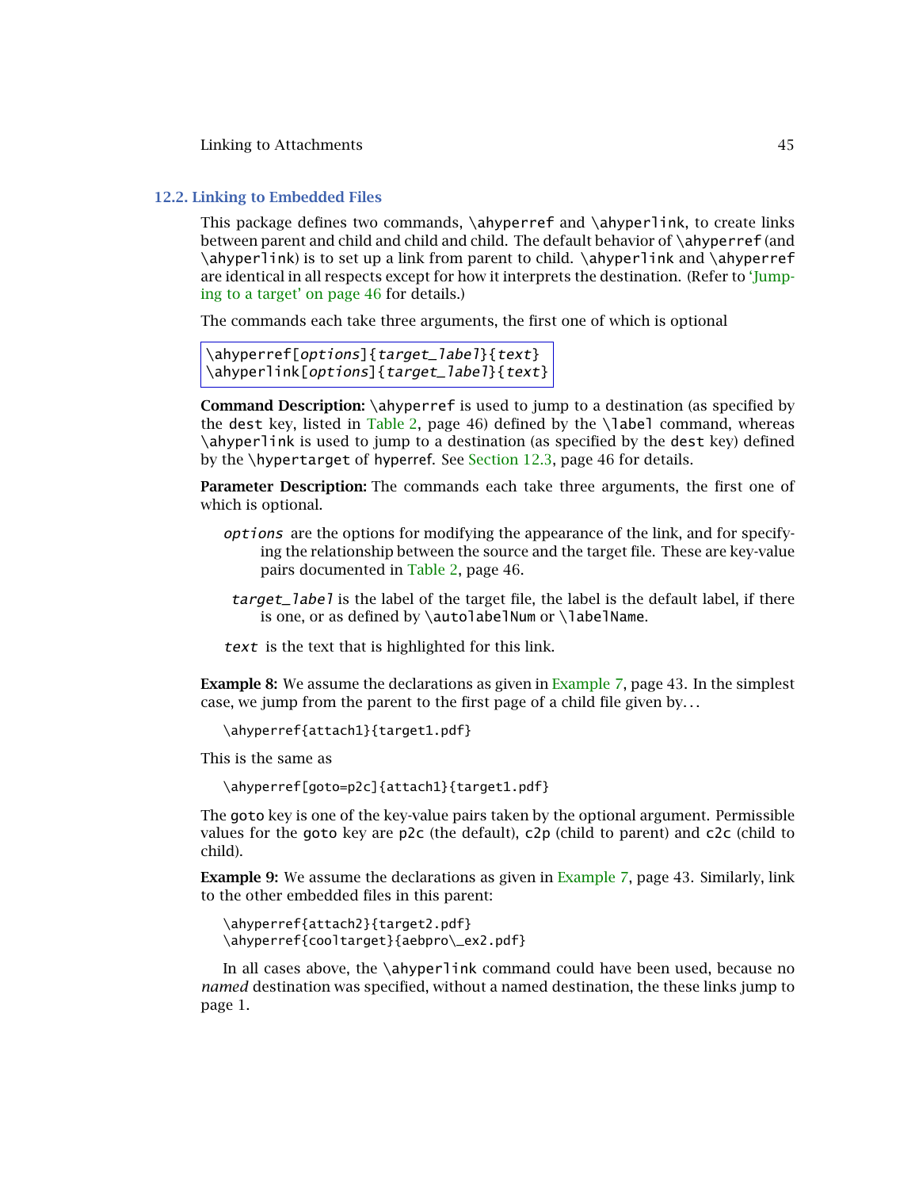## 12.2. Linking to Embedded Files

This package defines two commands, `\ahyperref` and `\ahyperlink`, to create links between parent and child and child and child. The default behavior of `\ahyperref` (and `\ahyperlink`) is to set up a link from parent to child. `\ahyperlink` and `\ahyperref` are identical in all respects except for how it interprets the destination. (Refer to 'Jumping to a target' on page 46 for details.)

The commands each take three arguments, the first one of which is optional

```
\ahyperref[options]{target_label}{text}
\ahyperlink[options]{target_label}{text}
```

**Command Description:** `\ahyperref` is used to jump to a destination (as specified by the `dest` key, listed in Table 2, page 46) defined by the `\label` command, whereas `\ahyperlink` is used to jump to a destination (as specified by the `dest` key) defined by the `\hypertarget` of hyperref. See Section 12.3, page 46 for details.

**Parameter Description:** The commands each take three arguments, the first one of which is optional.

*options* are the options for modifying the appearance of the link, and for specifying the relationship between the source and the target file. These are key-value pairs documented in Table 2, page 46.

*target_label* is the label of the target file, the label is the default label, if there is one, or as defined by `\autolabelNum` or `\labelName`.

*text* is the text that is highlighted for this link.

**Example 8:** We assume the declarations as given in Example 7, page 43. In the simplest case, we jump from the parent to the first page of a child file given by...

```
\ahyperref{attach1}{target1.pdf}
```

This is the same as

```
\ahyperref[goto=p2c]{attach1}{target1.pdf}
```

The `goto` key is one of the key-value pairs taken by the optional argument. Permissible values for the `goto` key are `p2c` (the default), `c2p` (child to parent) and `c2c` (child to child).

**Example 9:** We assume the declarations as given in Example 7, page 43. Similarly, link to the other embedded files in this parent:

```
\ahyperref{attach2}{target2.pdf}
\ahyperref{cooltarget}{aebpro\_ex2.pdf}
```

In all cases above, the `\ahyperlink` command could have been used, because no *named* destination was specified, without a named destination, the these links jump to page 1.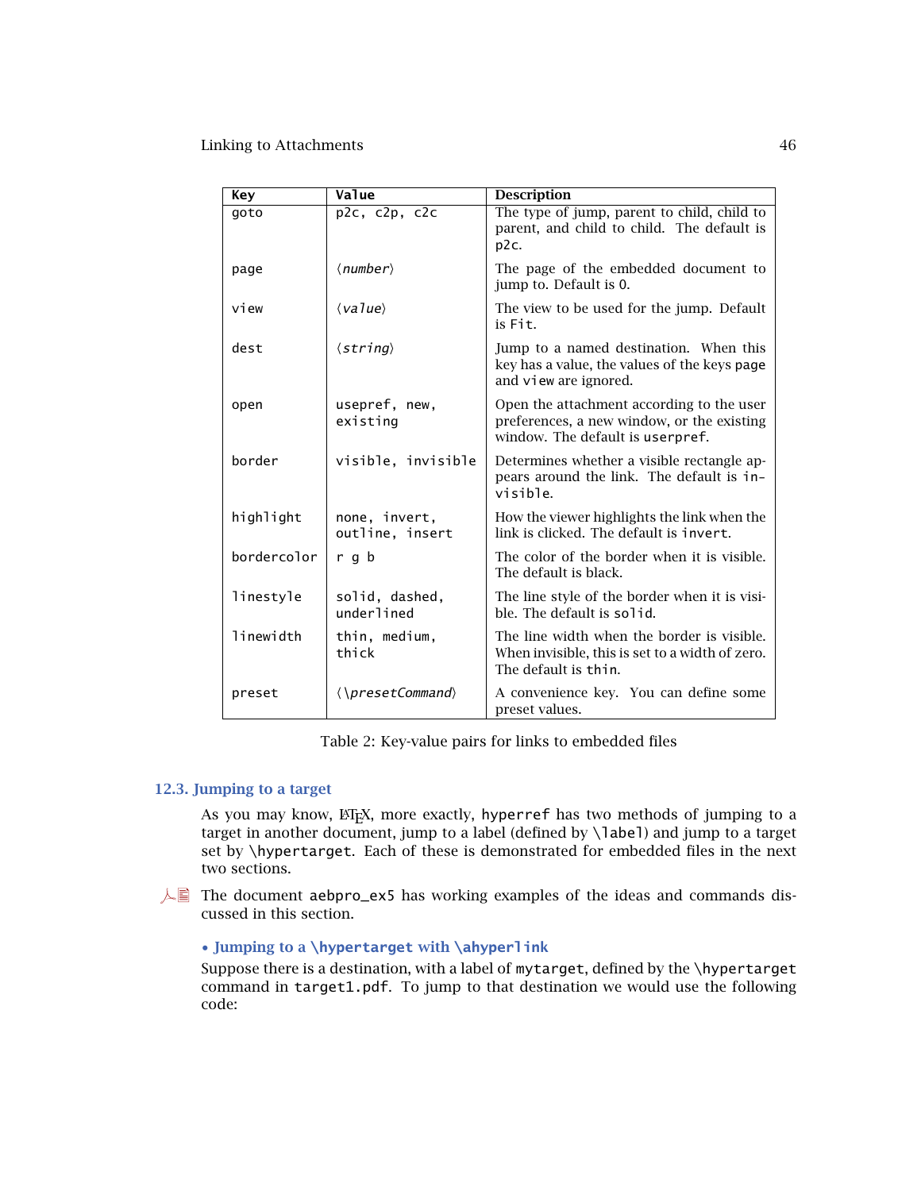| Key | Value | Description |
|---|---|---|
| goto | p2c, c2p, c2c | The type of jump, parent to child, child to parent, and child to child. The default is p2c. |
| page | ⟨*number*⟩ | The page of the embedded document to jump to. Default is 0. |
| view | ⟨*value*⟩ | The view to be used for the jump. Default is Fit. |
| dest | ⟨*string*⟩ | Jump to a named destination. When this key has a value, the values of the keys page and view are ignored. |
| open | usepref, new, existing | Open the attachment according to the user preferences, a new window, or the existing window. The default is userpref. |
| border | visible, invisible | Determines whether a visible rectangle appears around the link. The default is invisible. |
| highlight | none, invert, outline, insert | How the viewer highlights the link when the link is clicked. The default is invert. |
| bordercolor | r g b | The color of the border when it is visible. The default is black. |
| linestyle | solid, dashed, underlined | The line style of the border when it is visible. The default is solid. |
| linewidth | thin, medium, thick | The line width when the border is visible. When invisible, this is set to a width of zero. The default is thin. |
| preset | ⟨\presetCommand⟩ | A convenience key. You can define some preset values. |

Table 2: Key-value pairs for links to embedded files

### 12.3. Jumping to a target

As you may know, LaTeX, more exactly, hyperref has two methods of jumping to a target in another document, jump to a label (defined by \label) and jump to a target set by \hypertarget. Each of these is demonstrated for embedded files in the next two sections.

The document aebpro_ex5 has working examples of the ideas and commands discussed in this section.

#### • Jumping to a \hypertarget with \ahyperlink

Suppose there is a destination, with a label of mytarget, defined by the \hypertarget command in target1.pdf. To jump to that destination we would use the following code: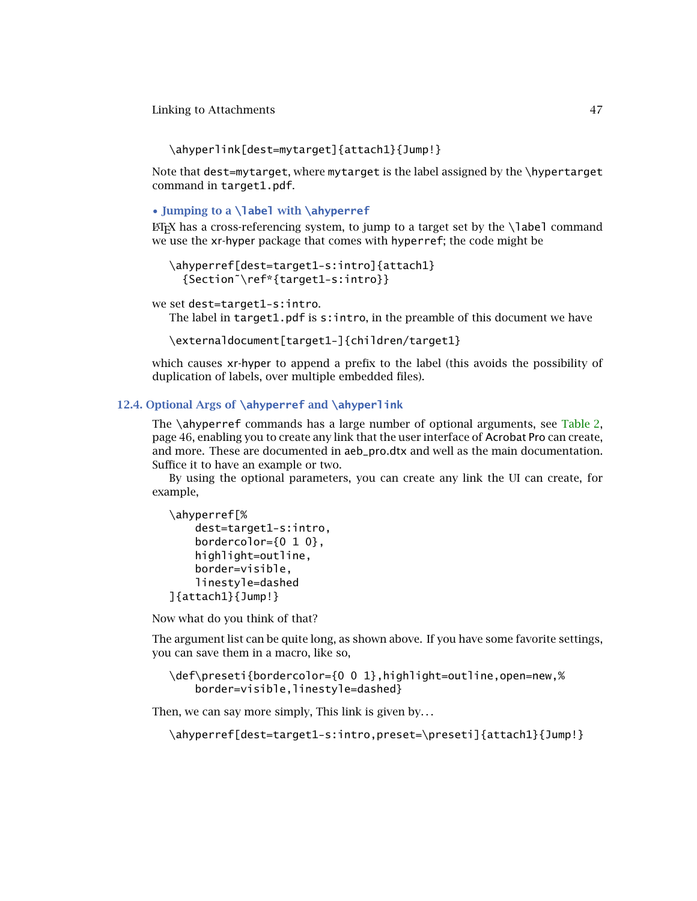```
\ahyperlink[dest=mytarget]{attach1}{Jump!}
```

Note that dest=mytarget, where mytarget is the label assigned by the \hypertarget command in target1.pdf.

**• Jumping to a \label with \ahyperref**

LaTeX has a cross-referencing system, to jump to a target set by the \label command we use the xr-hyper package that comes with hyperref; the code might be

```
\ahyperref[dest=target1-s:intro]{attach1}
  {Section~\ref*{target1-s:intro}}
```

we set dest=target1-s:intro.

The label in target1.pdf is s:intro, in the preamble of this document we have

```
\externaldocument[target1-]{children/target1}
```

which causes xr-hyper to append a prefix to the label (this avoids the possibility of duplication of labels, over multiple embedded files).

## 12.4. Optional Args of \ahyperref and \ahyperlink

The \ahyperref commands has a large number of optional arguments, see Table 2, page 46, enabling you to create any link that the user interface of Acrobat Pro can create, and more. These are documented in aeb_pro.dtx and well as the main documentation. Suffice it to have an example or two.

By using the optional parameters, you can create any link the UI can create, for example,

```
\ahyperref[%
    dest=target1-s:intro,
    bordercolor={0 1 0},
    highlight=outline,
    border=visible,
    linestyle=dashed
]{attach1}{Jump!}
```

Now what do you think of that?

The argument list can be quite long, as shown above. If you have some favorite settings, you can save them in a macro, like so,

```
\def\preseti{bordercolor={0 0 1},highlight=outline,open=new,%
    border=visible,linestyle=dashed}
```

Then, we can say more simply, This link is given by…

```
\ahyperref[dest=target1-s:intro,preset=\preseti]{attach1}{Jump!}
```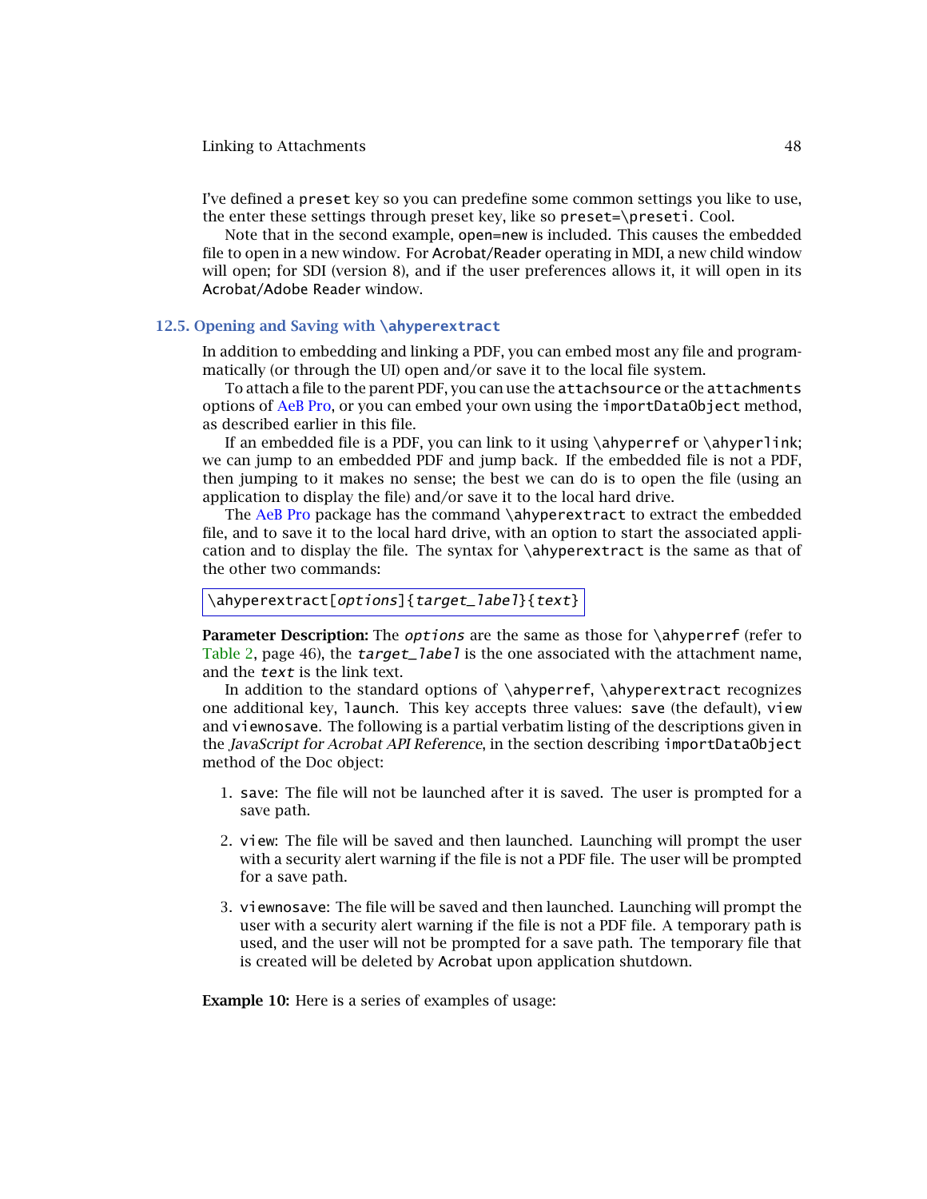I've defined a `preset` key so you can predefine some common settings you like to use, the enter these settings through preset key, like so `preset=\preseti`. Cool.

Note that in the second example, `open=new` is included. This causes the embedded file to open in a new window. For Acrobat/Reader operating in MDI, a new child window will open; for SDI (version 8), and if the user preferences allows it, it will open in its Acrobat/Adobe Reader window.

## 12.5. Opening and Saving with `\ahyperextract`

In addition to embedding and linking a PDF, you can embed most any file and programmatically (or through the UI) open and/or save it to the local file system.

To attach a file to the parent PDF, you can use the `attachsource` or the `attachments` options of AeB Pro, or you can embed your own using the `importDataObject` method, as described earlier in this file.

If an embedded file is a PDF, you can link to it using `\ahyperref` or `\ahyperlink`; we can jump to an embedded PDF and jump back. If the embedded file is not a PDF, then jumping to it makes no sense; the best we can do is to open the file (using an application to display the file) and/or save it to the local hard drive.

The AeB Pro package has the command `\ahyperextract` to extract the embedded file, and to save it to the local hard drive, with an option to start the associated application and to display the file. The syntax for `\ahyperextract` is the same as that of the other two commands:

```
\ahyperextract[options]{target_label}{text}
```

**Parameter Description:** The *`options`* are the same as those for `\ahyperref` (refer to Table 2, page 46), the *`target_label`* is the one associated with the attachment name, and the *`text`* is the link text.

In addition to the standard options of `\ahyperref`, `\ahyperextract` recognizes one additional key, `launch`. This key accepts three values: `save` (the default), `view` and `viewnosave`. The following is a partial verbatim listing of the descriptions given in the *JavaScript for Acrobat API Reference*, in the section describing `importDataObject` method of the Doc object:

1. `save`: The file will not be launched after it is saved. The user is prompted for a save path.
2. `view`: The file will be saved and then launched. Launching will prompt the user with a security alert warning if the file is not a PDF file. The user will be prompted for a save path.
3. `viewnosave`: The file will be saved and then launched. Launching will prompt the user with a security alert warning if the file is not a PDF file. A temporary path is used, and the user will not be prompted for a save path. The temporary file that is created will be deleted by Acrobat upon application shutdown.

**Example 10:** Here is a series of examples of usage: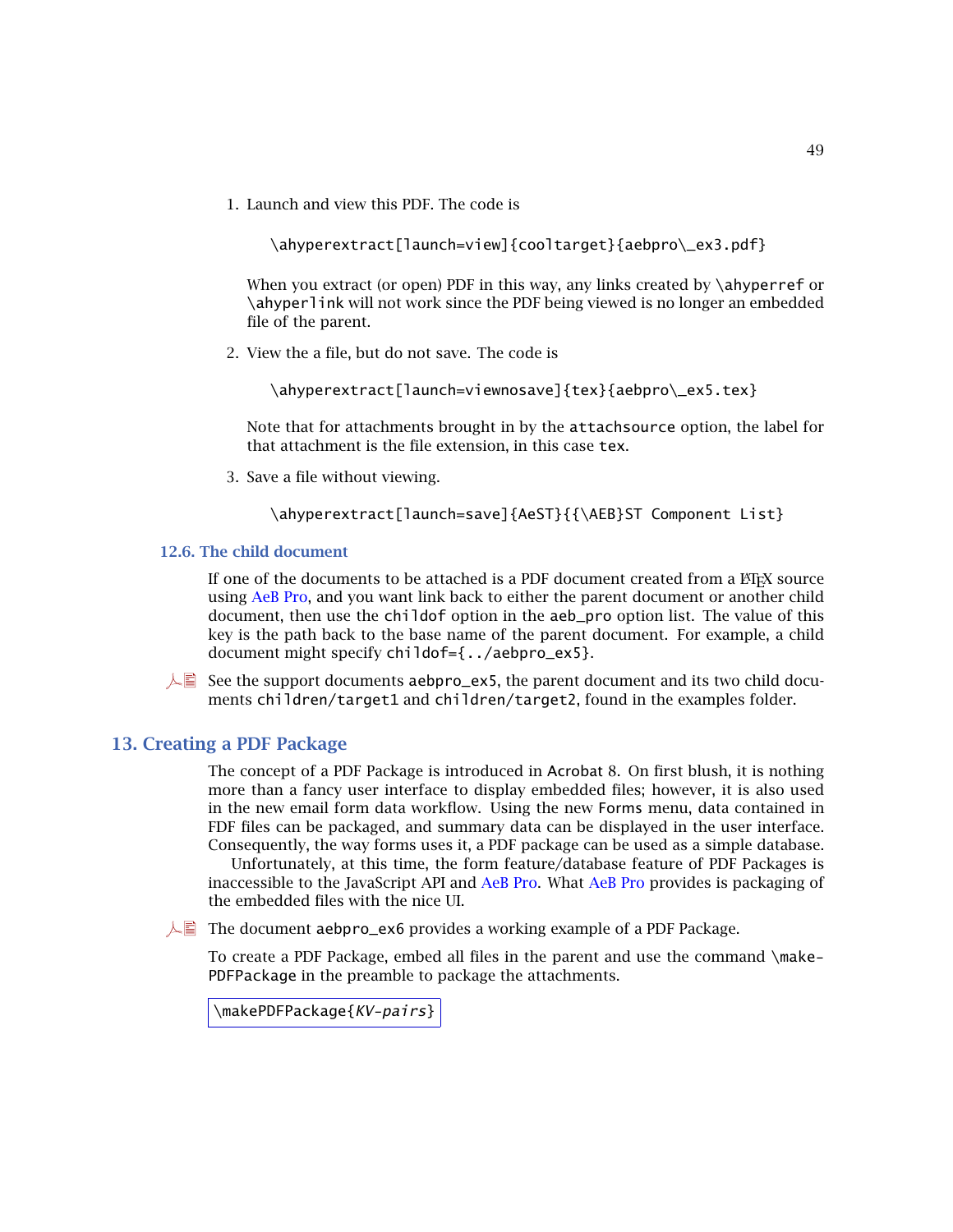1. Launch and view this PDF. The code is

   ```
   \ahyperextract[launch=view]{cooltarget}{aebpro\_ex3.pdf}
   ```

   When you extract (or open) PDF in this way, any links created by `\ahyperref` or `\ahyperlink` will not work since the PDF being viewed is no longer an embedded file of the parent.

2. View the a file, but do not save. The code is

   ```
   \ahyperextract[launch=viewnosave]{tex}{aebpro\_ex5.tex}
   ```

   Note that for attachments brought in by the `attachsource` option, the label for that attachment is the file extension, in this case `tex`.

3. Save a file without viewing.

   ```
   \ahyperextract[launch=save]{AeST}{{\AEB}ST Component List}
   ```

### 12.6. The child document

If one of the documents to be attached is a PDF document created from a LaTeX source using AeB Pro, and you want link back to either the parent document or another child document, then use the `childof` option in the `aeb_pro` option list. The value of this key is the path back to the base name of the parent document. For example, a child document might specify `childof={../aebpro_ex5}`.

See the support documents `aebpro_ex5`, the parent document and its two child documents `children/target1` and `children/target2`, found in the examples folder.

## 13. Creating a PDF Package

The concept of a PDF Package is introduced in Acrobat 8. On first blush, it is nothing more than a fancy user interface to display embedded files; however, it is also used in the new email form data workflow. Using the new Forms menu, data contained in FDF files can be packaged, and summary data can be displayed in the user interface. Consequently, the way forms uses it, a PDF package can be used as a simple database.

Unfortunately, at this time, the form feature/database feature of PDF Packages is inaccessible to the JavaScript API and AeB Pro. What AeB Pro provides is packaging of the embedded files with the nice UI.

The document `aebpro_ex6` provides a working example of a PDF Package.

To create a PDF Package, embed all files in the parent and use the command `\makePDFPackage` in the preamble to package the attachments.

```
\makePDFPackage{KV-pairs}
```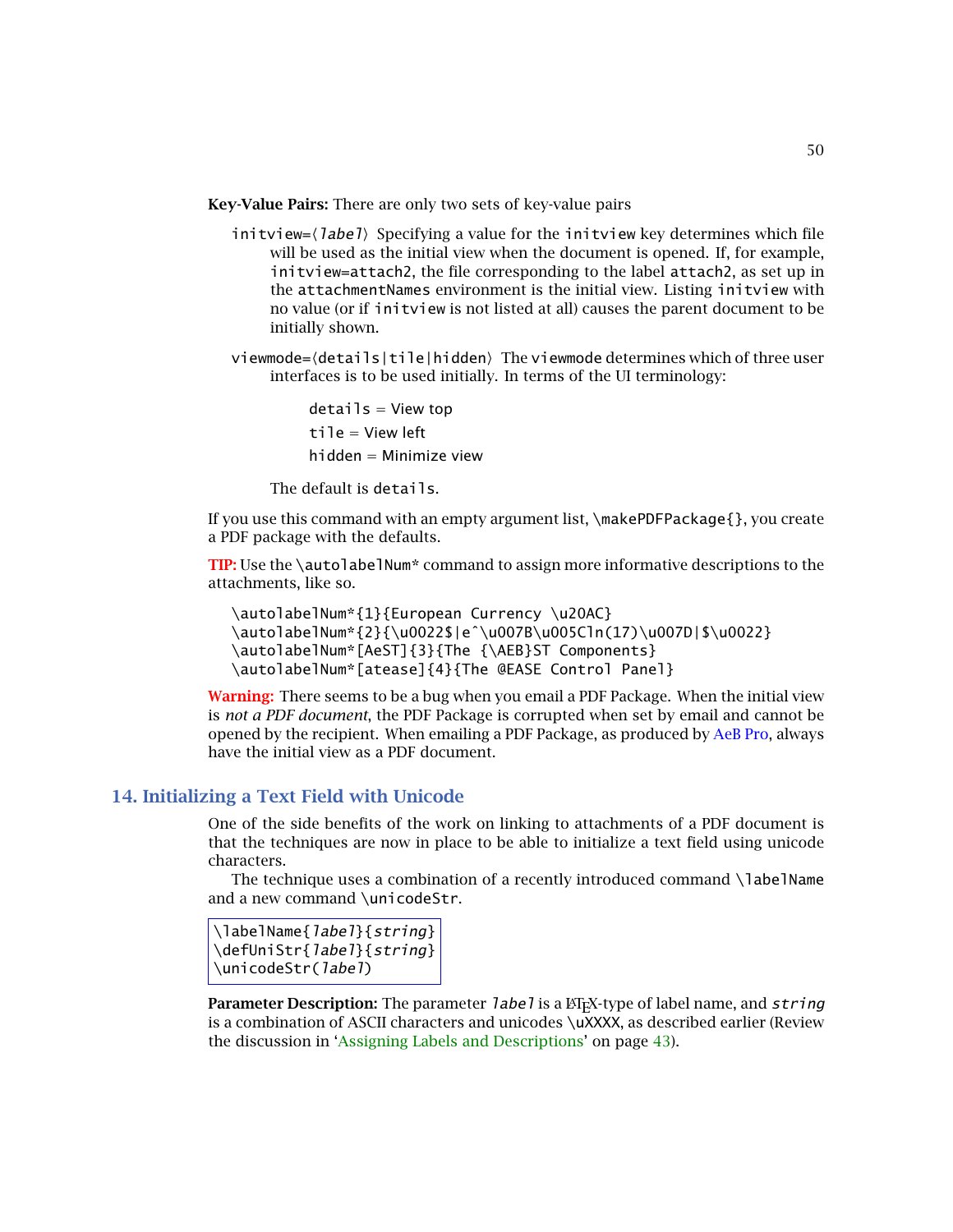**Key-Value Pairs:** There are only two sets of key-value pairs

`initview=⟨label⟩` Specifying a value for the `initview` key determines which file will be used as the initial view when the document is opened. If, for example, `initview=attach2`, the file corresponding to the label `attach2`, as set up in the `attachmentNames` environment is the initial view. Listing `initview` with no value (or if `initview` is not listed at all) causes the parent document to be initially shown.

`viewmode=⟨details|tile|hidden⟩` The `viewmode` determines which of three user interfaces is to be used initially. In terms of the UI terminology:

> `details` = View top
>
> `tile` = View left
>
> `hidden` = Minimize view

The default is `details`.

If you use this command with an empty argument list, `\makePDFPackage{}`, you create a PDF package with the defaults.

**TIP:** Use the `\autolabelNum*` command to assign more informative descriptions to the attachments, like so.

```
\autolabelNum*{1}{European Currency \u20AC}
\autolabelNum*{2}{\u0022$|e^\u007B\u005Cln(17)\u007D|$\u0022}
\autolabelNum*[AeST]{3}{The {\AEB}ST Components}
\autolabelNum*[atease]{4}{The @EASE Control Panel}
```

**Warning:** There seems to be a bug when you email a PDF Package. When the initial view is *not a PDF document*, the PDF Package is corrupted when set by email and cannot be opened by the recipient. When emailing a PDF Package, as produced by AeB Pro, always have the initial view as a PDF document.

## 14. Initializing a Text Field with Unicode

One of the side benefits of the work on linking to attachments of a PDF document is that the techniques are now in place to be able to initialize a text field using unicode characters.

The technique uses a combination of a recently introduced command `\labelName` and a new command `\unicodeStr`.

```
\labelName{label}{string}
\defUniStr{label}{string}
\unicodeStr(label)
```

**Parameter Description:** The parameter `label` is a LaTeX-type of label name, and `string` is a combination of ASCII characters and unicodes `\uXXXX`, as described earlier (Review the discussion in 'Assigning Labels and Descriptions' on page 43).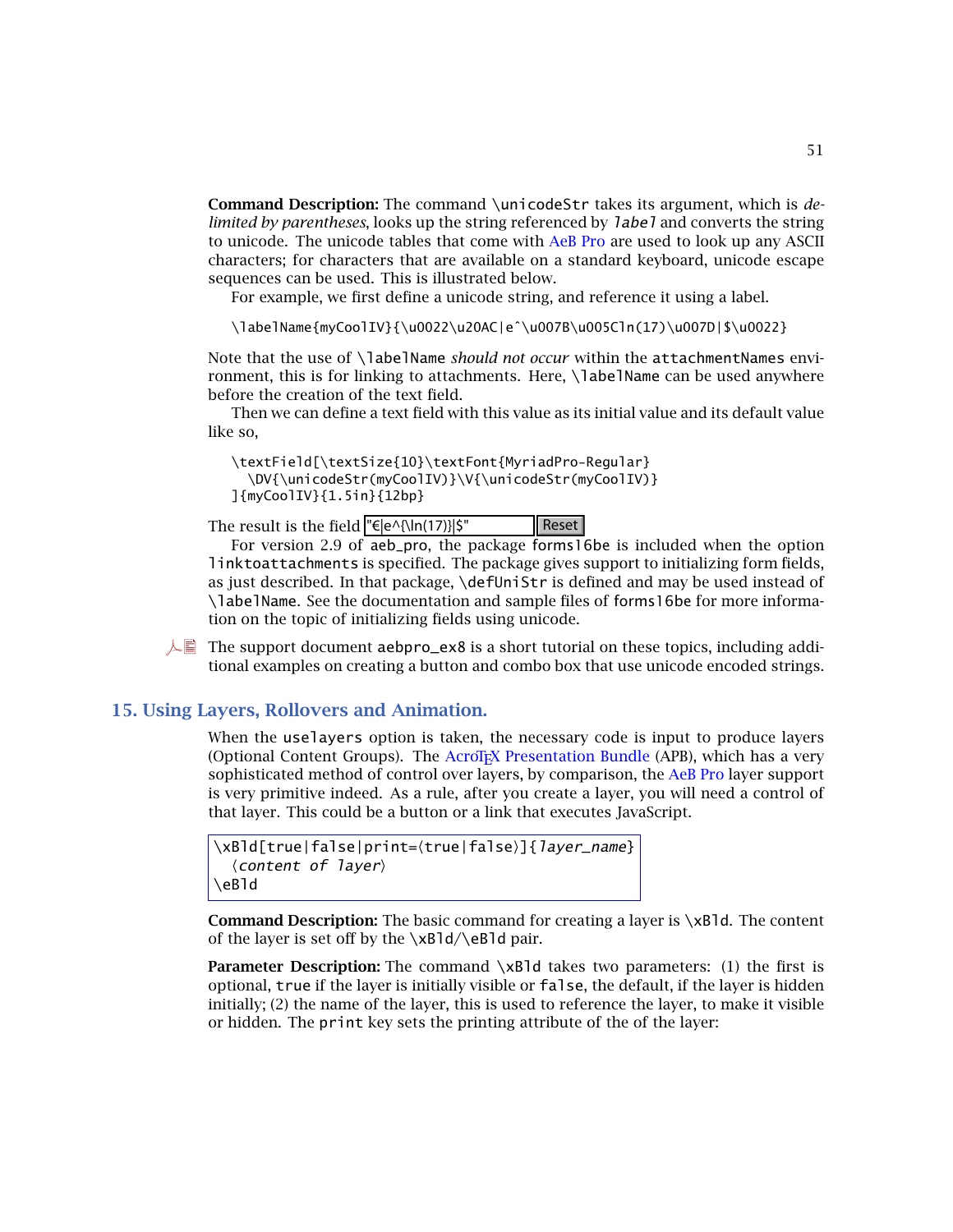**Command Description:** The command `\unicodeStr` takes its argument, which is *delimited by parentheses*, looks up the string referenced by *label* and converts the string to unicode. The unicode tables that come with AeB Pro are used to look up any ASCII characters; for characters that are available on a standard keyboard, unicode escape sequences can be used. This is illustrated below.

For example, we first define a unicode string, and reference it using a label.

```
\labelName{myCoolIV}{\u0022\u20AC|e^\u007B\u005Cln(17)\u007D|$\u0022}
```

Note that the use of `\labelName` *should not occur* within the `attachmentNames` environment, this is for linking to attachments. Here, `\labelName` can be used anywhere before the creation of the text field.

Then we can define a text field with this value as its initial value and its default value like so,

```
\textField[\textSize{10}\textFont{MyriadPro-Regular}
  \DV{\unicodeStr(myCoolIV)}\V{\unicodeStr(myCoolIV)}
]{myCoolIV}{1.5in}{12bp}
```

The result is the field "€|e^{\ln(17)}|$" Reset

For version 2.9 of `aeb_pro`, the package `forms16be` is included when the option `linktoattachments` is specified. The package gives support to initializing form fields, as just described. In that package, `\defUniStr` is defined and may be used instead of `\labelName`. See the documentation and sample files of `forms16be` for more information on the topic of initializing fields using unicode.

The support document `aebpro_ex8` is a short tutorial on these topics, including additional examples on creating a button and combo box that use unicode encoded strings.

## 15. Using Layers, Rollovers and Animation.

When the `uselayers` option is taken, the necessary code is input to produce layers (Optional Content Groups). The AcroTEX Presentation Bundle (APB), which has a very sophisticated method of control over layers, by comparison, the AeB Pro layer support is very primitive indeed. As a rule, after you create a layer, you will need a control of that layer. This could be a button or a link that executes JavaScript.

```
\xBld[true|false|print=⟨true|false⟩]{layer_name}
  ⟨content of layer⟩
\eBld
```

**Command Description:** The basic command for creating a layer is `\xBld`. The content of the layer is set off by the `\xBld`/`\eBld` pair.

**Parameter Description:** The command `\xBld` takes two parameters: (1) the first is optional, `true` if the layer is initially visible or `false`, the default, if the layer is hidden initially; (2) the name of the layer, this is used to reference the layer, to make it visible or hidden. The `print` key sets the printing attribute of the of the layer: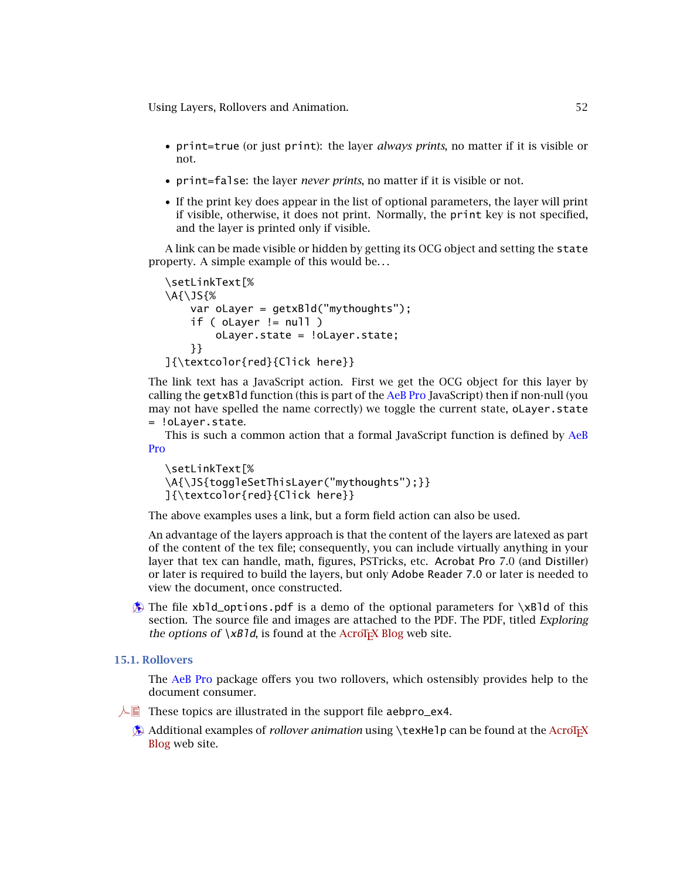- `print=true` (or just `print`): the layer *always prints*, no matter if it is visible or not.
- `print=false`: the layer *never prints*, no matter if it is visible or not.
- If the print key does appear in the list of optional parameters, the layer will print if visible, otherwise, it does not print. Normally, the `print` key is not specified, and the layer is printed only if visible.

A link can be made visible or hidden by getting its OCG object and setting the `state` property. A simple example of this would be...

```
\setLinkText[%
\A{\JS{%
    var oLayer = getxBld("mythoughts");
    if ( oLayer != null )
        oLayer.state = !oLayer.state;
    }}
]{\textcolor{red}{Click here}}
```

The link text has a JavaScript action. First we get the OCG object for this layer by calling the `getxBld` function (this is part of the AeB Pro JavaScript) then if non-null (you may not have spelled the name correctly) we toggle the current state, `oLayer.state = !oLayer.state`.

This is such a common action that a formal JavaScript function is defined by AeB Pro

```
\setLinkText[%
\A{\JS{toggleSetThisLayer("mythoughts");}}
]{\textcolor{red}{Click here}}
```

The above examples uses a link, but a form field action can also be used.

An advantage of the layers approach is that the content of the layers are latexed as part of the content of the tex file; consequently, you can include virtually anything in your layer that tex can handle, math, figures, PSTricks, etc. Acrobat Pro 7.0 (and Distiller) or later is required to build the layers, but only Adobe Reader 7.0 or later is needed to view the document, once constructed.

The file `xbld_options.pdf` is a demo of the optional parameters for `\xBld` of this section. The source file and images are attached to the PDF. The PDF, titled *Exploring the options of* `\xBld`, is found at the AcroTEX Blog web site.

## 15.1. Rollovers

The AeB Pro package offers you two rollovers, which ostensibly provides help to the document consumer.

These topics are illustrated in the support file `aebpro_ex4`.

Additional examples of *rollover animation* using `\texHelp` can be found at the AcroTEX Blog web site.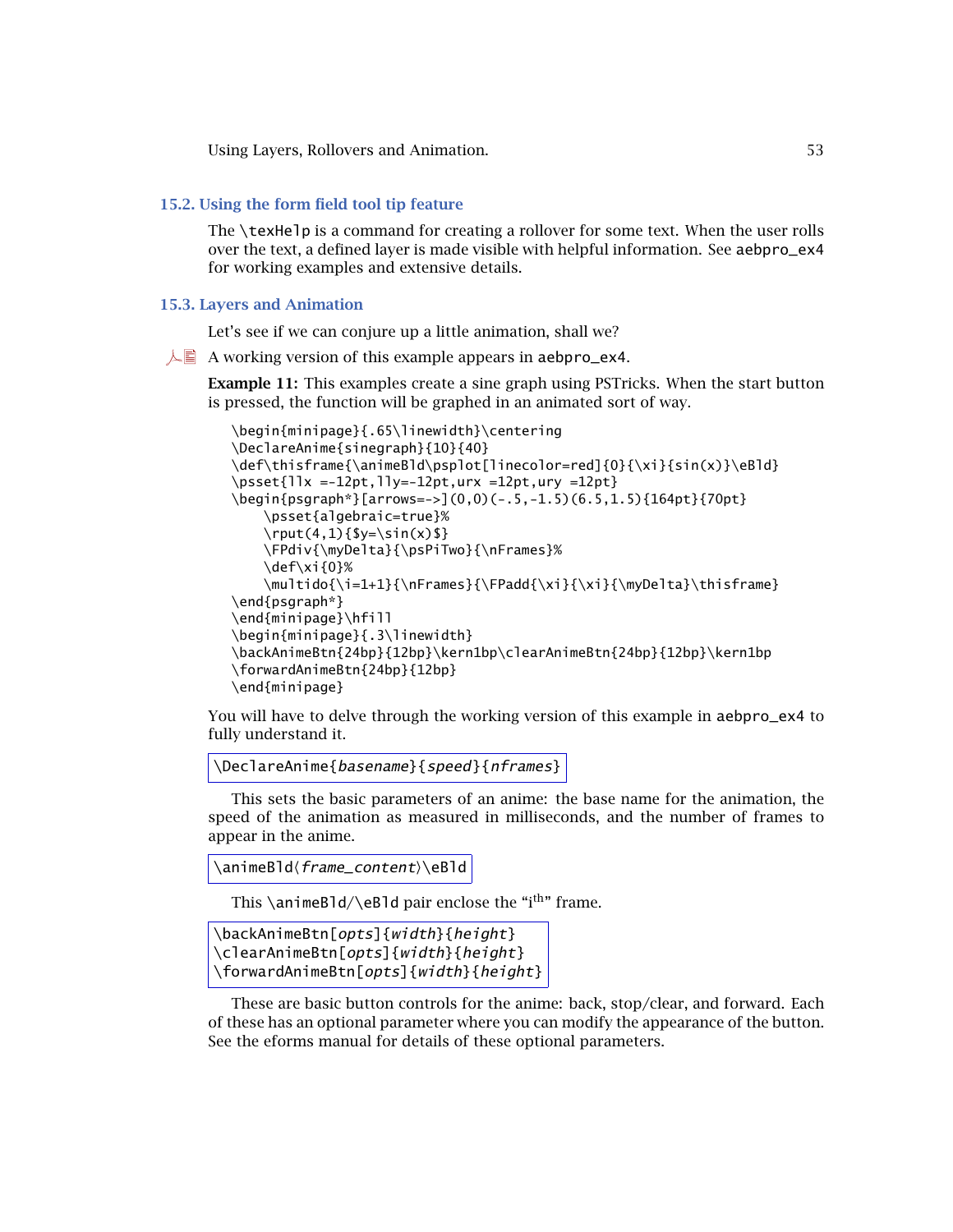## 15.2. Using the form field tool tip feature

The \texHelp is a command for creating a rollover for some text. When the user rolls over the text, a defined layer is made visible with helpful information. See aebpro_ex4 for working examples and extensive details.

## 15.3. Layers and Animation

Let's see if we can conjure up a little animation, shall we?

A working version of this example appears in aebpro_ex4.

**Example 11:** This examples create a sine graph using PSTricks. When the start button is pressed, the function will be graphed in an animated sort of way.

```
\begin{minipage}{.65\linewidth}\centering
\DeclareAnime{sinegraph}{10}{40}
\def\thisframe{\animeBld\psplot[linecolor=red]{0}{\xi}{sin(x)}\eBld}
\psset{llx =-12pt,lly=-12pt,urx =12pt,ury =12pt}
\begin{psgraph*}[arrows=->](0,0)(-.5,-1.5)(6.5,1.5){164pt}{70pt}
    \psset{algebraic=true}%
    \rput(4,1){$y=\sin(x)$}
    \FPdiv{\myDelta}{\psPiTwo}{\nFrames}%
    \def\xi{0}%
    \multido{\i=1+1}{\nFrames}{\FPadd{\xi}{\xi}{\myDelta}\thisframe}
\end{psgraph*}
\end{minipage}\hfill
\begin{minipage}{.3\linewidth}
\backAnimeBtn{24bp}{12bp}\kern1bp\clearAnimeBtn{24bp}{12bp}\kern1bp
\forwardAnimeBtn{24bp}{12bp}
\end{minipage}
```

You will have to delve through the working version of this example in aebpro_ex4 to fully understand it.

```
\DeclareAnime{basename}{speed}{nframes}
```

This sets the basic parameters of an anime: the base name for the animation, the speed of the animation as measured in milliseconds, and the number of frames to appear in the anime.

```
\animeBld⟨frame_content⟩\eBld
```

This \animeBld/\eBld pair enclose the "i^th" frame.

```
\backAnimeBtn[opts]{width}{height}
\clearAnimeBtn[opts]{width}{height}
\forwardAnimeBtn[opts]{width}{height}
```

These are basic button controls for the anime: back, stop/clear, and forward. Each of these has an optional parameter where you can modify the appearance of the button. See the eforms manual for details of these optional parameters.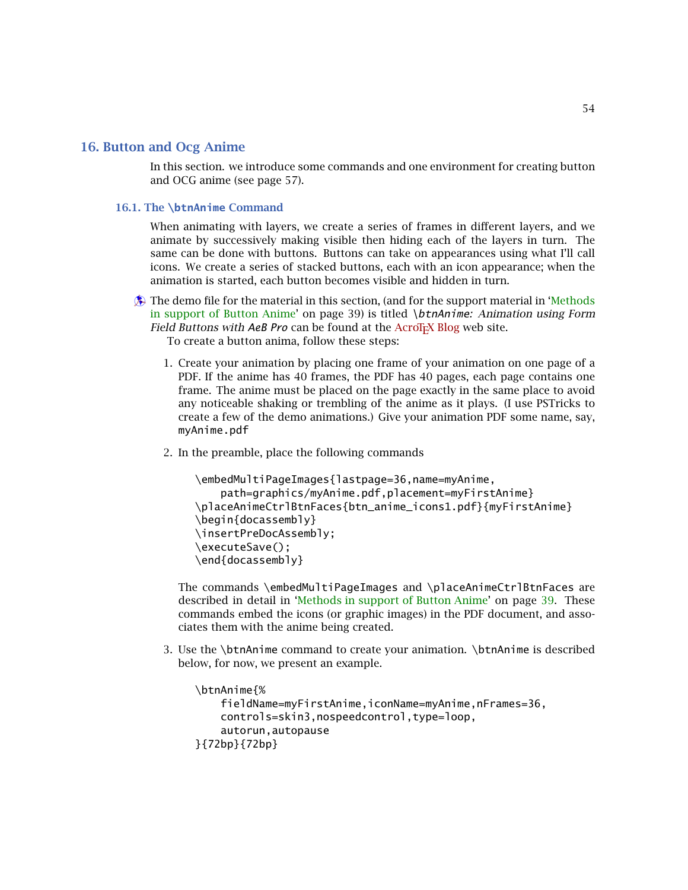## 16. Button and Ocg Anime

In this section. we introduce some commands and one environment for creating button and OCG anime (see page 57).

### 16.1. The `\btnAnime` Command

When animating with layers, we create a series of frames in different layers, and we animate by successively making visible then hiding each of the layers in turn. The same can be done with buttons. Buttons can take on appearances using what I'll call icons. We create a series of stacked buttons, each with an icon appearance; when the animation is started, each button becomes visible and hidden in turn.

The demo file for the material in this section, (and for the support material in 'Methods in support of Button Anime' on page 39) is titled *\btnAnime: Animation using Form Field Buttons with AeB Pro* can be found at the AcroTEX Blog web site.

To create a button anima, follow these steps:

1. Create your animation by placing one frame of your animation on one page of a PDF. If the anime has 40 frames, the PDF has 40 pages, each page contains one frame. The anime must be placed on the page exactly in the same place to avoid any noticeable shaking or trembling of the anime as it plays. (I use PSTricks to create a few of the demo animations.) Give your animation PDF some name, say, `myAnime.pdf`

2. In the preamble, place the following commands

```
\embedMultiPageImages{lastpage=36,name=myAnime,
    path=graphics/myAnime.pdf,placement=myFirstAnime}
\placeAnimeCtrlBtnFaces{btn_anime_icons1.pdf}{myFirstAnime}
\begin{docassembly}
\insertPreDocAssembly;
\executeSave();
\end{docassembly}
```

   The commands `\embedMultiPageImages` and `\placeAnimeCtrlBtnFaces` are described in detail in 'Methods in support of Button Anime' on page 39. These commands embed the icons (or graphic images) in the PDF document, and associates them with the anime being created.

3. Use the `\btnAnime` command to create your animation. `\btnAnime` is described below, for now, we present an example.

```
\btnAnime{%
    fieldName=myFirstAnime,iconName=myAnime,nFrames=36,
    controls=skin3,nospeedcontrol,type=loop,
    autorun,autopause
}{72bp}{72bp}
```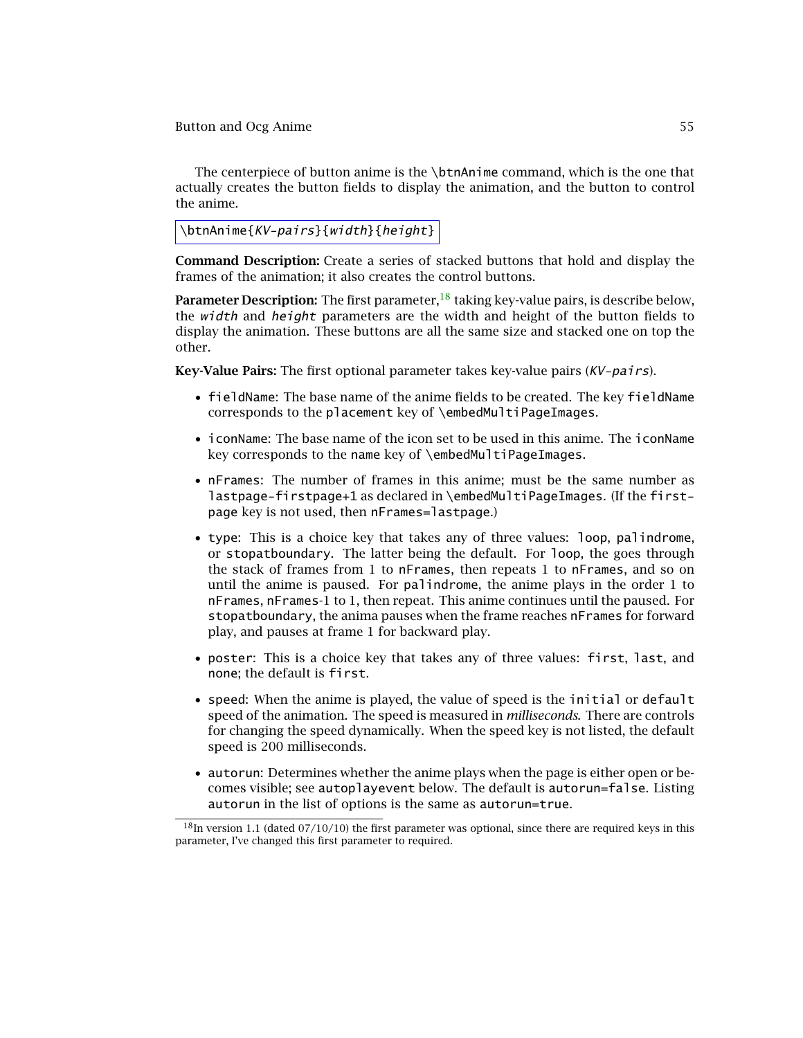The centerpiece of button anime is the `\btnAnime` command, which is the one that actually creates the button fields to display the animation, and the button to control the anime.

```
\btnAnime{KV-pairs}{width}{height}
```

**Command Description:** Create a series of stacked buttons that hold and display the frames of the animation; it also creates the control buttons.

**Parameter Description:** The first parameter,[18] taking key-value pairs, is describe below, the *width* and *height* parameters are the width and height of the button fields to display the animation. These buttons are all the same size and stacked one on top the other.

**Key-Value Pairs:** The first optional parameter takes key-value pairs (*KV-pairs*).

- `fieldName`: The base name of the anime fields to be created. The key `fieldName` corresponds to the `placement` key of `\embedMultiPageImages`.
- `iconName`: The base name of the icon set to be used in this anime. The `iconName` key corresponds to the `name` key of `\embedMultiPageImages`.
- `nFrames`: The number of frames in this anime; must be the same number as `lastpage-firstpage+1` as declared in `\embedMultiPageImages`. (If the `firstpage` key is not used, then `nFrames=lastpage`.)
- `type`: This is a choice key that takes any of three values: `loop`, `palindrome`, or `stopatboundary`. The latter being the default. For `loop`, the goes through the stack of frames from 1 to `nFrames`, then repeats 1 to `nFrames`, and so on until the anime is paused. For `palindrome`, the anime plays in the order 1 to `nFrames`, `nFrames`-1 to 1, then repeat. This anime continues until the paused. For `stopatboundary`, the anima pauses when the frame reaches `nFrames` for forward play, and pauses at frame 1 for backward play.
- `poster`: This is a choice key that takes any of three values: `first`, `last`, and `none`; the default is `first`.
- `speed`: When the anime is played, the value of speed is the `initial` or `default` speed of the animation. The speed is measured in *milliseconds*. There are controls for changing the speed dynamically. When the speed key is not listed, the default speed is 200 milliseconds.
- `autorun`: Determines whether the anime plays when the page is either open or becomes visible; see `autoplayevent` below. The default is `autorun=false`. Listing `autorun` in the list of options is the same as `autorun=true`.

[18] In version 1.1 (dated 07/10/10) the first parameter was optional, since there are required keys in this parameter, I've changed this first parameter to required.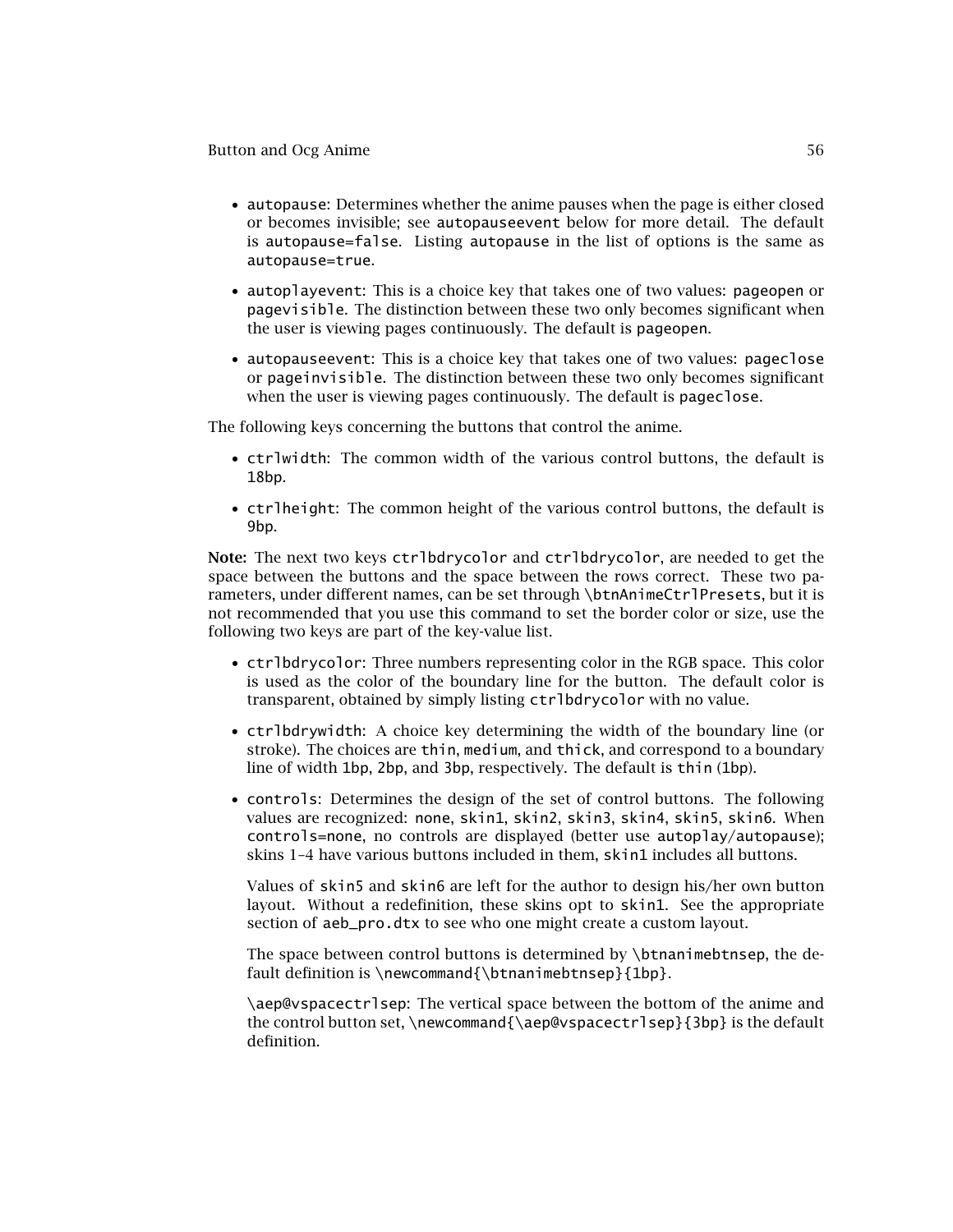- `autopause`: Determines whether the anime pauses when the page is either closed or becomes invisible; see `autopauseevent` below for more detail. The default is `autopause=false`. Listing `autopause` in the list of options is the same as `autopause=true`.

- `autoplayevent`: This is a choice key that takes one of two values: `pageopen` or `pagevisible`. The distinction between these two only becomes significant when the user is viewing pages continuously. The default is `pageopen`.

- `autopauseevent`: This is a choice key that takes one of two values: `pageclose` or `pageinvisible`. The distinction between these two only becomes significant when the user is viewing pages continuously. The default is `pageclose`.

The following keys concerning the buttons that control the anime.

- `ctrlwidth`: The common width of the various control buttons, the default is `18bp`.

- `ctrlheight`: The common height of the various control buttons, the default is `9bp`.

**Note:** The next two keys `ctrlbdrycolor` and `ctrlbdrycolor`, are needed to get the space between the buttons and the space between the rows correct. These two parameters, under different names, can be set through `\btnAnimeCtrlPresets`, but it is not recommended that you use this command to set the border color or size, use the following two keys are part of the key-value list.

- `ctrlbdrycolor`: Three numbers representing color in the RGB space. This color is used as the color of the boundary line for the button. The default color is transparent, obtained by simply listing `ctrlbdrycolor` with no value.

- `ctrlbdrywidth`: A choice key determining the width of the boundary line (or stroke). The choices are `thin`, `medium`, and `thick`, and correspond to a boundary line of width `1bp`, `2bp`, and `3bp`, respectively. The default is `thin` (`1bp`).

- `controls`: Determines the design of the set of control buttons. The following values are recognized: `none`, `skin1`, `skin2`, `skin3`, `skin4`, `skin5`, `skin6`. When `controls=none`, no controls are displayed (better use `autoplay`/`autopause`); skins 1–4 have various buttons included in them, `skin1` includes all buttons.

  Values of `skin5` and `skin6` are left for the author to design his/her own button layout. Without a redefinition, these skins opt to `skin1`. See the appropriate section of `aeb_pro.dtx` to see who one might create a custom layout.

  The space between control buttons is determined by `\btnanimebtnsep`, the default definition is `\newcommand{\btnanimebtnsep}{1bp}`.

  `\aep@vspacectrlsep`: The vertical space between the bottom of the anime and the control button set, `\newcommand{\aep@vspacectrlsep}{3bp}` is the default definition.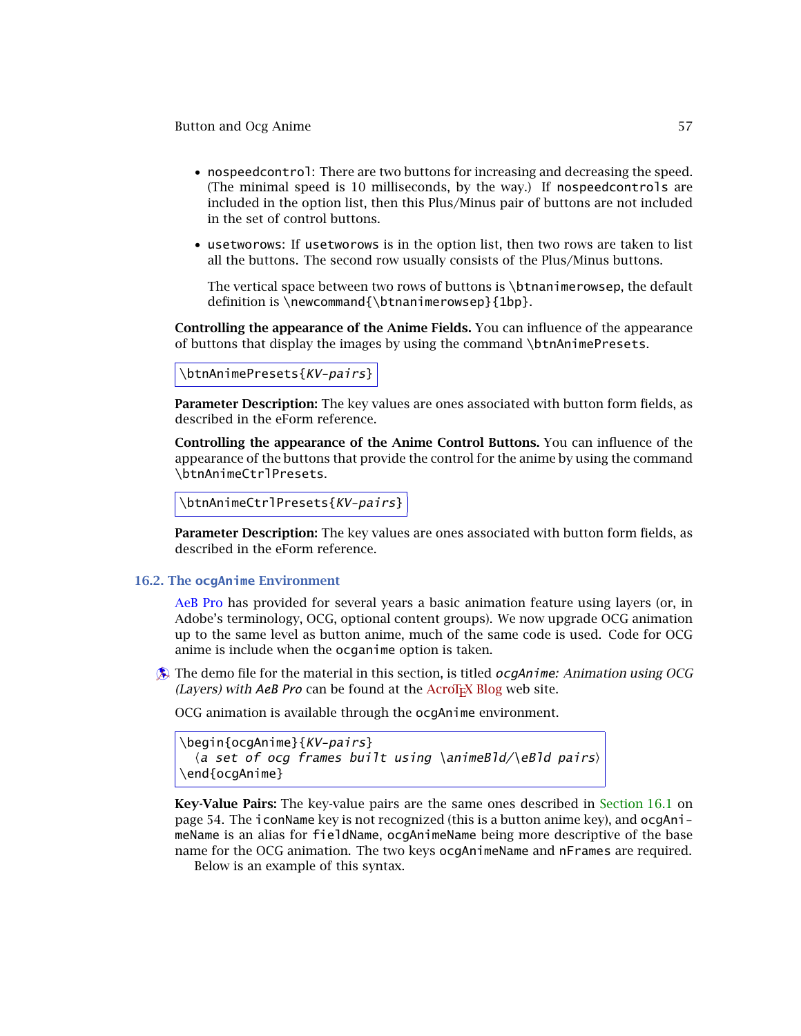- `nospeedcontrol`: There are two buttons for increasing and decreasing the speed. (The minimal speed is 10 milliseconds, by the way.) If `nospeedcontrols` are included in the option list, then this Plus/Minus pair of buttons are not included in the set of control buttons.
- `usetworows`: If `usetworows` is in the option list, then two rows are taken to list all the buttons. The second row usually consists of the Plus/Minus buttons.

  The vertical space between two rows of buttons is `\btnanimerowsep`, the default definition is `\newcommand{\btnanimerowsep}{1bp}`.

**Controlling the appearance of the Anime Fields.** You can influence of the appearance of buttons that display the images by using the command `\btnAnimePresets`.

```
\btnAnimePresets{KV-pairs}
```

**Parameter Description:** The key values are ones associated with button form fields, as described in the eForm reference.

**Controlling the appearance of the Anime Control Buttons.** You can influence of the appearance of the buttons that provide the control for the anime by using the command `\btnAnimeCtrlPresets`.

```
\btnAnimeCtrlPresets{KV-pairs}
```

**Parameter Description:** The key values are ones associated with button form fields, as described in the eForm reference.

## 16.2. The `ocgAnime` Environment

AeB Pro has provided for several years a basic animation feature using layers (or, in Adobe's terminology, OCG, optional content groups). We now upgrade OCG animation up to the same level as button anime, much of the same code is used. Code for OCG anime is include when the `ocganime` option is taken.

The demo file for the material in this section, is titled *ocgAnime: Animation using OCG (Layers) with AeB Pro* can be found at the AcroTEX Blog web site.

OCG animation is available through the `ocgAnime` environment.

```
\begin{ocgAnime}{KV-pairs}
  ⟨a set of ocg frames built using \animeBld/\eBld pairs⟩
\end{ocgAnime}
```

**Key-Value Pairs:** The key-value pairs are the same ones described in Section 16.1 on page 54. The `iconName` key is not recognized (this is a button anime key), and `ocgAnimeName` is an alias for `fieldName`, `ocgAnimeName` being more descriptive of the base name for the OCG animation. The two keys `ocgAnimeName` and `nFrames` are required.

Below is an example of this syntax.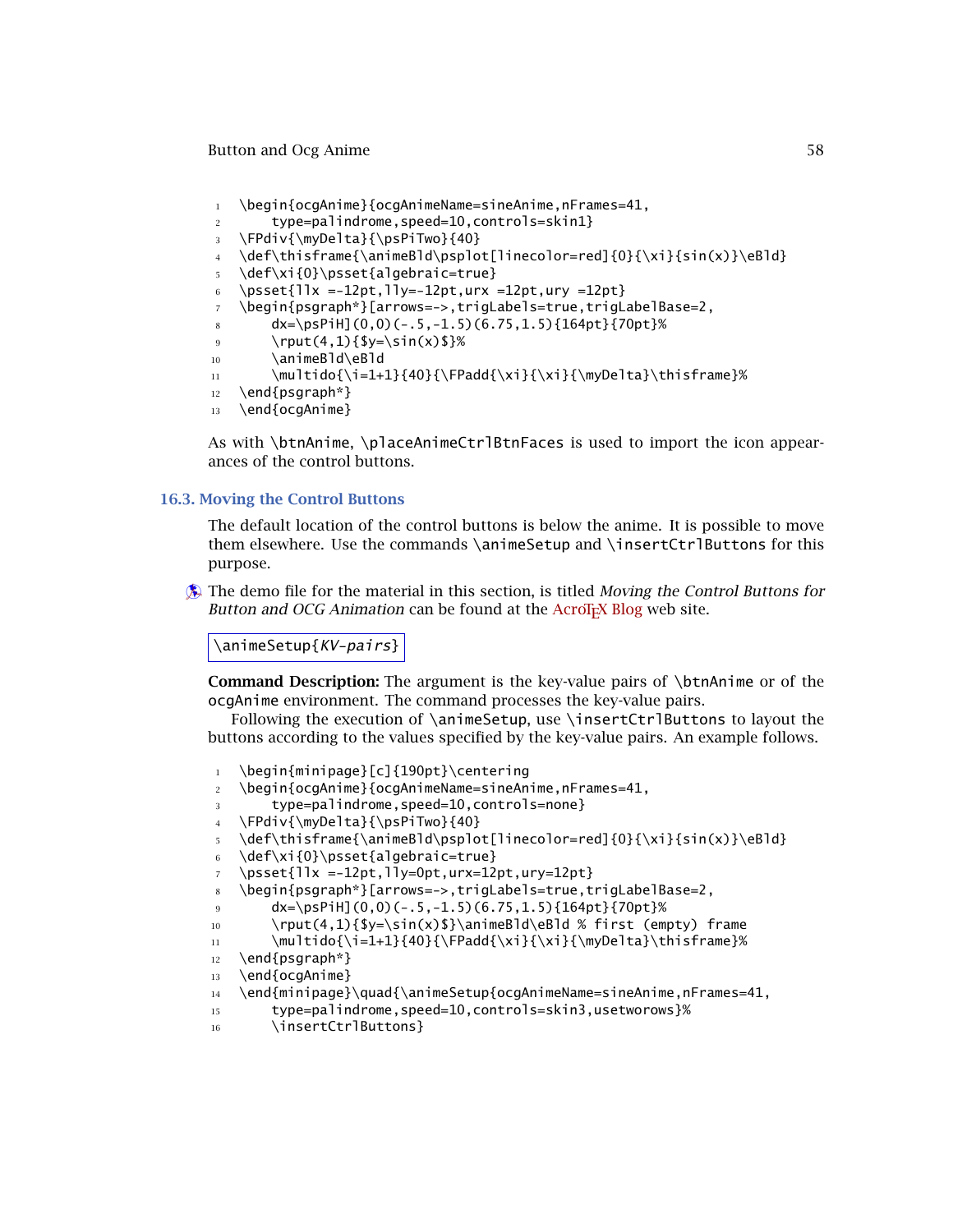```
\begin{ocgAnime}{ocgAnimeName=sineAnime,nFrames=41,
    type=palindrome,speed=10,controls=skin1}
\FPdiv{\myDelta}{\psPiTwo}{40}
\def\thisframe{\animeBld\psplot[linecolor=red]{0}{\xi}{sin(x)}\eBld}
\def\xi{0}\psset{algebraic=true}
\psset{llx =-12pt,lly=-12pt,urx =12pt,ury =12pt}
\begin{psgraph*}[arrows=->,trigLabels=true,trigLabelBase=2,
    dx=\psPiH](0,0)(-.5,-1.5)(6.75,1.5){164pt}{70pt}%
    \rput(4,1){$y=\sin(x)$}%
    \animeBld\eBld
    \multido{\i=1+1}{40}{\FPadd{\xi}{\xi}{\myDelta}\thisframe}%
\end{psgraph*}
\end{ocgAnime}
```

As with `\btnAnime`, `\placeAnimeCtrlBtnFaces` is used to import the icon appearances of the control buttons.

## 16.3. Moving the Control Buttons

The default location of the control buttons is below the anime. It is possible to move them elsewhere. Use the commands `\animeSetup` and `\insertCtrlButtons` for this purpose.

The demo file for the material in this section, is titled *Moving the Control Buttons for Button and OCG Animation* can be found at the AcroTEX Blog web site.

`\animeSetup{`*KV-pairs*`}`

**Command Description:** The argument is the key-value pairs of `\btnAnime` or of the `ocgAnime` environment. The command processes the key-value pairs.

Following the execution of `\animeSetup`, use `\insertCtrlButtons` to layout the buttons according to the values specified by the key-value pairs. An example follows.

```
\begin{minipage}[c]{190pt}\centering
\begin{ocgAnime}{ocgAnimeName=sineAnime,nFrames=41,
    type=palindrome,speed=10,controls=none}
\FPdiv{\myDelta}{\psPiTwo}{40}
\def\thisframe{\animeBld\psplot[linecolor=red]{0}{\xi}{sin(x)}\eBld}
\def\xi{0}\psset{algebraic=true}
\psset{llx =-12pt,lly=0pt,urx=12pt,ury=12pt}
\begin{psgraph*}[arrows=->,trigLabels=true,trigLabelBase=2,
    dx=\psPiH](0,0)(-.5,-1.5)(6.75,1.5){164pt}{70pt}%
    \rput(4,1){$y=\sin(x)$}\animeBld\eBld % first (empty) frame
    \multido{\i=1+1}{40}{\FPadd{\xi}{\xi}{\myDelta}\thisframe}%
\end{psgraph*}
\end{ocgAnime}
\end{minipage}\quad{\animeSetup{ocgAnimeName=sineAnime,nFrames=41,
    type=palindrome,speed=10,controls=skin3,usetworows}%
    \insertCtrlButtons}
```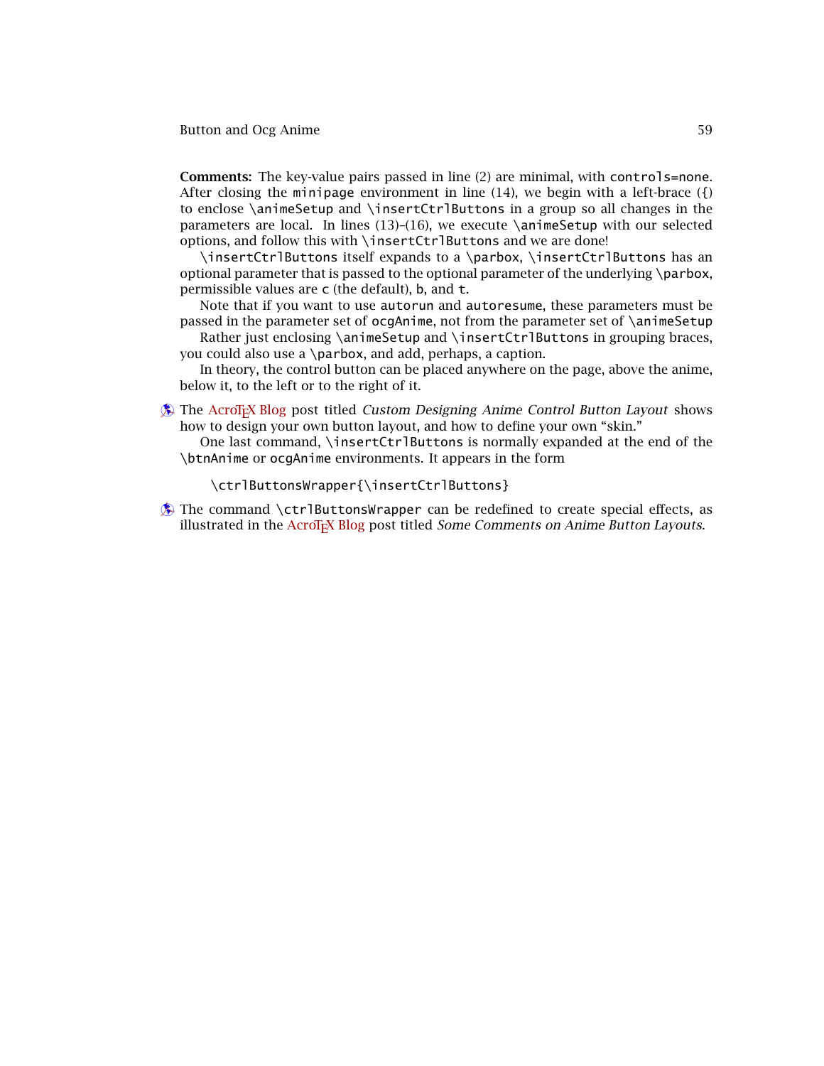**Comments:** The key-value pairs passed in line (2) are minimal, with `controls=none`. After closing the `minipage` environment in line (14), we begin with a left-brace ({) to enclose `\animeSetup` and `\insertCtrlButtons` in a group so all changes in the parameters are local. In lines (13)–(16), we execute `\animeSetup` with our selected options, and follow this with `\insertCtrlButtons` and we are done!

`\insertCtrlButtons` itself expands to a `\parbox`, `\insertCtrlButtons` has an optional parameter that is passed to the optional parameter of the underlying `\parbox`, permissible values are `c` (the default), `b`, and `t`.

Note that if you want to use `autorun` and `autoresume`, these parameters must be passed in the parameter set of `ocgAnime`, not from the parameter set of `\animeSetup`

Rather just enclosing `\animeSetup` and `\insertCtrlButtons` in grouping braces, you could also use a `\parbox`, and add, perhaps, a caption.

In theory, the control button can be placed anywhere on the page, above the anime, below it, to the left or to the right of it.

The AcroTEX Blog post titled *Custom Designing Anime Control Button Layout* shows how to design your own button layout, and how to define your own "skin."

One last command, `\insertCtrlButtons` is normally expanded at the end of the `\btnAnime` or `ocgAnime` environments. It appears in the form

```
\ctrlButtonsWrapper{\insertCtrlButtons}
```

The command `\ctrlButtonsWrapper` can be redefined to create special effects, as illustrated in the AcroTEX Blog post titled *Some Comments on Anime Button Layouts*.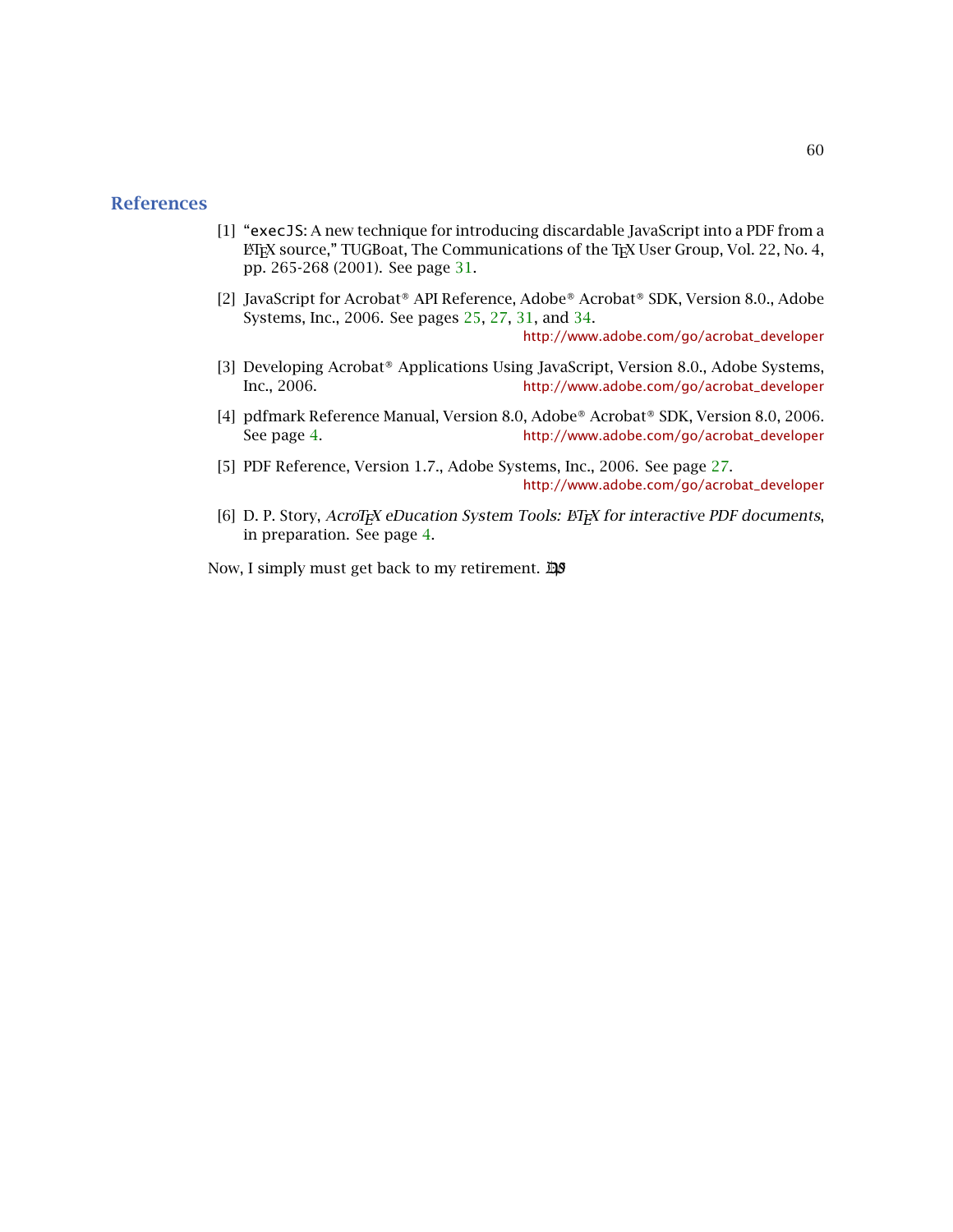## References

[1] "`execJS`: A new technique for introducing discardable JavaScript into a PDF from a LaTeX source," TUGBoat, The Communications of the TeX User Group, Vol. 22, No. 4, pp. 265-268 (2001). See page 31.

[2] JavaScript for Acrobat® API Reference, Adobe® Acrobat® SDK, Version 8.0., Adobe Systems, Inc., 2006. See pages 25, 27, 31, and 34.
http://www.adobe.com/go/acrobat_developer

[3] Developing Acrobat® Applications Using JavaScript, Version 8.0., Adobe Systems, Inc., 2006. http://www.adobe.com/go/acrobat_developer

[4] pdfmark Reference Manual, Version 8.0, Adobe® Acrobat® SDK, Version 8.0, 2006. See page 4. http://www.adobe.com/go/acrobat_developer

[5] PDF Reference, Version 1.7., Adobe Systems, Inc., 2006. See page 27.
http://www.adobe.com/go/acrobat_developer

[6] D. P. Story, *AcroTeX eDucation System Tools: LaTeX for interactive PDF documents*, in preparation. See page 4.

Now, I simply must get back to my retirement. DS